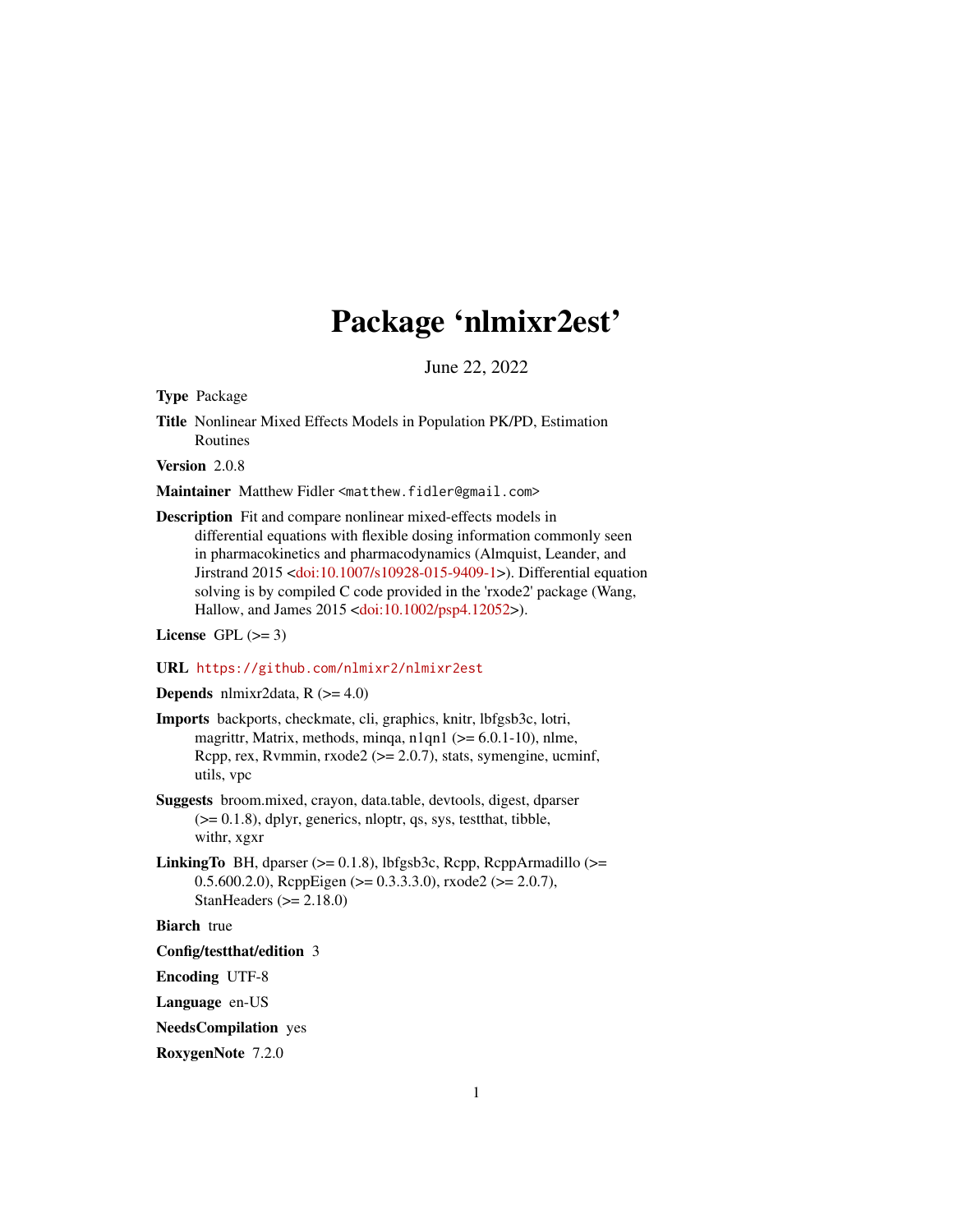# Package 'nlmixr2est'

June 22, 2022

**Type** Package

**Title** Nonlinear Mixed Effects Models in Population PK/PD, Estimation Routines

**Version** 2.0.8

**Maintainer** Matthew Fidler <matthew.fidler@gmail.com>

**Description** Fit and compare nonlinear mixed-effects models in differential equations with flexible dosing information commonly seen in pharmacokinetics and pharmacodynamics (Almquist, Leander, and Jirstrand 2015 <doi:10.1007/s10928-015-9409-1>). Differential equation solving is by compiled C code provided in the 'rxode2' package (Wang, Hallow, and James 2015 <doi:10.1002/psp4.12052>).

**License** GPL (>= 3)

**URL** https://github.com/nlmixr2/nlmixr2est

**Depends** nlmixr2data, R (>= 4.0)

**Imports** backports, checkmate, cli, graphics, knitr, lbfgsb3c, lotri, magrittr, Matrix, methods, minqa, n1qn1 (>= 6.0.1-10), nlme, Rcpp, rex, Rvmmin, rxode2 (>= 2.0.7), stats, symengine, ucminf, utils, vpc

**Suggests** broom.mixed, crayon, data.table, devtools, digest, dparser (>= 0.1.8), dplyr, generics, nloptr, qs, sys, testthat, tibble, withr, xgxr

**LinkingTo** BH, dparser (>= 0.1.8), lbfgsb3c, Rcpp, RcppArmadillo (>= 0.5.600.2.0), RcppEigen (>= 0.3.3.3.0), rxode2 (>= 2.0.7), StanHeaders (>= 2.18.0)

**Biarch** true

**Config/testthat/edition** 3

**Encoding** UTF-8

**Language** en-US

**NeedsCompilation** yes

**RoxygenNote** 7.2.0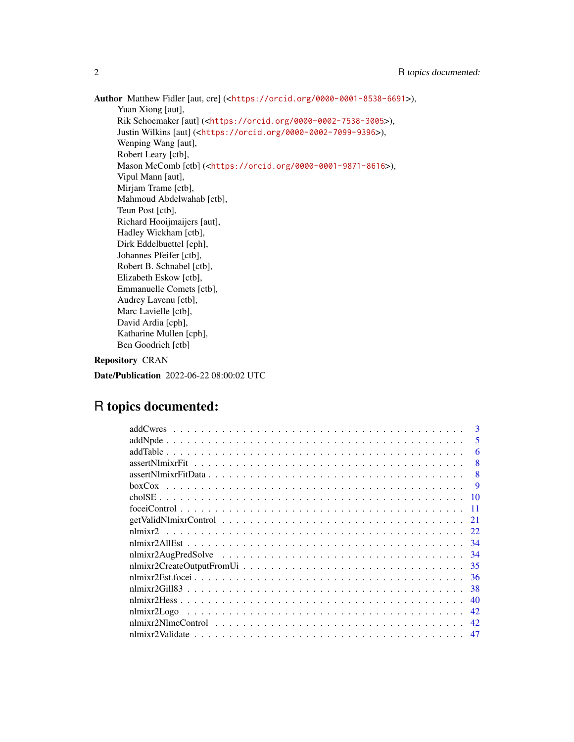**Author** Matthew Fidler [aut, cre] (<https://orcid.org/0000-0001-8538-6691>),
Yuan Xiong [aut],
Rik Schoemaker [aut] (<https://orcid.org/0000-0002-7538-3005>),
Justin Wilkins [aut] (<https://orcid.org/0000-0002-7099-9396>),
Wenping Wang [aut],
Robert Leary [ctb],
Mason McComb [ctb] (<https://orcid.org/0000-0001-9871-8616>),
Vipul Mann [aut],
Mirjam Trame [ctb],
Mahmoud Abdelwahab [ctb],
Teun Post [ctb],
Richard Hooijmaijers [aut],
Hadley Wickham [ctb],
Dirk Eddelbuettel [cph],
Johannes Pfeifer [ctb],
Robert B. Schnabel [ctb],
Elizabeth Eskow [ctb],
Emmanuelle Comets [ctb],
Audrey Lavenu [ctb],
Marc Lavielle [ctb],
David Ardia [cph],
Katharine Mullen [cph],
Ben Goodrich [ctb]

**Repository** CRAN

**Date/Publication** 2022-06-22 08:00:02 UTC

# R topics documented:

| | |
|---|---|
| addCwres | 3 |
| addNpde | 5 |
| addTable | 6 |
| assertNlmixrFit | 8 |
| assertNlmixrFitData | 8 |
| boxCox | 9 |
| cholSE | 10 |
| foceiControl | 11 |
| getValidNlmixrControl | 21 |
| nlmixr2 | 22 |
| nlmixr2AllEst | 34 |
| nlmixr2AugPredSolve | 34 |
| nlmixr2CreateOutputFromUi | 35 |
| nlmixr2Est.focei | 36 |
| nlmixr2Gill83 | 38 |
| nlmixr2Hess | 40 |
| nlmixr2Logo | 42 |
| nlmixr2NlmeControl | 42 |
| nlmixr2Validate | 47 |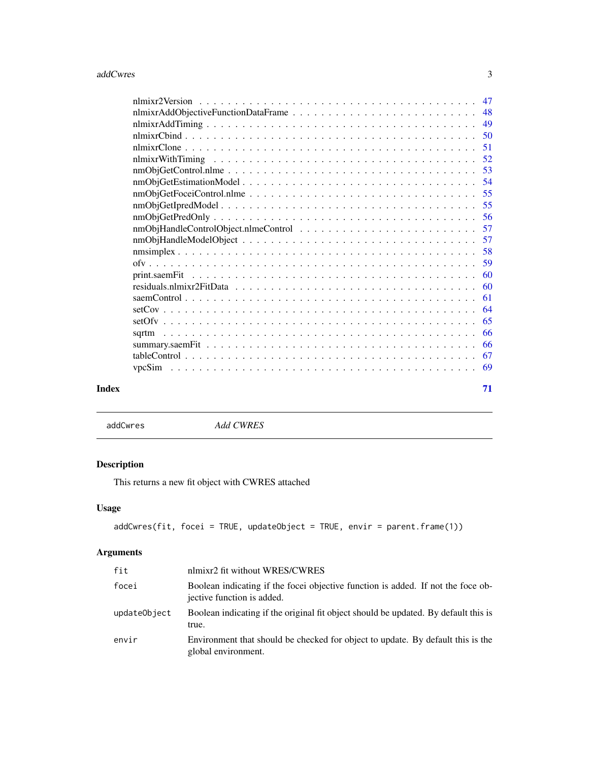| | |
|---|---|
| nlmixr2Version | 47 |
| nlmixrAddObjectiveFunctionDataFrame | 48 |
| nlmixrAddTiming | 49 |
| nlmixrCbind | 50 |
| nlmixrClone | 51 |
| nlmixrWithTiming | 52 |
| nmObjGetControl.nlme | 53 |
| nmObjGetEstimationModel | 54 |
| nmObjGetFoceiControl.nlme | 55 |
| nmObjGetIpredModel | 55 |
| nmObjGetPredOnly | 56 |
| nmObjHandleControlObject.nlmeControl | 57 |
| nmObjHandleModelObject | 57 |
| nmsimplex | 58 |
| ofv | 59 |
| print.saemFit | 60 |
| residuals.nlmixr2FitData | 60 |
| saemControl | 61 |
| setCov | 64 |
| setOfv | 65 |
| sqrtm | 66 |
| summary.saemFit | 66 |
| tableControl | 67 |
| vpcSim | 69 |

**Index** **71**

---

`addCwres` *Add CWRES*

---

## Description

This returns a new fit object with CWRES attached

## Usage

```
addCwres(fit, focei = TRUE, updateObject = TRUE, envir = parent.frame(1))
```

## Arguments

| | |
|---|---|
| `fit` | nlmixr2 fit without WRES/CWRES |
| `focei` | Boolean indicating if the focei objective function is added. If not the foce objective function is added. |
| `updateObject` | Boolean indicating if the original fit object should be updated. By default this is true. |
| `envir` | Environment that should be checked for object to update. By default this is the global environment. |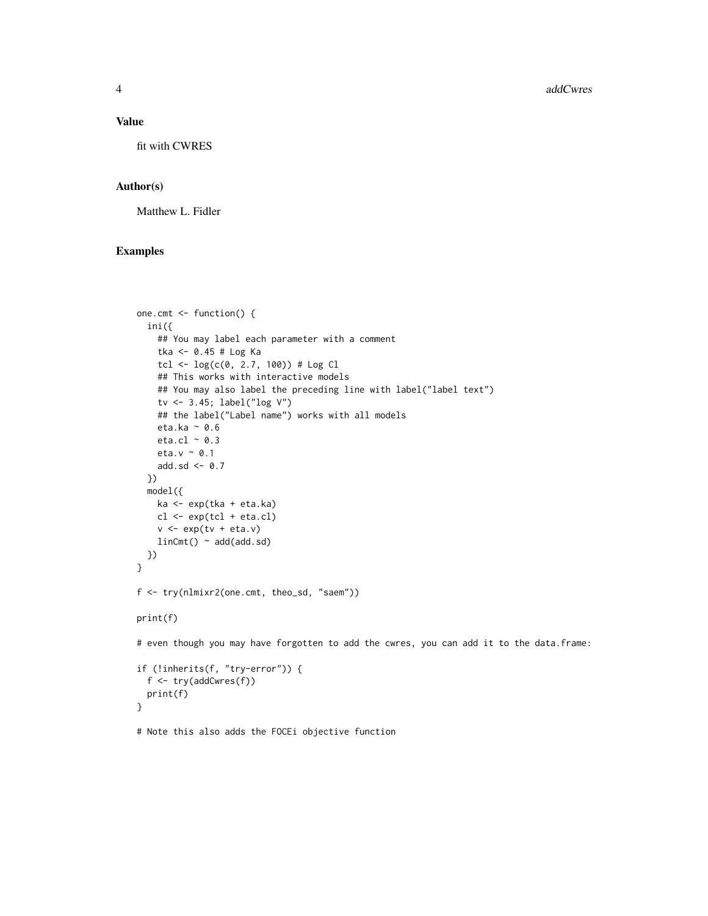### Value

fit with CWRES

### Author(s)

Matthew L. Fidler

### Examples

```
one.cmt <- function() {
  ini({
    ## You may label each parameter with a comment
    tka <- 0.45 # Log Ka
    tcl <- log(c(0, 2.7, 100)) # Log Cl
    ## This works with interactive models
    ## You may also label the preceding line with label("label text")
    tv <- 3.45; label("log V")
    ## the label("Label name") works with all models
    eta.ka ~ 0.6
    eta.cl ~ 0.3
    eta.v ~ 0.1
    add.sd <- 0.7
  })
  model({
    ka <- exp(tka + eta.ka)
    cl <- exp(tcl + eta.cl)
    v <- exp(tv + eta.v)
    linCmt() ~ add(add.sd)
  })
}

f <- try(nlmixr2(one.cmt, theo_sd, "saem"))

print(f)

# even though you may have forgotten to add the cwres, you can add it to the data.frame:

if (!inherits(f, "try-error")) {
  f <- try(addCwres(f))
  print(f)
}

# Note this also adds the FOCEi objective function
```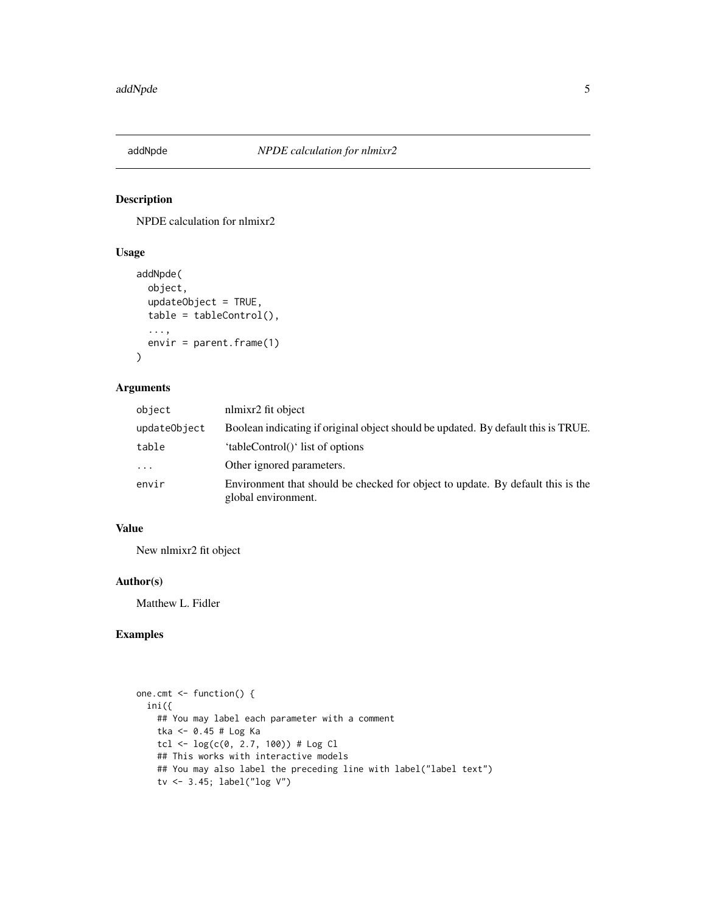addNpde *NPDE calculation for nlmixr2*

### Description

NPDE calculation for nlmixr2

### Usage

```
addNpde(
  object,
  updateObject = TRUE,
  table = tableControl(),
  ...,
  envir = parent.frame(1)
)
```

### Arguments

| | |
|---|---|
| object | nlmixr2 fit object |
| updateObject | Boolean indicating if original object should be updated. By default this is TRUE. |
| table | 'tableControl()' list of options |
| ... | Other ignored parameters. |
| envir | Environment that should be checked for object to update. By default this is the global environment. |

### Value

New nlmixr2 fit object

### Author(s)

Matthew L. Fidler

### Examples

```
one.cmt <- function() {
  ini({
    ## You may label each parameter with a comment
    tka <- 0.45 # Log Ka
    tcl <- log(c(0, 2.7, 100)) # Log Cl
    ## This works with interactive models
    ## You may also label the preceding line with label("label text")
    tv <- 3.45; label("log V")
```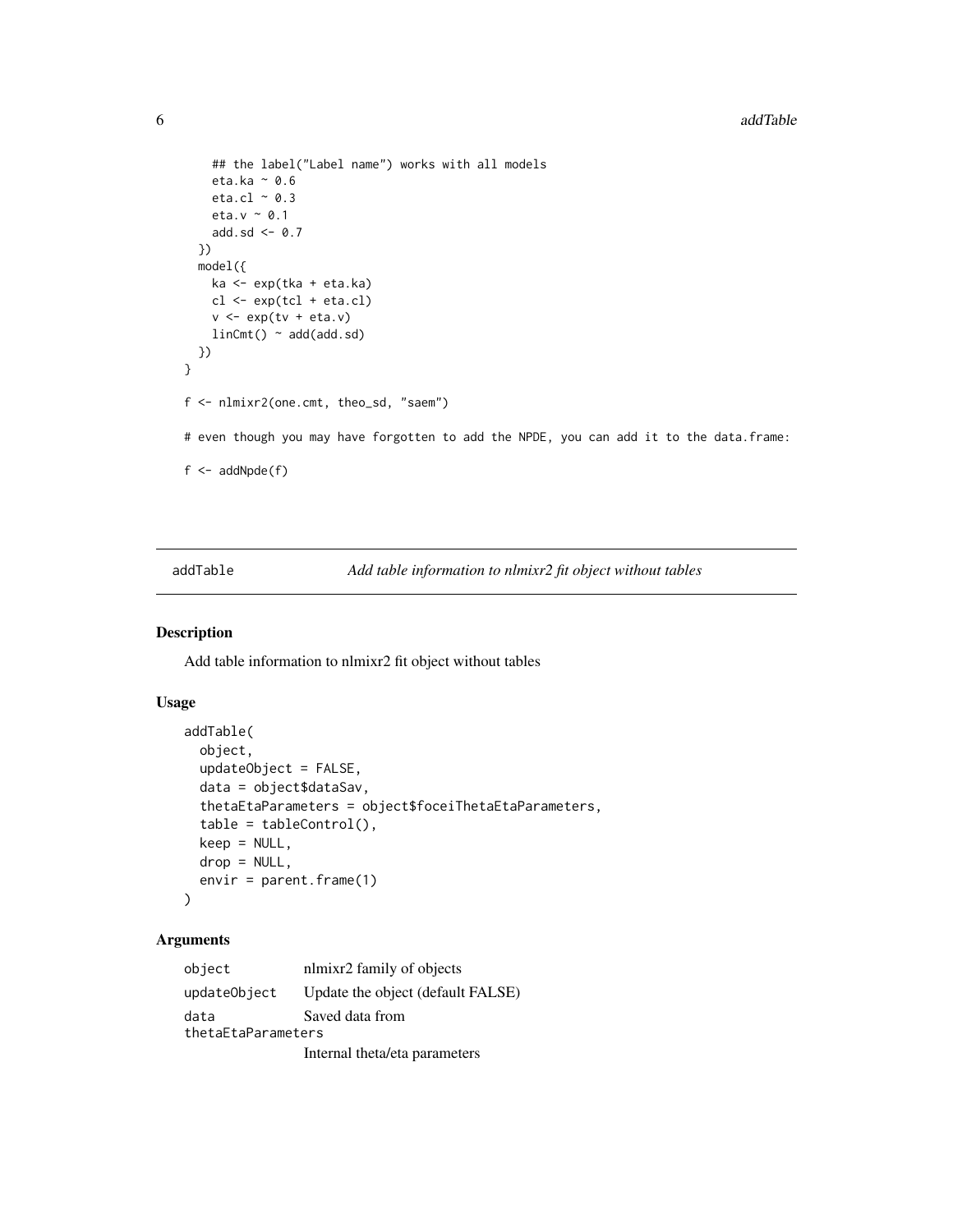```
    ## the label("Label name") works with all models
    eta.ka ~ 0.6
    eta.cl ~ 0.3
    eta.v ~ 0.1
    add.sd <- 0.7
  })
  model({
    ka <- exp(tka + eta.ka)
    cl <- exp(tcl + eta.cl)
    v <- exp(tv + eta.v)
    linCmt() ~ add(add.sd)
  })
}

f <- nlmixr2(one.cmt, theo_sd, "saem")

# even though you may have forgotten to add the NPDE, you can add it to the data.frame:

f <- addNpde(f)
```

---

## addTable    *Add table information to nlmixr2 fit object without tables*

### Description

Add table information to nlmixr2 fit object without tables

### Usage

```
addTable(
  object,
  updateObject = FALSE,
  data = object$dataSav,
  thetaEtaParameters = object$foceiThetaEtaParameters,
  table = tableControl(),
  keep = NULL,
  drop = NULL,
  envir = parent.frame(1)
)
```

### Arguments

| | |
|---|---|
| object | nlmixr2 family of objects |
| updateObject | Update the object (default FALSE) |
| data | Saved data from |
| thetaEtaParameters | Internal theta/eta parameters |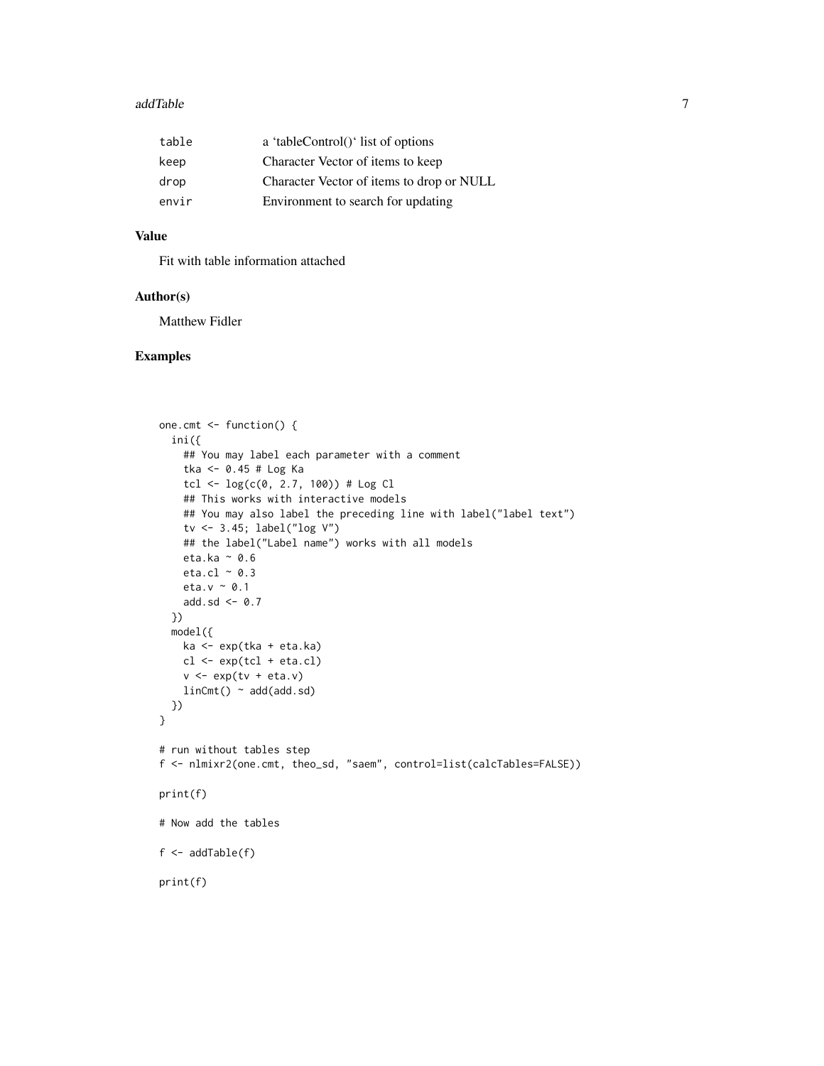| | |
|---|---|
| table | a 'tableControl()' list of options |
| keep | Character Vector of items to keep |
| drop | Character Vector of items to drop or NULL |
| envir | Environment to search for updating |

### Value

Fit with table information attached

### Author(s)

Matthew Fidler

### Examples

```
one.cmt <- function() {
  ini({
    ## You may label each parameter with a comment
    tka <- 0.45 # Log Ka
    tcl <- log(c(0, 2.7, 100)) # Log Cl
    ## This works with interactive models
    ## You may also label the preceding line with label("label text")
    tv <- 3.45; label("log V")
    ## the label("Label name") works with all models
    eta.ka ~ 0.6
    eta.cl ~ 0.3
    eta.v ~ 0.1
    add.sd <- 0.7
  })
  model({
    ka <- exp(tka + eta.ka)
    cl <- exp(tcl + eta.cl)
    v <- exp(tv + eta.v)
    linCmt() ~ add(add.sd)
  })
}

# run without tables step
f <- nlmixr2(one.cmt, theo_sd, "saem", control=list(calcTables=FALSE))

print(f)

# Now add the tables

f <- addTable(f)

print(f)
```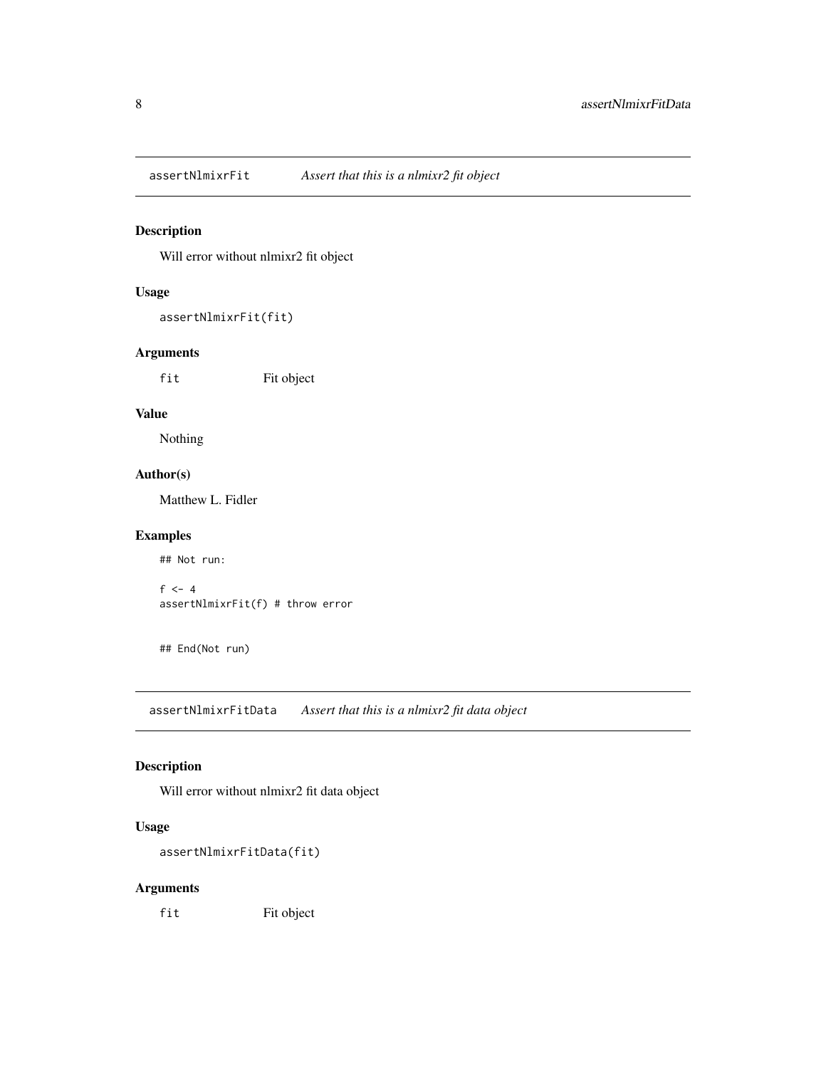## assertNlmixrFit *Assert that this is a nlmixr2 fit object*

### Description

Will error without nlmixr2 fit object

### Usage

```
assertNlmixrFit(fit)
```

### Arguments

| | |
|---|---|
| `fit` | Fit object |

### Value

Nothing

### Author(s)

Matthew L. Fidler

### Examples

```
## Not run:

f <- 4
assertNlmixrFit(f) # throw error


## End(Not run)
```

## assertNlmixrFitData *Assert that this is a nlmixr2 fit data object*

### Description

Will error without nlmixr2 fit data object

### Usage

```
assertNlmixrFitData(fit)
```

### Arguments

| | |
|---|---|
| `fit` | Fit object |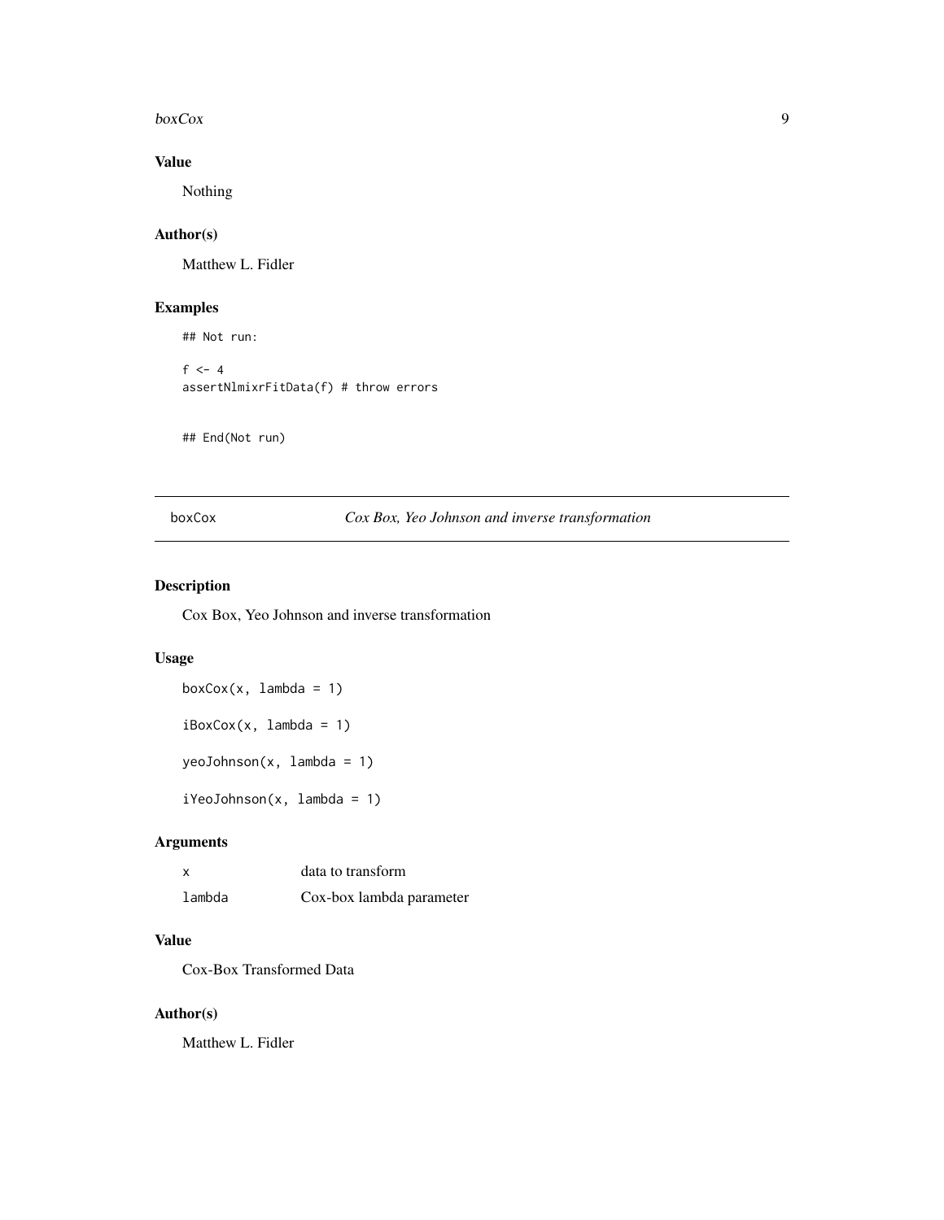## Value

Nothing

## Author(s)

Matthew L. Fidler

## Examples

```
## Not run:

f <- 4
assertNlmixrFitData(f) # throw errors


## End(Not run)
```

---

# boxCox *Cox Box, Yeo Johnson and inverse transformation*

## Description

Cox Box, Yeo Johnson and inverse transformation

## Usage

```
boxCox(x, lambda = 1)

iBoxCox(x, lambda = 1)

yeoJohnson(x, lambda = 1)

iYeoJohnson(x, lambda = 1)
```

## Arguments

| | |
|---|---|
| x | data to transform |
| lambda | Cox-box lambda parameter |

## Value

Cox-Box Transformed Data

## Author(s)

Matthew L. Fidler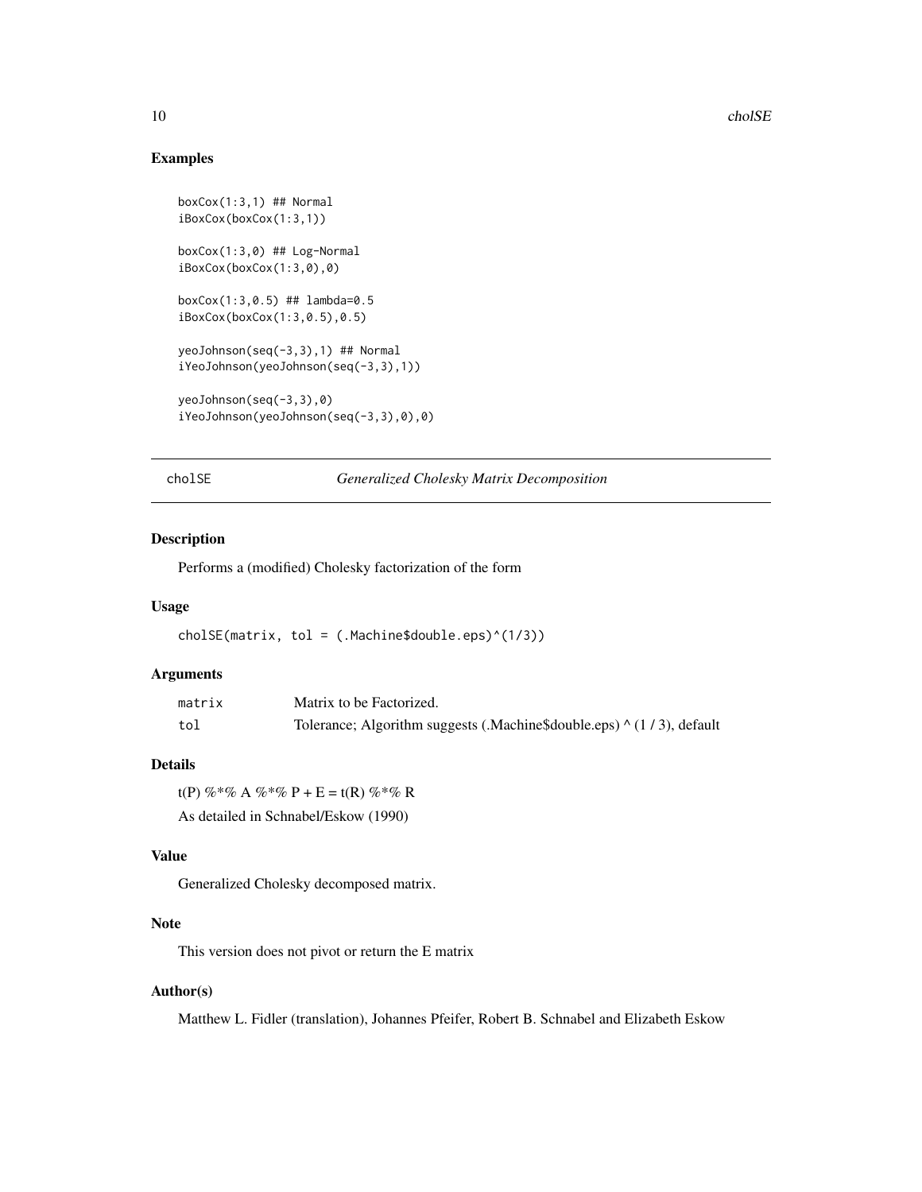## Examples

```
boxCox(1:3,1) ## Normal
iBoxCox(boxCox(1:3,1))

boxCox(1:3,0) ## Log-Normal
iBoxCox(boxCox(1:3,0),0)

boxCox(1:3,0.5) ## lambda=0.5
iBoxCox(boxCox(1:3,0.5),0.5)

yeoJohnson(seq(-3,3),1) ## Normal
iYeoJohnson(yeoJohnson(seq(-3,3),1))

yeoJohnson(seq(-3,3),0)
iYeoJohnson(yeoJohnson(seq(-3,3),0),0)
```

---

# cholSE *Generalized Cholesky Matrix Decomposition*

---

## Description

Performs a (modified) Cholesky factorization of the form

## Usage

```
cholSE(matrix, tol = (.Machine$double.eps)^(1/3))
```

## Arguments

| | |
|---|---|
| matrix | Matrix to be Factorized. |
| tol | Tolerance; Algorithm suggests (.Machine$double.eps) ^ (1 / 3), default |

## Details

t(P) %*% A %*% P + E = t(R) %*% R

As detailed in Schnabel/Eskow (1990)

## Value

Generalized Cholesky decomposed matrix.

## Note

This version does not pivot or return the E matrix

## Author(s)

Matthew L. Fidler (translation), Johannes Pfeifer, Robert B. Schnabel and Elizabeth Eskow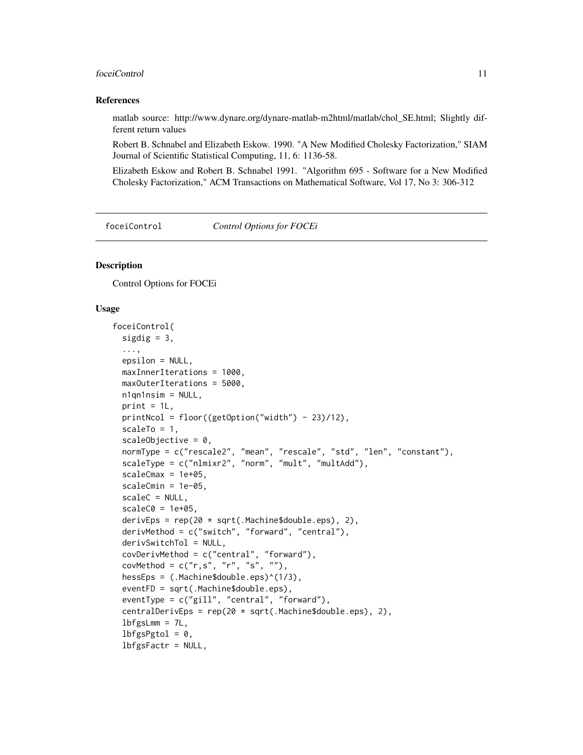### References

matlab source: http://www.dynare.org/dynare-matlab-m2html/matlab/chol_SE.html; Slightly different return values

Robert B. Schnabel and Elizabeth Eskow. 1990. "A New Modified Cholesky Factorization," SIAM Journal of Scientific Statistical Computing, 11, 6: 1136-58.

Elizabeth Eskow and Robert B. Schnabel 1991. "Algorithm 695 - Software for a New Modified Cholesky Factorization," ACM Transactions on Mathematical Software, Vol 17, No 3: 306-312

---

## foceiControl *Control Options for FOCEi*

### Description

Control Options for FOCEi

### Usage

```
foceiControl(
  sigdig = 3,
  ...,
  epsilon = NULL,
  maxInnerIterations = 1000,
  maxOuterIterations = 5000,
  n1qn1nsim = NULL,
  print = 1L,
  printNcol = floor((getOption("width") - 23)/12),
  scaleTo = 1,
  scaleObjective = 0,
  normType = c("rescale2", "mean", "rescale", "std", "len", "constant"),
  scaleType = c("nlmixr2", "norm", "mult", "multAdd"),
  scaleCmax = 1e+05,
  scaleCmin = 1e-05,
  scaleC = NULL,
  scaleC0 = 1e+05,
  derivEps = rep(20 * sqrt(.Machine$double.eps), 2),
  derivMethod = c("switch", "forward", "central"),
  derivSwitchTol = NULL,
  covDerivMethod = c("central", "forward"),
  covMethod = c("r,s", "r", "s", ""),
  hessEps = (.Machine$double.eps)^(1/3),
  eventFD = sqrt(.Machine$double.eps),
  eventType = c("gill", "central", "forward"),
  centralDerivEps = rep(20 * sqrt(.Machine$double.eps), 2),
  lbfgsLmm = 7L,
  lbfgsPgtol = 0,
  lbfgsFactr = NULL,
```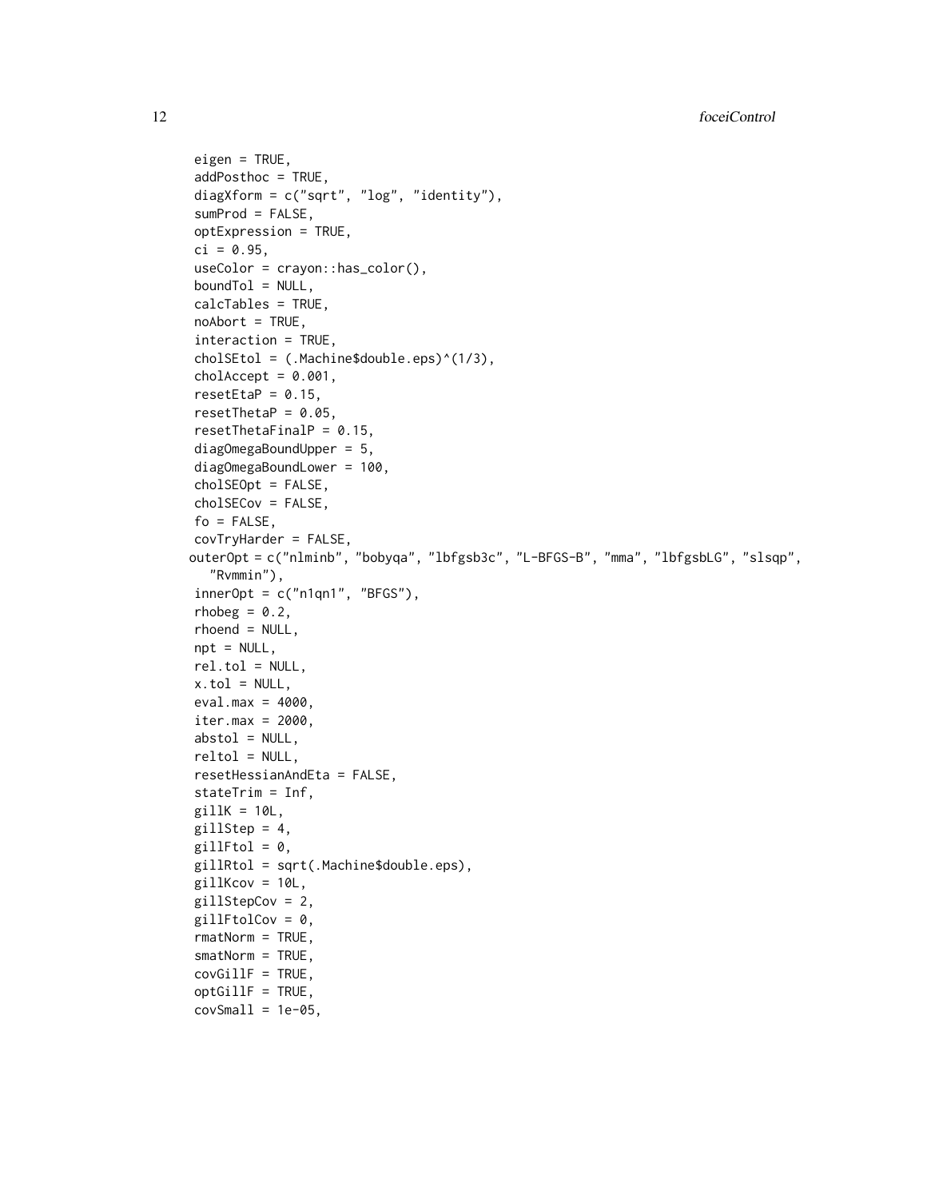```
  eigen = TRUE,
  addPosthoc = TRUE,
  diagXform = c("sqrt", "log", "identity"),
  sumProd = FALSE,
  optExpression = TRUE,
  ci = 0.95,
  useColor = crayon::has_color(),
  boundTol = NULL,
  calcTables = TRUE,
  noAbort = TRUE,
  interaction = TRUE,
  cholSEtol = (.Machine$double.eps)^(1/3),
  cholAccept = 0.001,
  resetEtaP = 0.15,
  resetThetaP = 0.05,
  resetThetaFinalP = 0.15,
  diagOmegaBoundUpper = 5,
  diagOmegaBoundLower = 100,
  cholSEOpt = FALSE,
  cholSECov = FALSE,
  fo = FALSE,
  covTryHarder = FALSE,
  outerOpt = c("nlminb", "bobyqa", "lbfgsb3c", "L-BFGS-B", "mma", "lbfgsbLG", "slsqp",
    "Rvmmin"),
  innerOpt = c("n1qn1", "BFGS"),
  rhobeg = 0.2,
  rhoend = NULL,
  npt = NULL,
  rel.tol = NULL,
  x.tol = NULL,
  eval.max = 4000,
  iter.max = 2000,
  abstol = NULL,
  reltol = NULL,
  resetHessianAndEta = FALSE,
  stateTrim = Inf,
  gillK = 10L,
  gillStep = 4,
  gillFtol = 0,
  gillRtol = sqrt(.Machine$double.eps),
  gillKcov = 10L,
  gillStepCov = 2,
  gillFtolCov = 0,
  rmatNorm = TRUE,
  smatNorm = TRUE,
  covGillF = TRUE,
  optGillF = TRUE,
  covSmall = 1e-05,
```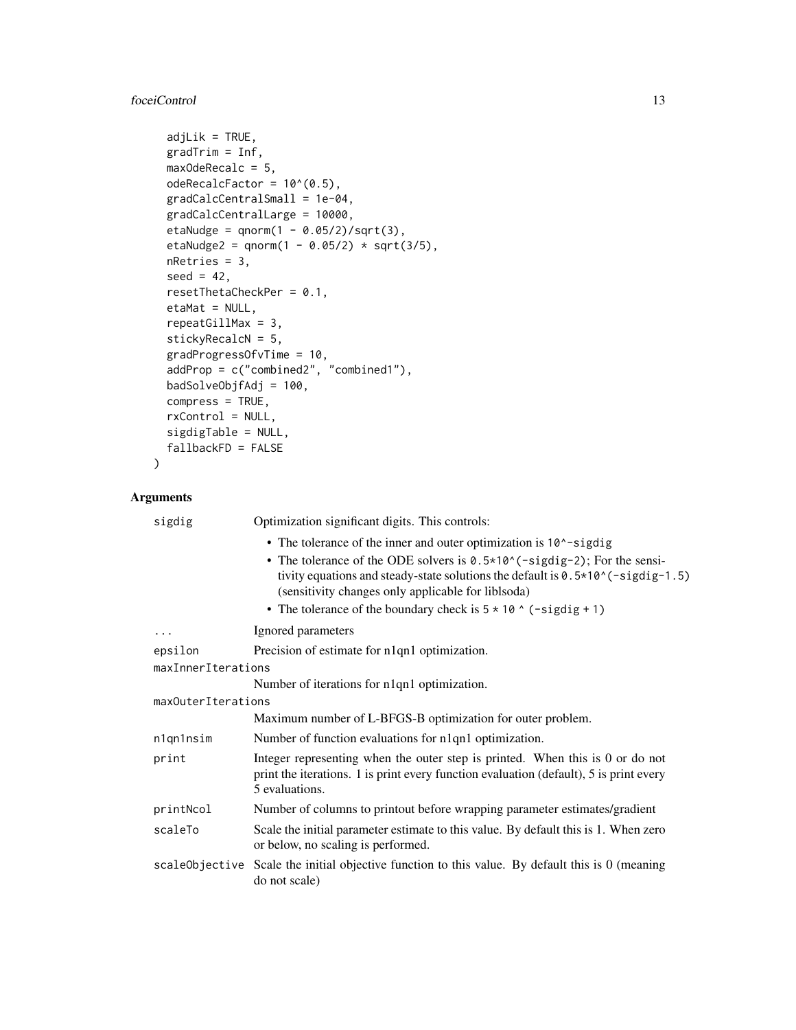```
  adjLik = TRUE,
  gradTrim = Inf,
  maxOdeRecalc = 5,
  odeRecalcFactor = 10^(0.5),
  gradCalcCentralSmall = 1e-04,
  gradCalcCentralLarge = 10000,
  etaNudge = qnorm(1 - 0.05/2)/sqrt(3),
  etaNudge2 = qnorm(1 - 0.05/2) * sqrt(3/5),
  nRetries = 3,
  seed = 42,
  resetThetaCheckPer = 0.1,
  etaMat = NULL,
  repeatGillMax = 3,
  stickyRecalcN = 5,
  gradProgressOfvTime = 10,
  addProp = c("combined2", "combined1"),
  badSolveObjfAdj = 100,
  compress = TRUE,
  rxControl = NULL,
  sigdigTable = NULL,
  fallbackFD = FALSE
)
```

## Arguments

| | |
|---|---|
| `sigdig` | Optimization significant digits. This controls:<br>• The tolerance of the inner and outer optimization is `10^-sigdig`<br>• The tolerance of the ODE solvers is `0.5*10^(-sigdig-2)`; For the sensitivity equations and steady-state solutions the default is `0.5*10^(-sigdig-1.5)` (sensitivity changes only applicable for liblsoda)<br>• The tolerance of the boundary check is `5 * 10 ^ (-sigdig + 1)` |
| `...` | Ignored parameters |
| `epsilon` | Precision of estimate for n1qn1 optimization. |
| `maxInnerIterations` | Number of iterations for n1qn1 optimization. |
| `maxOuterIterations` | Maximum number of L-BFGS-B optimization for outer problem. |
| `n1qn1nsim` | Number of function evaluations for n1qn1 optimization. |
| `print` | Integer representing when the outer step is printed. When this is 0 or do not print the iterations. 1 is print every function evaluation (default), 5 is print every 5 evaluations. |
| `printNcol` | Number of columns to printout before wrapping parameter estimates/gradient |
| `scaleTo` | Scale the initial parameter estimate to this value. By default this is 1. When zero or below, no scaling is performed. |
| `scaleObjective` | Scale the initial objective function to this value. By default this is 0 (meaning do not scale) |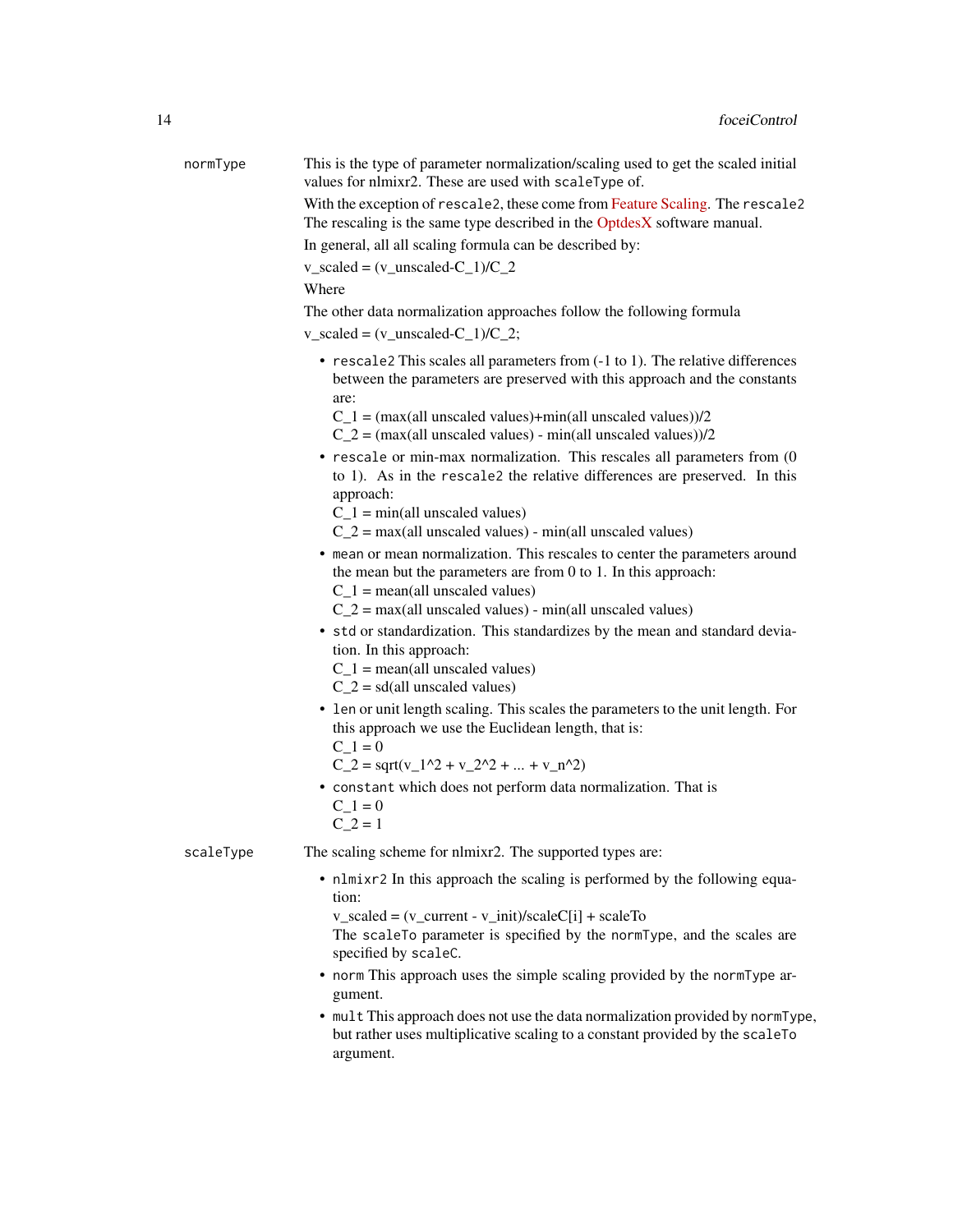**normType** This is the type of parameter normalization/scaling used to get the scaled initial values for nlmixr2. These are used with `scaleType` of.

With the exception of `rescale2`, these come from Feature Scaling. The `rescale2` The rescaling is the same type described in the OptdesX software manual.

In general, all all scaling formula can be described by:

$v_{scaled} = (v_{unscaled} - C_1)/C_2$

Where

The other data normalization approaches follow the following formula

$v_{scaled} = (v_{unscaled} - C_1)/C_2$;

- `rescale2` This scales all parameters from (-1 to 1). The relative differences between the parameters are preserved with this approach and the constants are:
  $C_1 = (max(all unscaled values)+min(all unscaled values))/2$
  $C_2 = (max(all unscaled values) - min(all unscaled values))/2$
- `rescale` or min-max normalization. This rescales all parameters from (0 to 1). As in the `rescale2` the relative differences are preserved. In this approach:
  $C_1 = min(all unscaled values)$
  $C_2 = max(all unscaled values) - min(all unscaled values)$
- `mean` or mean normalization. This rescales to center the parameters around the mean but the parameters are from 0 to 1. In this approach:
  $C_1 = mean(all unscaled values)$
  $C_2 = max(all unscaled values) - min(all unscaled values)$
- `std` or standardization. This standardizes by the mean and standard deviation. In this approach:
  $C_1 = mean(all unscaled values)$
  $C_2 = sd(all unscaled values)$
- `len` or unit length scaling. This scales the parameters to the unit length. For this approach we use the Euclidean length, that is:
  $C_1 = 0$
  $C_2 = \sqrt{v_1^2 + v_2^2 + ... + v_n^2}$
- `constant` which does not perform data normalization. That is
  $C_1 = 0$
  $C_2 = 1$

**scaleType** The scaling scheme for nlmixr2. The supported types are:

- `nlmixr2` In this approach the scaling is performed by the following equation:
  $v_{scaled} = (v_{current} - v_{init})/scaleC[i] + scaleTo$
  The `scaleTo` parameter is specified by the `normType`, and the scales are specified by `scaleC`.
- `norm` This approach uses the simple scaling provided by the `normType` argument.
- `mult` This approach does not use the data normalization provided by `normType`, but rather uses multiplicative scaling to a constant provided by the `scaleTo` argument.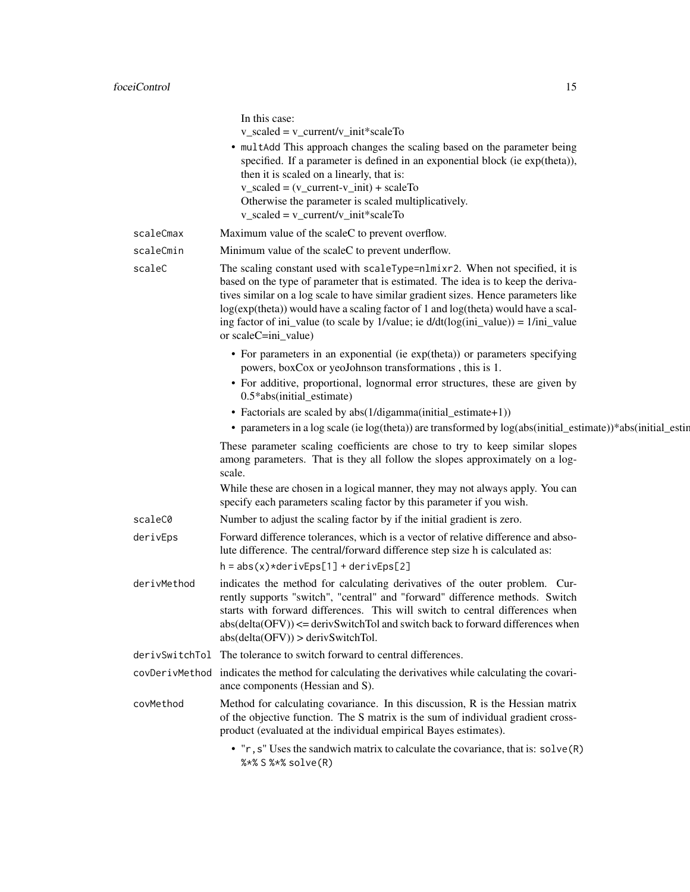In this case:
v_scaled = v_current/v_init*scaleTo

- `multAdd` This approach changes the scaling based on the parameter being specified. If a parameter is defined in an exponential block (ie exp(theta)), then it is scaled on a linearly, that is:
  v_scaled = (v_current-v_init) + scaleTo
  Otherwise the parameter is scaled multiplicatively.
  v_scaled = v_current/v_init*scaleTo

**scaleCmax** Maximum value of the scaleC to prevent overflow.

**scaleCmin** Minimum value of the scaleC to prevent underflow.

**scaleC** The scaling constant used with `scaleType=nlmixr2`. When not specified, it is based on the type of parameter that is estimated. The idea is to keep the derivatives similar on a log scale to have similar gradient sizes. Hence parameters like log(exp(theta)) would have a scaling factor of 1 and log(theta) would have a scaling factor of ini_value (to scale by 1/value; ie d/dt(log(ini_value)) = 1/ini_value or scaleC=ini_value)

- For parameters in an exponential (ie exp(theta)) or parameters specifying powers, boxCox or yeoJohnson transformations , this is 1.
- For additive, proportional, lognormal error structures, these are given by 0.5*abs(initial_estimate)
- Factorials are scaled by abs(1/digamma(initial_estimate+1))
- parameters in a log scale (ie log(theta)) are transformed by log(abs(initial_estimate))*abs(initial_estin

These parameter scaling coefficients are chose to try to keep similar slopes among parameters. That is they all follow the slopes approximately on a log-scale.

While these are chosen in a logical manner, they may not always apply. You can specify each parameters scaling factor by this parameter if you wish.

**scaleC0** Number to adjust the scaling factor by if the initial gradient is zero.

**derivEps** Forward difference tolerances, which is a vector of relative difference and absolute difference. The central/forward difference step size h is calculated as:
`h = abs(x)*derivEps[1] + derivEps[2]`

**derivMethod** indicates the method for calculating derivatives of the outer problem. Currently supports "switch", "central" and "forward" difference methods. Switch starts with forward differences. This will switch to central differences when abs(delta(OFV)) <= derivSwitchTol and switch back to forward differences when abs(delta(OFV)) > derivSwitchTol.

**derivSwitchTol** The tolerance to switch forward to central differences.

**covDerivMethod** indicates the method for calculating the derivatives while calculating the covariance components (Hessian and S).

**covMethod** Method for calculating covariance. In this discussion, R is the Hessian matrix of the objective function. The S matrix is the sum of individual gradient cross-product (evaluated at the individual empirical Bayes estimates).

- `"r,s"` Uses the sandwich matrix to calculate the covariance, that is: `solve(R) %*% S %*% solve(R)`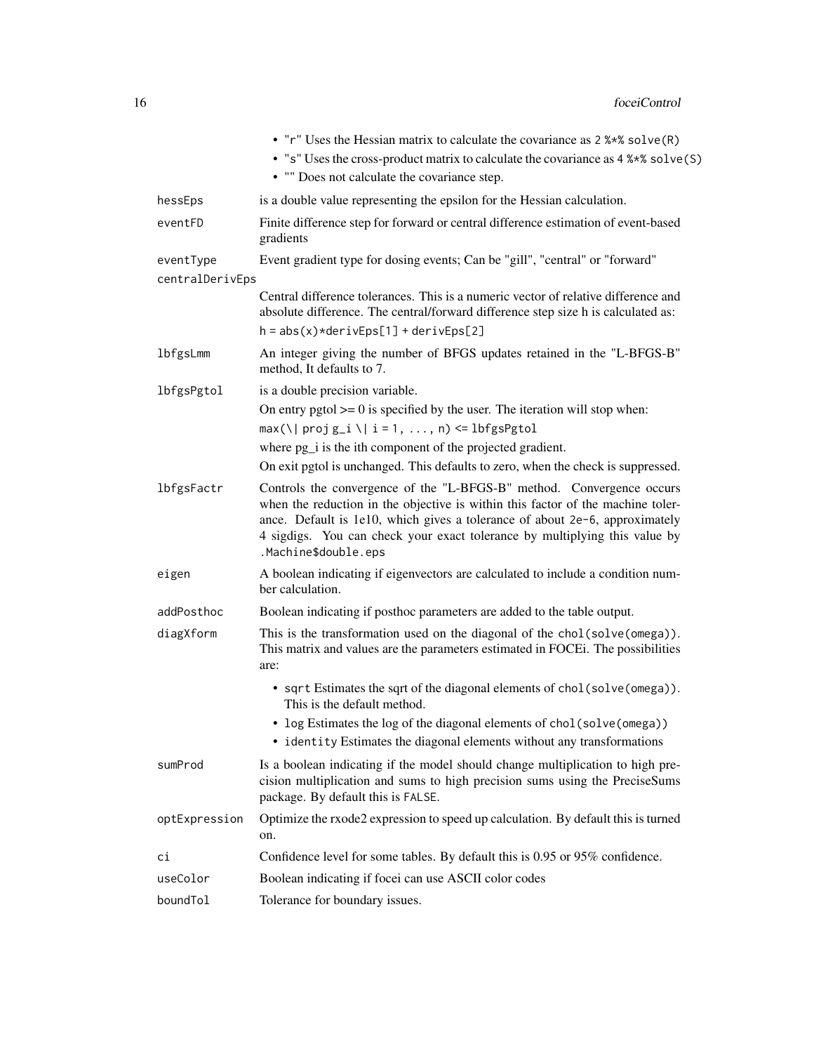- "r" Uses the Hessian matrix to calculate the covariance as `2 %*% solve(R)`
- "s" Uses the cross-product matrix to calculate the covariance as `4 %*% solve(S)`
- "" Does not calculate the covariance step.

`hessEps` is a double value representing the epsilon for the Hessian calculation.

`eventFD` Finite difference step for forward or central difference estimation of event-based gradients

`eventType` Event gradient type for dosing events; Can be "gill", "central" or "forward"

`centralDerivEps`
Central difference tolerances. This is a numeric vector of relative difference and absolute difference. The central/forward difference step size h is calculated as:

`h = abs(x)*derivEps[1] + derivEps[2]`

`lbfgsLmm` An integer giving the number of BFGS updates retained in the "L-BFGS-B" method, It defaults to 7.

`lbfgsPgtol` is a double precision variable.

On entry pgtol >= 0 is specified by the user. The iteration will stop when:

`max(\| proj g_i \| i = 1, ..., n) <= lbfgsPgtol`

where pg_i is the ith component of the projected gradient.

On exit pgtol is unchanged. This defaults to zero, when the check is suppressed.

`lbfgsFactr` Controls the convergence of the "L-BFGS-B" method. Convergence occurs when the reduction in the objective is within this factor of the machine tolerance. Default is 1e10, which gives a tolerance of about `2e-6`, approximately 4 sigdigs. You can check your exact tolerance by multiplying this value by `.Machine$double.eps`

`eigen` A boolean indicating if eigenvectors are calculated to include a condition number calculation.

`addPosthoc` Boolean indicating if posthoc parameters are added to the table output.

`diagXform` This is the transformation used on the diagonal of the `chol(solve(omega))`. This matrix and values are the parameters estimated in FOCEi. The possibilities are:

- `sqrt` Estimates the sqrt of the diagonal elements of `chol(solve(omega))`. This is the default method.
- `log` Estimates the log of the diagonal elements of `chol(solve(omega))`
- `identity` Estimates the diagonal elements without any transformations

`sumProd` Is a boolean indicating if the model should change multiplication to high precision multiplication and sums to high precision sums using the PreciseSums package. By default this is `FALSE`.

`optExpression` Optimize the rxode2 expression to speed up calculation. By default this is turned on.

`ci` Confidence level for some tables. By default this is 0.95 or 95% confidence.

`useColor` Boolean indicating if focei can use ASCII color codes

`boundTol` Tolerance for boundary issues.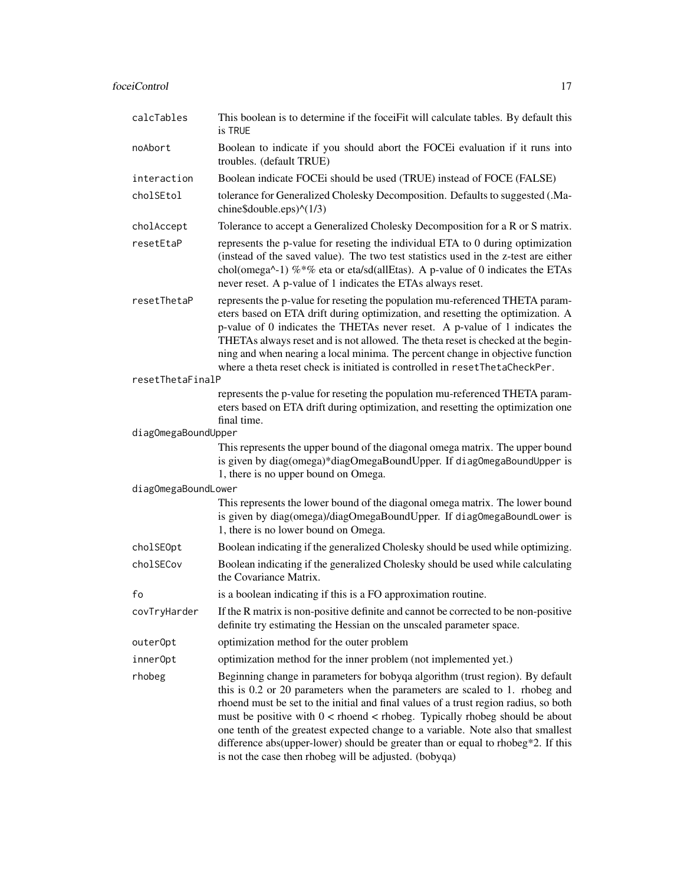calcTables
: This boolean is to determine if the foceiFit will calculate tables. By default this is TRUE

noAbort
: Boolean to indicate if you should abort the FOCEi evaluation if it runs into troubles. (default TRUE)

interaction
: Boolean indicate FOCEi should be used (TRUE) instead of FOCE (FALSE)

cholSEtol
: tolerance for Generalized Cholesky Decomposition. Defaults to suggested (.Machine$double.eps)^(1/3)

cholAccept
: Tolerance to accept a Generalized Cholesky Decomposition for a R or S matrix.

resetEtaP
: represents the p-value for reseting the individual ETA to 0 during optimization (instead of the saved value). The two test statistics used in the z-test are either chol(omega^-1) %*% eta or eta/sd(allEtas). A p-value of 0 indicates the ETAs never reset. A p-value of 1 indicates the ETAs always reset.

resetThetaP
: represents the p-value for reseting the population mu-referenced THETA parameters based on ETA drift during optimization, and resetting the optimization. A p-value of 0 indicates the THETAs never reset. A p-value of 1 indicates the THETAs always reset and is not allowed. The theta reset is checked at the beginning and when nearing a local minima. The percent change in objective function where a theta reset check is initiated is controlled in resetThetaCheckPer.

resetThetaFinalP
: represents the p-value for reseting the population mu-referenced THETA parameters based on ETA drift during optimization, and resetting the optimization one final time.

diagOmegaBoundUpper
: This represents the upper bound of the diagonal omega matrix. The upper bound is given by diag(omega)*diagOmegaBoundUpper. If diagOmegaBoundUpper is 1, there is no upper bound on Omega.

diagOmegaBoundLower
: This represents the lower bound of the diagonal omega matrix. The lower bound is given by diag(omega)/diagOmegaBoundUpper. If diagOmegaBoundLower is 1, there is no lower bound on Omega.

cholSEOpt
: Boolean indicating if the generalized Cholesky should be used while optimizing.

cholSECov
: Boolean indicating if the generalized Cholesky should be used while calculating the Covariance Matrix.

fo
: is a boolean indicating if this is a FO approximation routine.

covTryHarder
: If the R matrix is non-positive definite and cannot be corrected to be non-positive definite try estimating the Hessian on the unscaled parameter space.

outerOpt
: optimization method for the outer problem

innerOpt
: optimization method for the inner problem (not implemented yet.)

rhobeg
: Beginning change in parameters for bobyqa algorithm (trust region). By default this is 0.2 or 20 parameters when the parameters are scaled to 1. rhobeg and rhoend must be set to the initial and final values of a trust region radius, so both must be positive with 0 < rhoend < rhobeg. Typically rhobeg should be about one tenth of the greatest expected change to a variable. Note also that smallest difference abs(upper-lower) should be greater than or equal to rhobeg*2. If this is not the case then rhobeg will be adjusted. (bobyqa)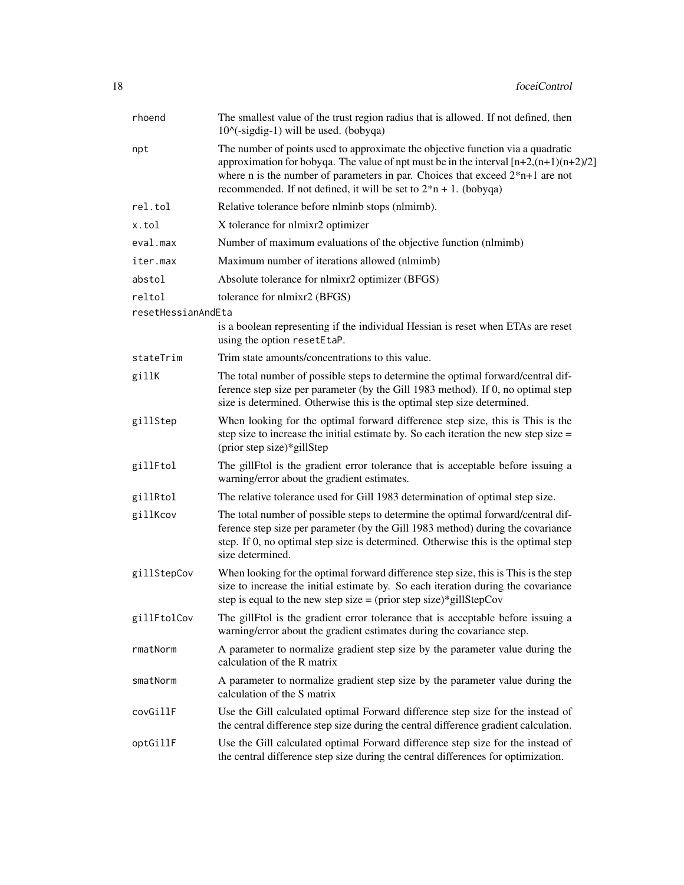| | |
|---|---|
| `rhoend` | The smallest value of the trust region radius that is allowed. If not defined, then 10^(-sigdig-1) will be used. (bobyqa) |
| `npt` | The number of points used to approximate the objective function via a quadratic approximation for bobyqa. The value of npt must be in the interval [n+2,(n+1)(n+2)/2] where n is the number of parameters in par. Choices that exceed 2*n+1 are not recommended. If not defined, it will be set to 2*n + 1. (bobyqa) |
| `rel.tol` | Relative tolerance before nlminb stops (nlmimb). |
| `x.tol` | X tolerance for nlmixr2 optimizer |
| `eval.max` | Number of maximum evaluations of the objective function (nlmimb) |
| `iter.max` | Maximum number of iterations allowed (nlmimb) |
| `abstol` | Absolute tolerance for nlmixr2 optimizer (BFGS) |
| `reltol` | tolerance for nlmixr2 (BFGS) |
| `resetHessianAndEta` | is a boolean representing if the individual Hessian is reset when ETAs are reset using the option `resetEtaP`. |
| `stateTrim` | Trim state amounts/concentrations to this value. |
| `gillK` | The total number of possible steps to determine the optimal forward/central difference step size per parameter (by the Gill 1983 method). If 0, no optimal step size is determined. Otherwise this is the optimal step size determined. |
| `gillStep` | When looking for the optimal forward difference step size, this is This is the step size to increase the initial estimate by. So each iteration the new step size = (prior step size)*gillStep |
| `gillFtol` | The gillFtol is the gradient error tolerance that is acceptable before issuing a warning/error about the gradient estimates. |
| `gillRtol` | The relative tolerance used for Gill 1983 determination of optimal step size. |
| `gillKcov` | The total number of possible steps to determine the optimal forward/central difference step size per parameter (by the Gill 1983 method) during the covariance step. If 0, no optimal step size is determined. Otherwise this is the optimal step size determined. |
| `gillStepCov` | When looking for the optimal forward difference step size, this is This is the step size to increase the initial estimate by. So each iteration during the covariance step is equal to the new step size = (prior step size)*gillStepCov |
| `gillFtolCov` | The gillFtol is the gradient error tolerance that is acceptable before issuing a warning/error about the gradient estimates during the covariance step. |
| `rmatNorm` | A parameter to normalize gradient step size by the parameter value during the calculation of the R matrix |
| `smatNorm` | A parameter to normalize gradient step size by the parameter value during the calculation of the S matrix |
| `covGillF` | Use the Gill calculated optimal Forward difference step size for the instead of the central difference step size during the central difference gradient calculation. |
| `optGillF` | Use the Gill calculated optimal Forward difference step size for the instead of the central difference step size during the central differences for optimization. |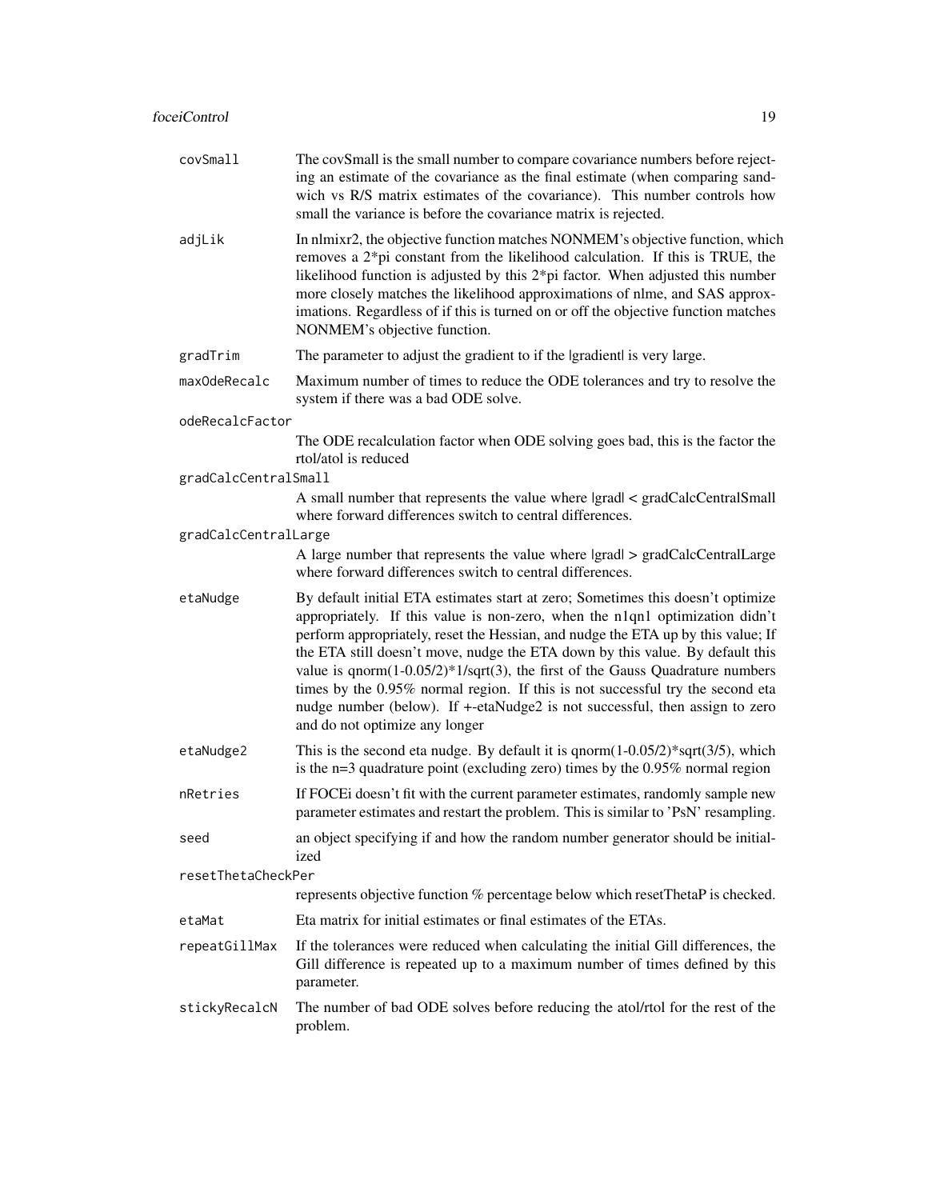covSmall
: The covSmall is the small number to compare covariance numbers before rejecting an estimate of the covariance as the final estimate (when comparing sandwich vs R/S matrix estimates of the covariance). This number controls how small the variance is before the covariance matrix is rejected.

adjLik
: In nlmixr2, the objective function matches NONMEM's objective function, which removes a 2*pi constant from the likelihood calculation. If this is TRUE, the likelihood function is adjusted by this 2*pi factor. When adjusted this number more closely matches the likelihood approximations of nlme, and SAS approximations. Regardless of if this is turned on or off the objective function matches NONMEM's objective function.

gradTrim
: The parameter to adjust the gradient to if the |gradient| is very large.

maxOdeRecalc
: Maximum number of times to reduce the ODE tolerances and try to resolve the system if there was a bad ODE solve.

odeRecalcFactor
: The ODE recalculation factor when ODE solving goes bad, this is the factor the rtol/atol is reduced

gradCalcCentralSmall
: A small number that represents the value where |grad| < gradCalcCentralSmall where forward differences switch to central differences.

gradCalcCentralLarge
: A large number that represents the value where |grad| > gradCalcCentralLarge where forward differences switch to central differences.

etaNudge
: By default initial ETA estimates start at zero; Sometimes this doesn't optimize appropriately. If this value is non-zero, when the n1qn1 optimization didn't perform appropriately, reset the Hessian, and nudge the ETA up by this value; If the ETA still doesn't move, nudge the ETA down by this value. By default this value is qnorm(1-0.05/2)*1/sqrt(3), the first of the Gauss Quadrature numbers times by the 0.95% normal region. If this is not successful try the second eta nudge number (below). If +-etaNudge2 is not successful, then assign to zero and do not optimize any longer

etaNudge2
: This is the second eta nudge. By default it is qnorm(1-0.05/2)*sqrt(3/5), which is the n=3 quadrature point (excluding zero) times by the 0.95% normal region

nRetries
: If FOCEi doesn't fit with the current parameter estimates, randomly sample new parameter estimates and restart the problem. This is similar to 'PsN' resampling.

seed
: an object specifying if and how the random number generator should be initialized

resetThetaCheckPer
: represents objective function % percentage below which resetThetaP is checked.

etaMat
: Eta matrix for initial estimates or final estimates of the ETAs.

repeatGillMax
: If the tolerances were reduced when calculating the initial Gill differences, the Gill difference is repeated up to a maximum number of times defined by this parameter.

stickyRecalcN
: The number of bad ODE solves before reducing the atol/rtol for the rest of the problem.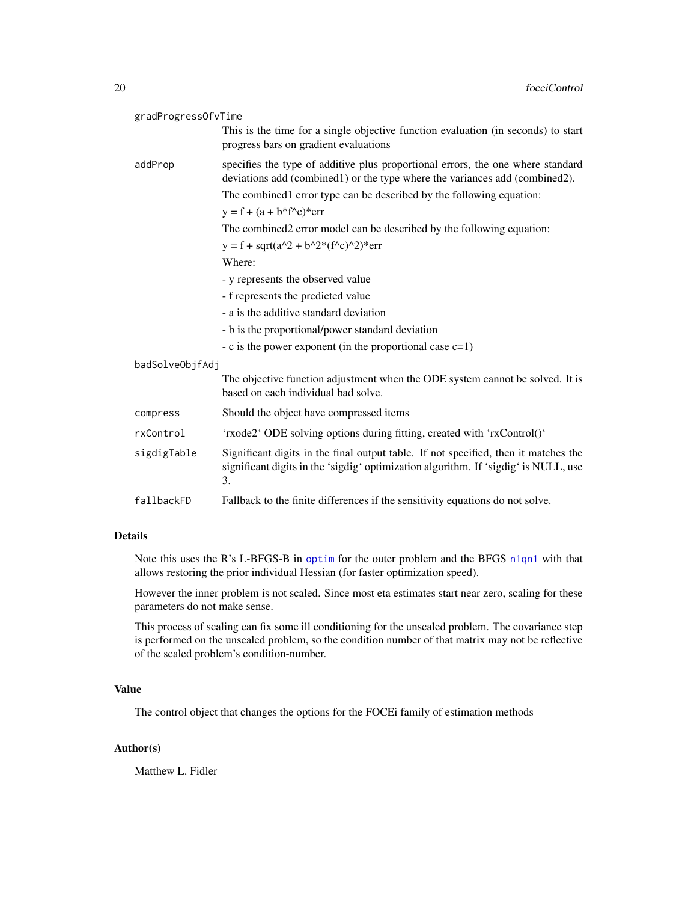| | |
|---|---|
| gradProgressOfvTime | This is the time for a single objective function evaluation (in seconds) to start progress bars on gradient evaluations |
| addProp | specifies the type of additive plus proportional errors, the one where standard deviations add (combined1) or the type where the variances add (combined2). The combined1 error type can be described by the following equation: y = f + (a + b*f^c)*err The combined2 error model can be described by the following equation: y = f + sqrt(a^2 + b^2*(f^c)^2)*err Where: - y represents the observed value - f represents the predicted value - a is the additive standard deviation - b is the proportional/power standard deviation - c is the power exponent (in the proportional case c=1) |
| badSolveObjfAdj | The objective function adjustment when the ODE system cannot be solved. It is based on each individual bad solve. |
| compress | Should the object have compressed items |
| rxControl | 'rxode2' ODE solving options during fitting, created with 'rxControl()' |
| sigdigTable | Significant digits in the final output table. If not specified, then it matches the significant digits in the 'sigdig' optimization algorithm. If 'sigdig' is NULL, use 3. |
| fallbackFD | Fallback to the finite differences if the sensitivity equations do not solve. |

## Details

Note this uses the R's L-BFGS-B in optim for the outer problem and the BFGS n1qn1 with that allows restoring the prior individual Hessian (for faster optimization speed).

However the inner problem is not scaled. Since most eta estimates start near zero, scaling for these parameters do not make sense.

This process of scaling can fix some ill conditioning for the unscaled problem. The covariance step is performed on the unscaled problem, so the condition number of that matrix may not be reflective of the scaled problem's condition-number.

## Value

The control object that changes the options for the FOCEi family of estimation methods

## Author(s)

Matthew L. Fidler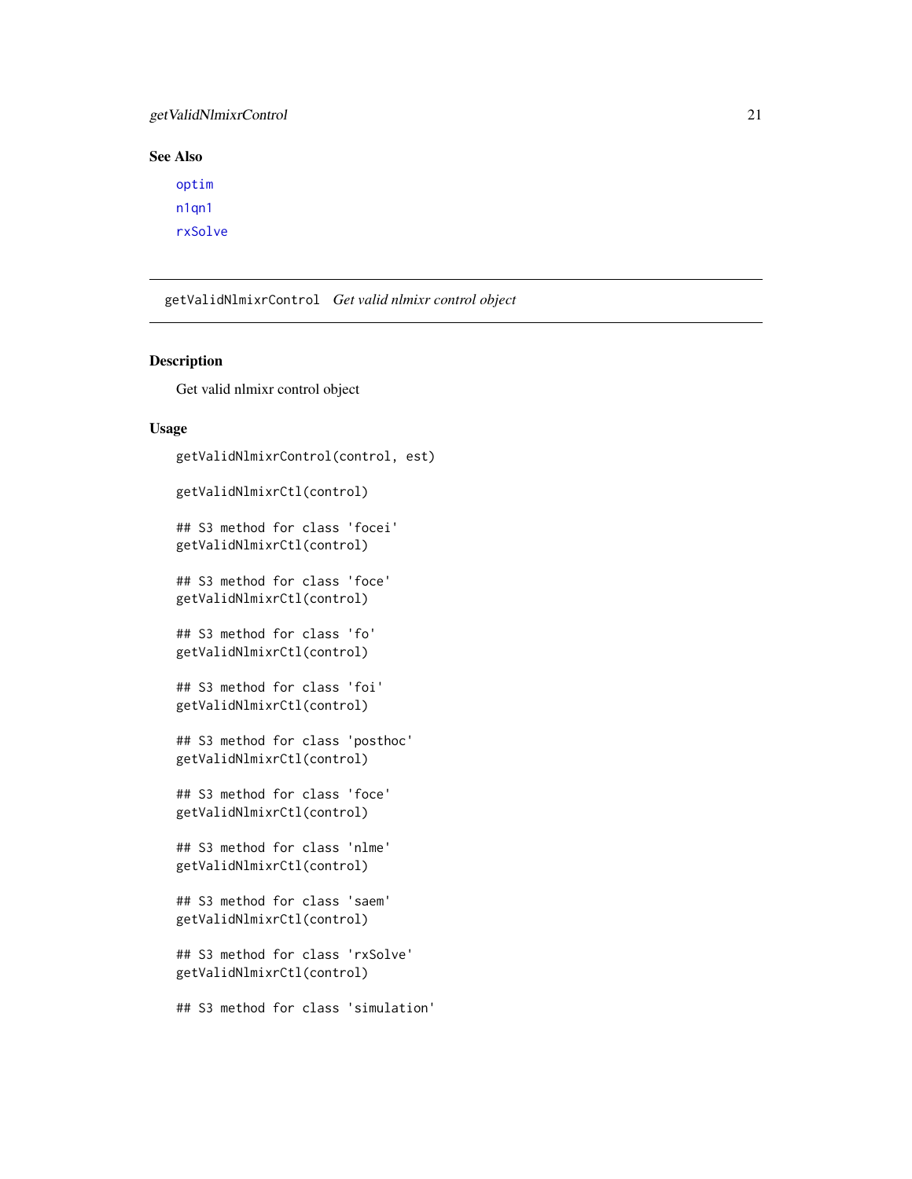## See Also

optim

n1qn1

rxSolve

---

# getValidNlmixrControl *Get valid nlmixr control object*

## Description

Get valid nlmixr control object

## Usage

```
getValidNlmixrControl(control, est)

getValidNlmixrCtl(control)

## S3 method for class 'focei'
getValidNlmixrCtl(control)

## S3 method for class 'foce'
getValidNlmixrCtl(control)

## S3 method for class 'fo'
getValidNlmixrCtl(control)

## S3 method for class 'foi'
getValidNlmixrCtl(control)

## S3 method for class 'posthoc'
getValidNlmixrCtl(control)

## S3 method for class 'foce'
getValidNlmixrCtl(control)

## S3 method for class 'nlme'
getValidNlmixrCtl(control)

## S3 method for class 'saem'
getValidNlmixrCtl(control)

## S3 method for class 'rxSolve'
getValidNlmixrCtl(control)

## S3 method for class 'simulation'
```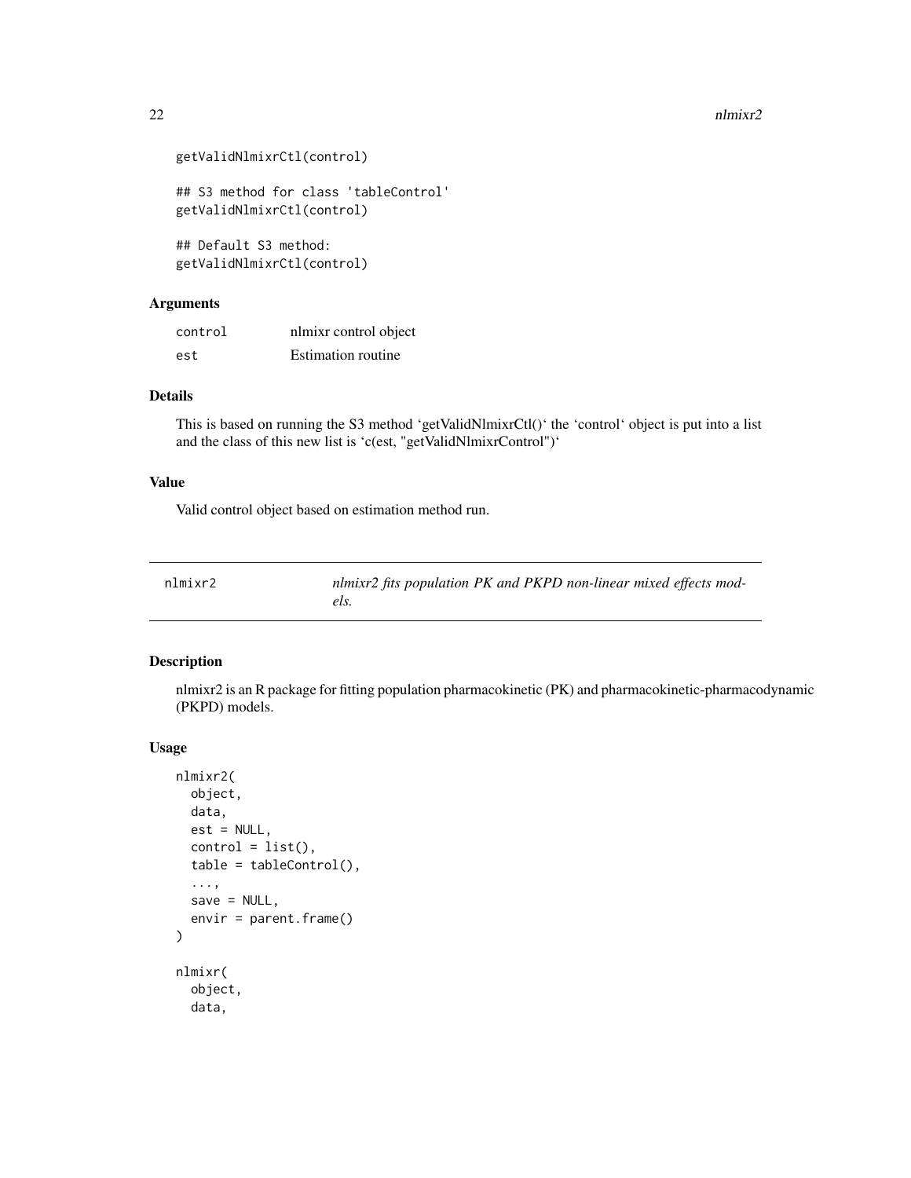```
getValidNlmixrCtl(control)

## S3 method for class 'tableControl'
getValidNlmixrCtl(control)

## Default S3 method:
getValidNlmixrCtl(control)
```

### Arguments

| | |
|---|---|
| control | nlmixr control object |
| est | Estimation routine |

### Details

This is based on running the S3 method 'getValidNlmixrCtl()' the 'control' object is put into a list and the class of this new list is 'c(est, "getValidNlmixrControl")'

### Value

Valid control object based on estimation method run.

---

## nlmixr2 — *nlmixr2 fits population PK and PKPD non-linear mixed effects models.*

---

### Description

nlmixr2 is an R package for fitting population pharmacokinetic (PK) and pharmacokinetic-pharmacodynamic (PKPD) models.

### Usage

```
nlmixr2(
  object,
  data,
  est = NULL,
  control = list(),
  table = tableControl(),
  ...,
  save = NULL,
  envir = parent.frame()
)

nlmixr(
  object,
  data,
```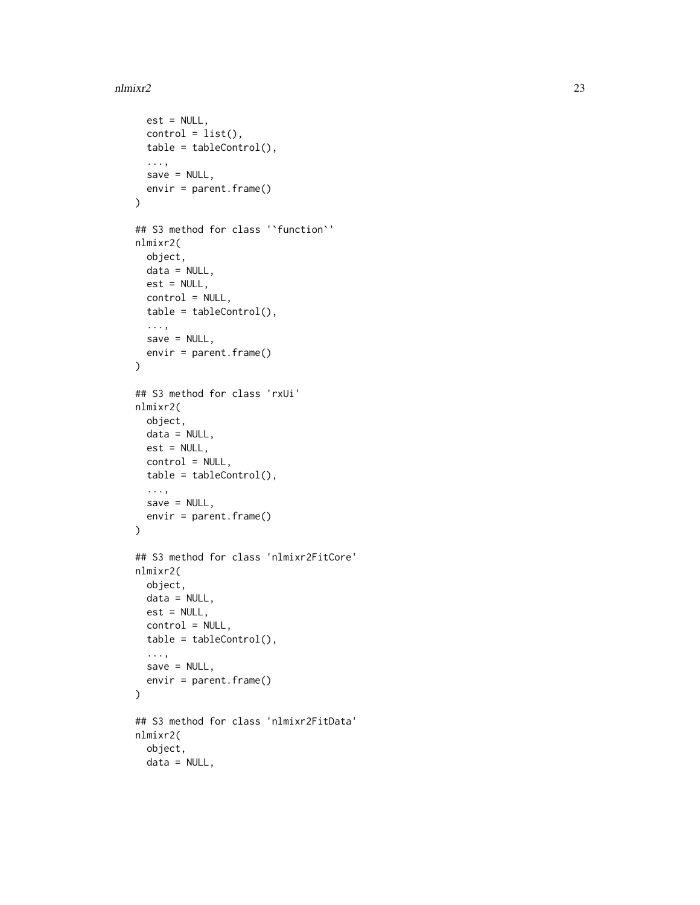```
  est = NULL,
  control = list(),
  table = tableControl(),
  ...,
  save = NULL,
  envir = parent.frame()
)

## S3 method for class '`function`'
nlmixr2(
  object,
  data = NULL,
  est = NULL,
  control = NULL,
  table = tableControl(),
  ...,
  save = NULL,
  envir = parent.frame()
)

## S3 method for class 'rxUi'
nlmixr2(
  object,
  data = NULL,
  est = NULL,
  control = NULL,
  table = tableControl(),
  ...,
  save = NULL,
  envir = parent.frame()
)

## S3 method for class 'nlmixr2FitCore'
nlmixr2(
  object,
  data = NULL,
  est = NULL,
  control = NULL,
  table = tableControl(),
  ...,
  save = NULL,
  envir = parent.frame()
)

## S3 method for class 'nlmixr2FitData'
nlmixr2(
  object,
  data = NULL,
```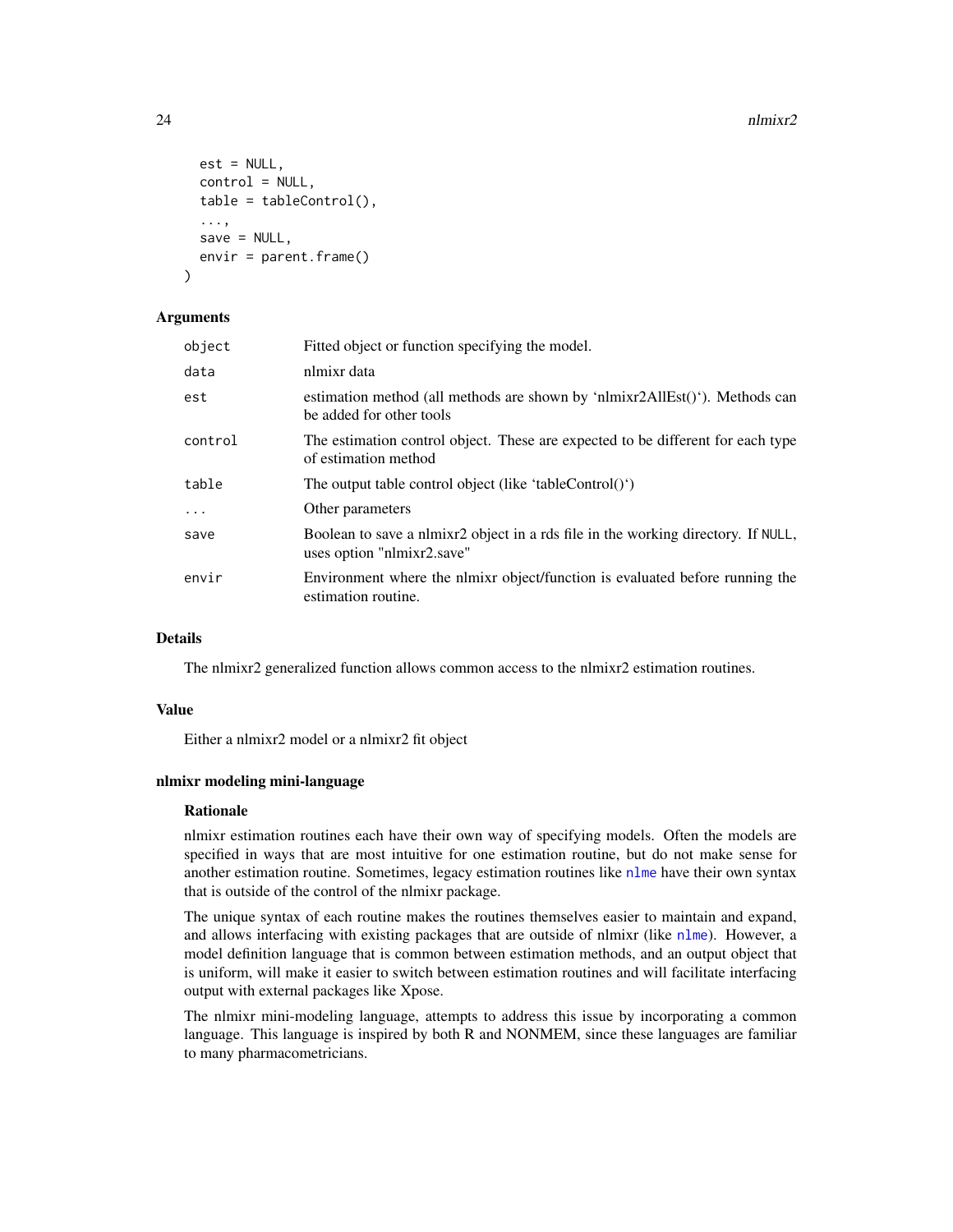```
  est = NULL,
  control = NULL,
  table = tableControl(),
  ...,
  save = NULL,
  envir = parent.frame()
)
```

### Arguments

| | |
|---|---|
| `object` | Fitted object or function specifying the model. |
| `data` | nlmixr data |
| `est` | estimation method (all methods are shown by 'nlmixr2AllEst()'). Methods can be added for other tools |
| `control` | The estimation control object. These are expected to be different for each type of estimation method |
| `table` | The output table control object (like 'tableControl()') |
| `...` | Other parameters |
| `save` | Boolean to save a nlmixr2 object in a rds file in the working directory. If `NULL`, uses option "nlmixr2.save" |
| `envir` | Environment where the nlmixr object/function is evaluated before running the estimation routine. |

### Details

The nlmixr2 generalized function allows common access to the nlmixr2 estimation routines.

### Value

Either a nlmixr2 model or a nlmixr2 fit object

### nlmixr modeling mini-language

#### Rationale

nlmixr estimation routines each have their own way of specifying models. Often the models are specified in ways that are most intuitive for one estimation routine, but do not make sense for another estimation routine. Sometimes, legacy estimation routines like `nlme` have their own syntax that is outside of the control of the nlmixr package.

The unique syntax of each routine makes the routines themselves easier to maintain and expand, and allows interfacing with existing packages that are outside of nlmixr (like `nlme`). However, a model definition language that is common between estimation methods, and an output object that is uniform, will make it easier to switch between estimation routines and will facilitate interfacing output with external packages like Xpose.

The nlmixr mini-modeling language, attempts to address this issue by incorporating a common language. This language is inspired by both R and NONMEM, since these languages are familiar to many pharmacometricians.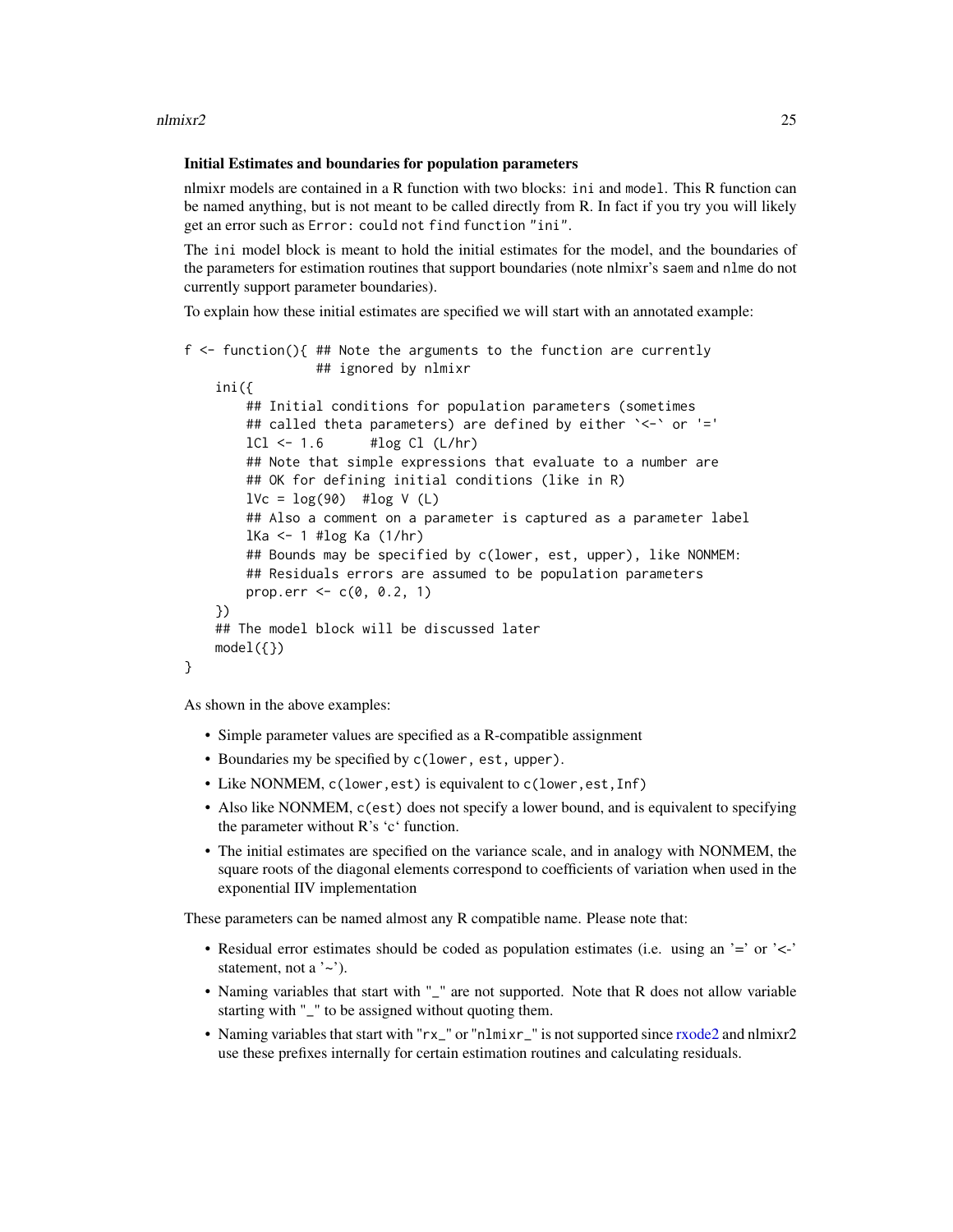### Initial Estimates and boundaries for population parameters

nlmixr models are contained in a R function with two blocks: `ini` and `model`. This R function can be named anything, but is not meant to be called directly from R. In fact if you try you will likely get an error such as `Error: could not find function "ini"`.

The `ini` model block is meant to hold the initial estimates for the model, and the boundaries of the parameters for estimation routines that support boundaries (note nlmixr's `saem` and `nlme` do not currently support parameter boundaries).

To explain how these initial estimates are specified we will start with an annotated example:

```
f <- function(){ ## Note the arguments to the function are currently
                 ## ignored by nlmixr
    ini({
        ## Initial conditions for population parameters (sometimes
        ## called theta parameters) are defined by either `<-` or '='
        lCl <- 1.6      #log Cl (L/hr)
        ## Note that simple expressions that evaluate to a number are
        ## OK for defining initial conditions (like in R)
        lVc = log(90)  #log V (L)
        ## Also a comment on a parameter is captured as a parameter label
        lKa <- 1 #log Ka (1/hr)
        ## Bounds may be specified by c(lower, est, upper), like NONMEM:
        ## Residuals errors are assumed to be population parameters
        prop.err <- c(0, 0.2, 1)
    })
    ## The model block will be discussed later
    model({})
}
```

As shown in the above examples:

- Simple parameter values are specified as a R-compatible assignment
- Boundaries my be specified by `c(lower, est, upper)`.
- Like NONMEM, `c(lower,est)` is equivalent to `c(lower,est,Inf)`
- Also like NONMEM, `c(est)` does not specify a lower bound, and is equivalent to specifying the parameter without R's 'c' function.
- The initial estimates are specified on the variance scale, and in analogy with NONMEM, the square roots of the diagonal elements correspond to coefficients of variation when used in the exponential IIV implementation

These parameters can be named almost any R compatible name. Please note that:

- Residual error estimates should be coded as population estimates (i.e. using an '=' or '<-' statement, not a '~').
- Naming variables that start with "`_`" are not supported. Note that R does not allow variable starting with "`_`" to be assigned without quoting them.
- Naming variables that start with "`rx_`" or "`nlmixr_`" is not supported since rxode2 and nlmixr2 use these prefixes internally for certain estimation routines and calculating residuals.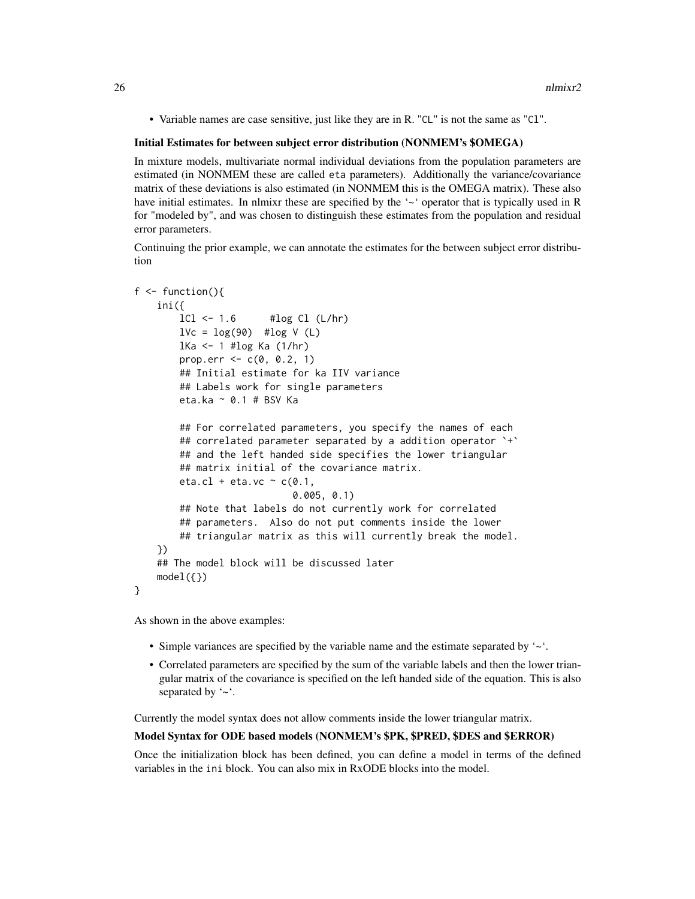- Variable names are case sensitive, just like they are in R. "CL" is not the same as "Cl".

### Initial Estimates for between subject error distribution (NONMEM's $OMEGA)

In mixture models, multivariate normal individual deviations from the population parameters are estimated (in NONMEM these are called eta parameters). Additionally the variance/covariance matrix of these deviations is also estimated (in NONMEM this is the OMEGA matrix). These also have initial estimates. In nlmixr these are specified by the '~' operator that is typically used in R for "modeled by", and was chosen to distinguish these estimates from the population and residual error parameters.

Continuing the prior example, we can annotate the estimates for the between subject error distribution

```
f <- function(){
    ini({
        lCl <- 1.6      #log Cl (L/hr)
        lVc = log(90)  #log V (L)
        lKa <- 1 #log Ka (1/hr)
        prop.err <- c(0, 0.2, 1)
        ## Initial estimate for ka IIV variance
        ## Labels work for single parameters
        eta.ka ~ 0.1 # BSV Ka

        ## For correlated parameters, you specify the names of each
        ## correlated parameter separated by a addition operator `+`
        ## and the left handed side specifies the lower triangular
        ## matrix initial of the covariance matrix.
        eta.cl + eta.vc ~ c(0.1,
                            0.005, 0.1)
        ## Note that labels do not currently work for correlated
        ## parameters.  Also do not put comments inside the lower
        ## triangular matrix as this will currently break the model.
    })
    ## The model block will be discussed later
    model({})
}
```

As shown in the above examples:

- Simple variances are specified by the variable name and the estimate separated by '~'.
- Correlated parameters are specified by the sum of the variable labels and then the lower triangular matrix of the covariance is specified on the left handed side of the equation. This is also separated by '~'.

Currently the model syntax does not allow comments inside the lower triangular matrix.

### Model Syntax for ODE based models (NONMEM's $PK, $PRED, $DES and $ERROR)

Once the initialization block has been defined, you can define a model in terms of the defined variables in the ini block. You can also mix in RxODE blocks into the model.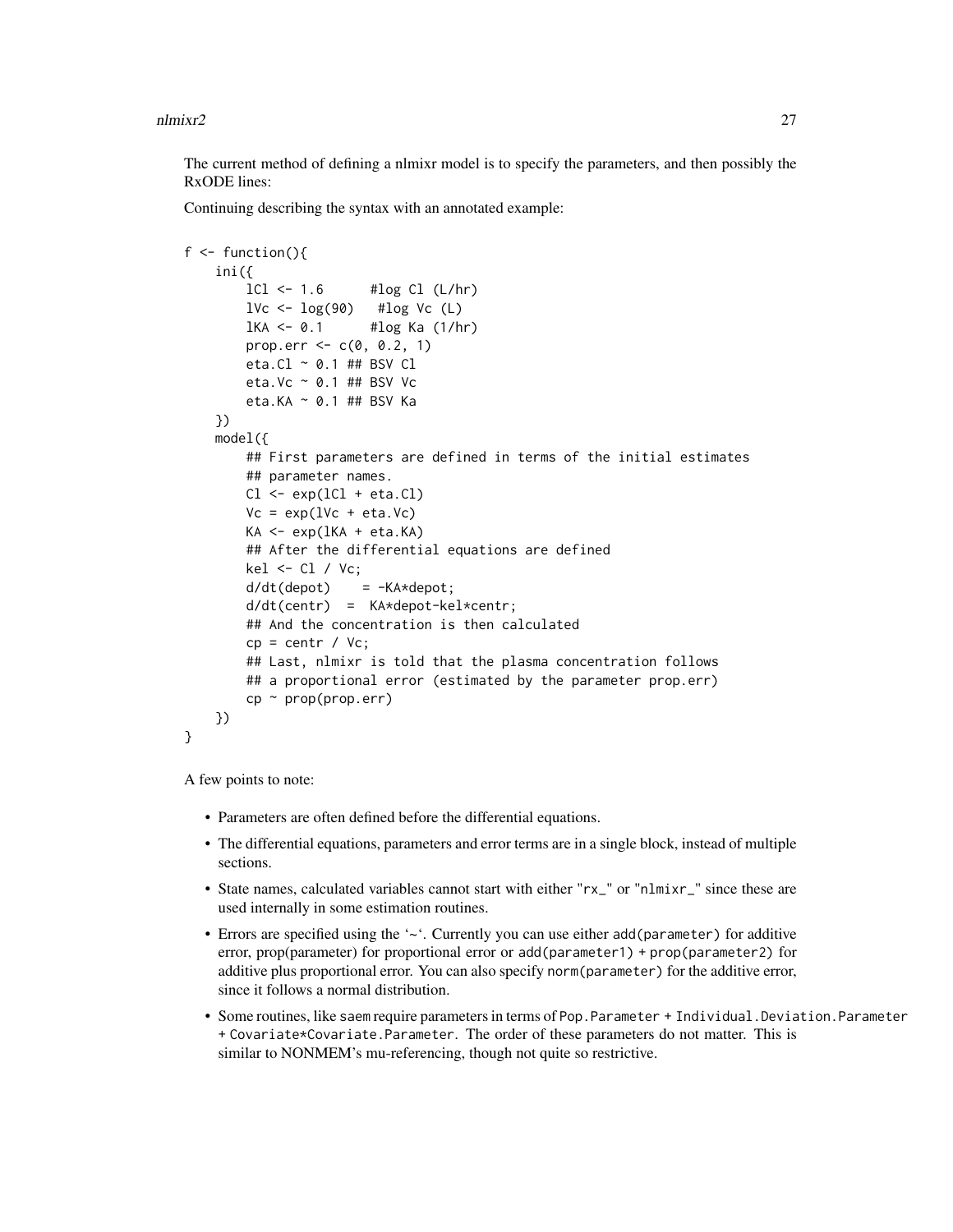The current method of defining a nlmixr model is to specify the parameters, and then possibly the RxODE lines:

Continuing describing the syntax with an annotated example:

```
f <- function(){
    ini({
        lCl <- 1.6      #log Cl (L/hr)
        lVc <- log(90)   #log Vc (L)
        lKA <- 0.1      #log Ka (1/hr)
        prop.err <- c(0, 0.2, 1)
        eta.Cl ~ 0.1 ## BSV Cl
        eta.Vc ~ 0.1 ## BSV Vc
        eta.KA ~ 0.1 ## BSV Ka
    })
    model({
        ## First parameters are defined in terms of the initial estimates
        ## parameter names.
        Cl <- exp(lCl + eta.Cl)
        Vc = exp(lVc + eta.Vc)
        KA <- exp(lKA + eta.KA)
        ## After the differential equations are defined
        kel <- Cl / Vc;
        d/dt(depot)    = -KA*depot;
        d/dt(centr)  =  KA*depot-kel*centr;
        ## And the concentration is then calculated
        cp = centr / Vc;
        ## Last, nlmixr is told that the plasma concentration follows
        ## a proportional error (estimated by the parameter prop.err)
        cp ~ prop(prop.err)
    })
}
```

A few points to note:

- Parameters are often defined before the differential equations.
- The differential equations, parameters and error terms are in a single block, instead of multiple sections.
- State names, calculated variables cannot start with either "rx_" or "nlmixr_" since these are used internally in some estimation routines.
- Errors are specified using the '~'. Currently you can use either add(parameter) for additive error, prop(parameter) for proportional error or add(parameter1) + prop(parameter2) for additive plus proportional error. You can also specify norm(parameter) for the additive error, since it follows a normal distribution.
- Some routines, like saem require parameters in terms of Pop.Parameter + Individual.Deviation.Parameter + Covariate*Covariate.Parameter. The order of these parameters do not matter. This is similar to NONMEM's mu-referencing, though not quite so restrictive.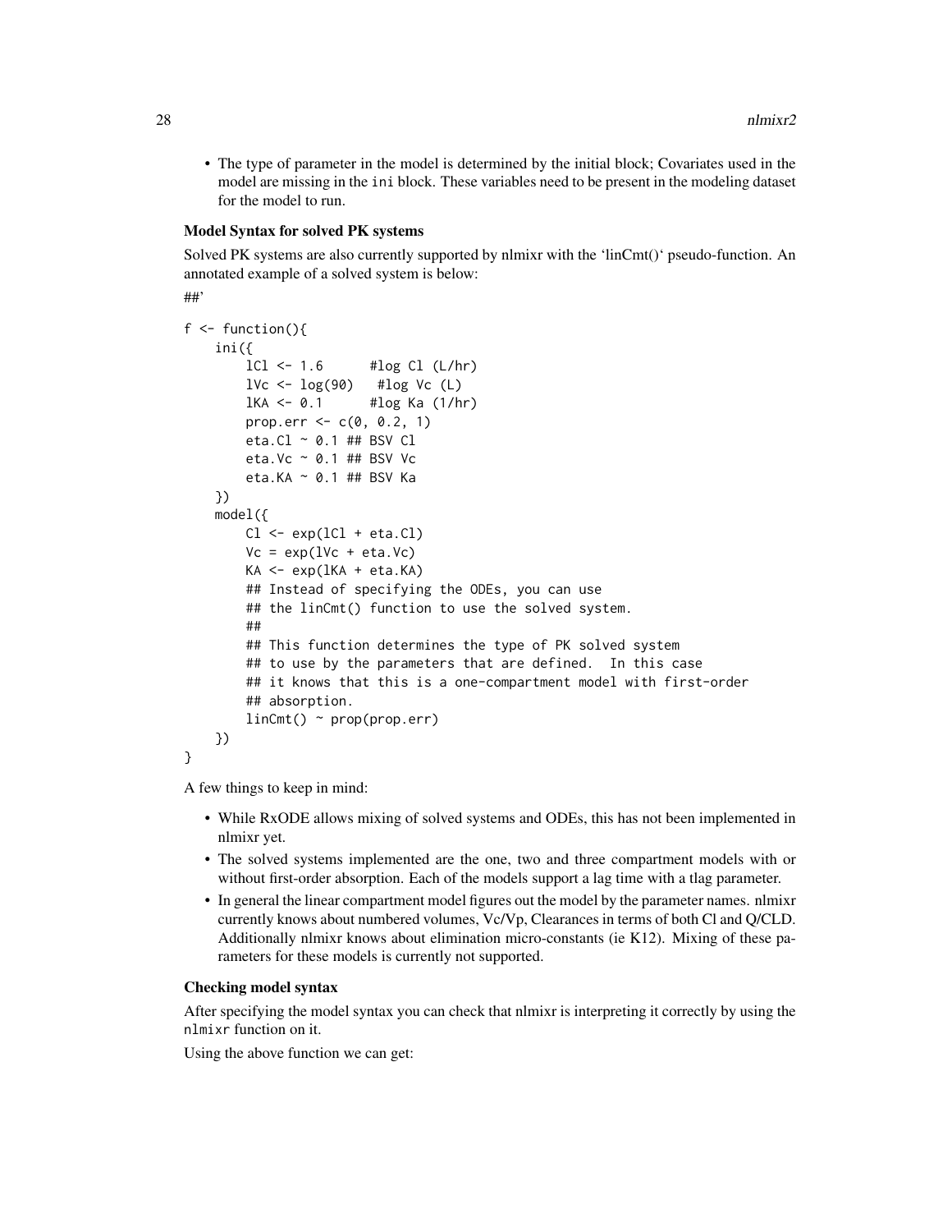- The type of parameter in the model is determined by the initial block; Covariates used in the model are missing in the ini block. These variables need to be present in the modeling dataset for the model to run.

### Model Syntax for solved PK systems

Solved PK systems are also currently supported by nlmixr with the 'linCmt()' pseudo-function. An annotated example of a solved system is below:

##'

```
f <- function(){
    ini({
        lCl <- 1.6      #log Cl (L/hr)
        lVc <- log(90)   #log Vc (L)
        lKA <- 0.1      #log Ka (1/hr)
        prop.err <- c(0, 0.2, 1)
        eta.Cl ~ 0.1 ## BSV Cl
        eta.Vc ~ 0.1 ## BSV Vc
        eta.KA ~ 0.1 ## BSV Ka
    })
    model({
        Cl <- exp(lCl + eta.Cl)
        Vc = exp(lVc + eta.Vc)
        KA <- exp(lKA + eta.KA)
        ## Instead of specifying the ODEs, you can use
        ## the linCmt() function to use the solved system.
        ##
        ## This function determines the type of PK solved system
        ## to use by the parameters that are defined.  In this case
        ## it knows that this is a one-compartment model with first-order
        ## absorption.
        linCmt() ~ prop(prop.err)
    })
}
```

A few things to keep in mind:

- While RxODE allows mixing of solved systems and ODEs, this has not been implemented in nlmixr yet.
- The solved systems implemented are the one, two and three compartment models with or without first-order absorption. Each of the models support a lag time with a tlag parameter.
- In general the linear compartment model figures out the model by the parameter names. nlmixr currently knows about numbered volumes, Vc/Vp, Clearances in terms of both Cl and Q/CLD. Additionally nlmixr knows about elimination micro-constants (ie K12). Mixing of these parameters for these models is currently not supported.

### Checking model syntax

After specifying the model syntax you can check that nlmixr is interpreting it correctly by using the `nlmixr` function on it.

Using the above function we can get: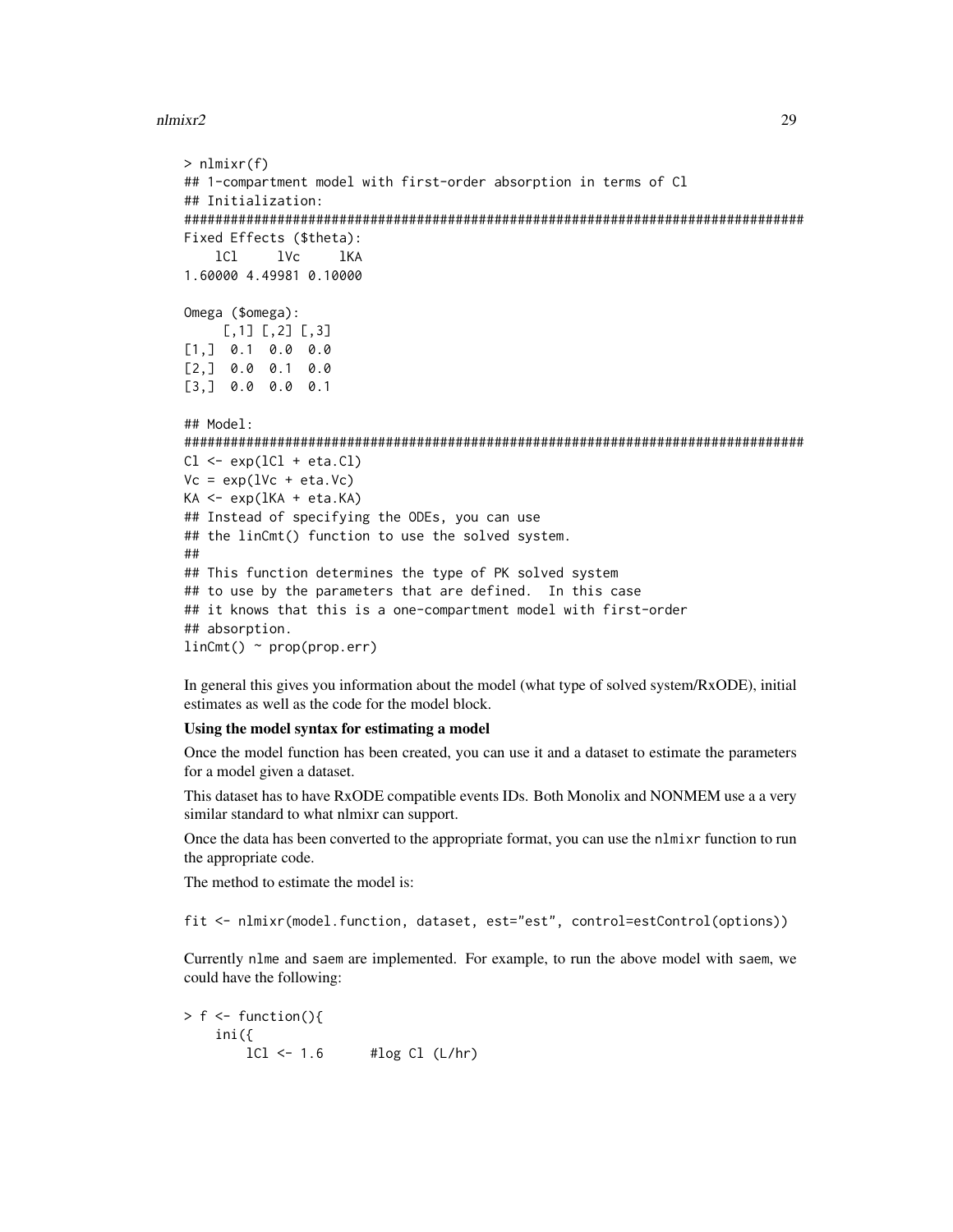```
> nlmixr(f)
## 1-compartment model with first-order absorption in terms of Cl
## Initialization:
################################################################################
Fixed Effects ($theta):
    lCl     lVc     lKA
1.60000 4.49981 0.10000

Omega ($omega):
     [,1] [,2] [,3]
[1,]  0.1  0.0  0.0
[2,]  0.0  0.1  0.0
[3,]  0.0  0.0  0.1

## Model:
################################################################################
Cl <- exp(lCl + eta.Cl)
Vc = exp(lVc + eta.Vc)
KA <- exp(lKA + eta.KA)
## Instead of specifying the ODEs, you can use
## the linCmt() function to use the solved system.
##
## This function determines the type of PK solved system
## to use by the parameters that are defined.  In this case
## it knows that this is a one-compartment model with first-order
## absorption.
linCmt() ~ prop(prop.err)
```

In general this gives you information about the model (what type of solved system/RxODE), initial estimates as well as the code for the model block.

**Using the model syntax for estimating a model**

Once the model function has been created, you can use it and a dataset to estimate the parameters for a model given a dataset.

This dataset has to have RxODE compatible events IDs. Both Monolix and NONMEM use a a very similar standard to what nlmixr can support.

Once the data has been converted to the appropriate format, you can use the `nlmixr` function to run the appropriate code.

The method to estimate the model is:

```
fit <- nlmixr(model.function, dataset, est="est", control=estControl(options))
```

Currently `nlme` and `saem` are implemented. For example, to run the above model with `saem`, we could have the following:

```
> f <- function(){
    ini({
        lCl <- 1.6      #log Cl (L/hr)
```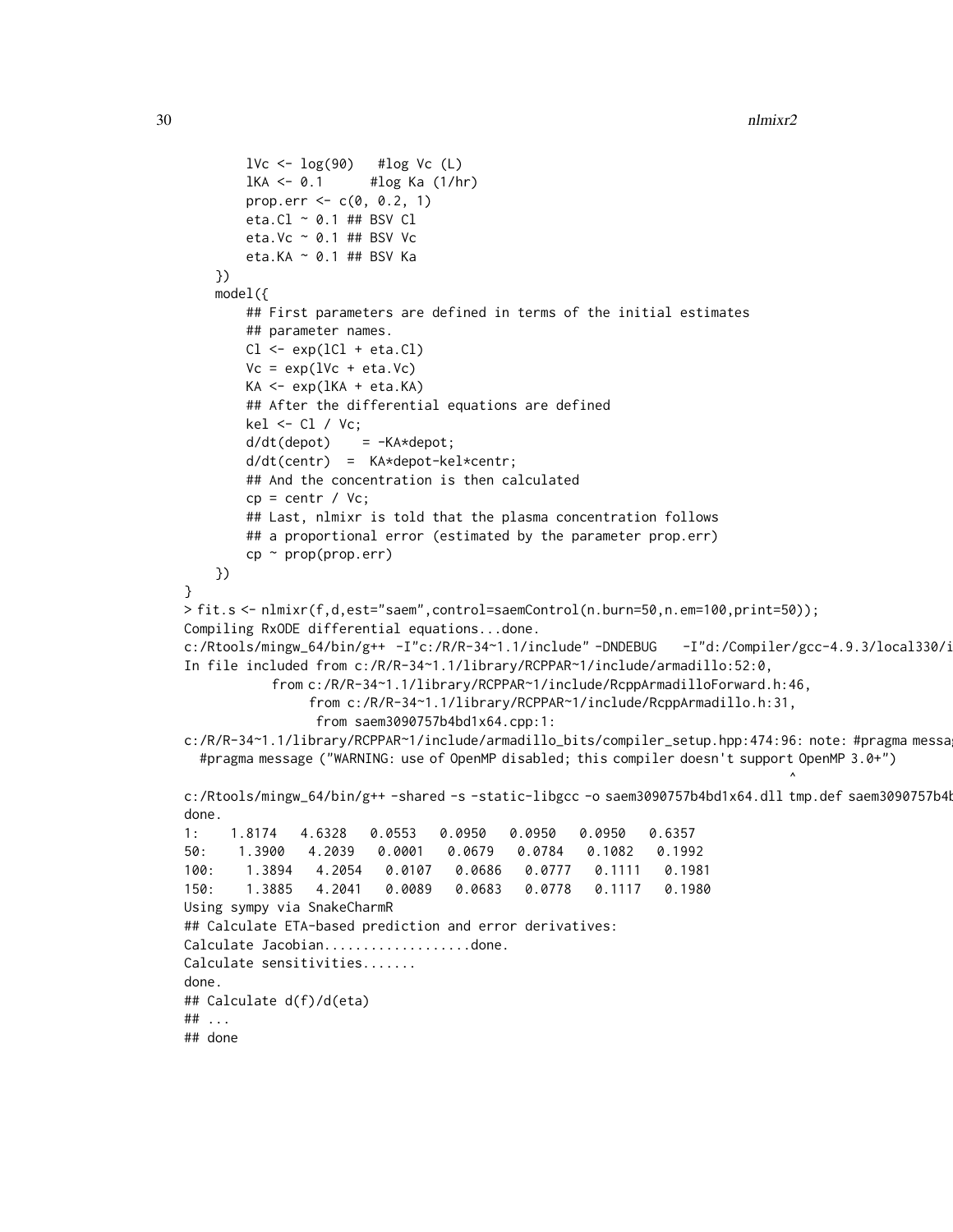```
        lVc <- log(90)   #log Vc (L)
        lKA <- 0.1      #log Ka (1/hr)
        prop.err <- c(0, 0.2, 1)
        eta.Cl ~ 0.1 ## BSV Cl
        eta.Vc ~ 0.1 ## BSV Vc
        eta.KA ~ 0.1 ## BSV Ka
    })
    model({
        ## First parameters are defined in terms of the initial estimates
        ## parameter names.
        Cl <- exp(lCl + eta.Cl)
        Vc = exp(lVc + eta.Vc)
        KA <- exp(lKA + eta.KA)
        ## After the differential equations are defined
        kel <- Cl / Vc;
        d/dt(depot)    = -KA*depot;
        d/dt(centr)  =  KA*depot-kel*centr;
        ## And the concentration is then calculated
        cp = centr / Vc;
        ## Last, nlmixr is told that the plasma concentration follows
        ## a proportional error (estimated by the parameter prop.err)
        cp ~ prop(prop.err)
    })
}
> fit.s <- nlmixr(f,d,est="saem",control=saemControl(n.burn=50,n.em=100,print=50));
Compiling RxODE differential equations...done.
c:/Rtools/mingw_64/bin/g++  -I"c:/R/R-34~1.1/include" -DNDEBUG   -I"d:/Compiler/gcc-4.9.3/local330/i
In file included from c:/R/R-34~1.1/library/RCPPAR~1/include/armadillo:52:0,
           from c:/R/R-34~1.1/library/RCPPAR~1/include/RcppArmadilloForward.h:46,
                from c:/R/R-34~1.1/library/RCPPAR~1/include/RcppArmadillo.h:31,
                 from saem3090757b4bd1x64.cpp:1:
c:/R/R-34~1.1/library/RCPPAR~1/include/armadillo_bits/compiler_setup.hpp:474:96: note: #pragma messa
  #pragma message ("WARNING: use of OpenMP disabled; this compiler doesn't support OpenMP 3.0+")
                                                                                ^
c:/Rtools/mingw_64/bin/g++ -shared -s -static-libgcc -o saem3090757b4bd1x64.dll tmp.def saem3090757b4b
done.
1:    1.8174   4.6328   0.0553   0.0950   0.0950   0.0950   0.6357
50:    1.3900   4.2039   0.0001   0.0679   0.0784   0.1082   0.1992
100:    1.3894   4.2054   0.0107   0.0686   0.0777   0.1111   0.1981
150:    1.3885   4.2041   0.0089   0.0683   0.0778   0.1117   0.1980
Using sympy via SnakeCharmR
## Calculate ETA-based prediction and error derivatives:
Calculate Jacobian...................done.
Calculate sensitivities.......
done.
## Calculate d(f)/d(eta)
## ...
## done
```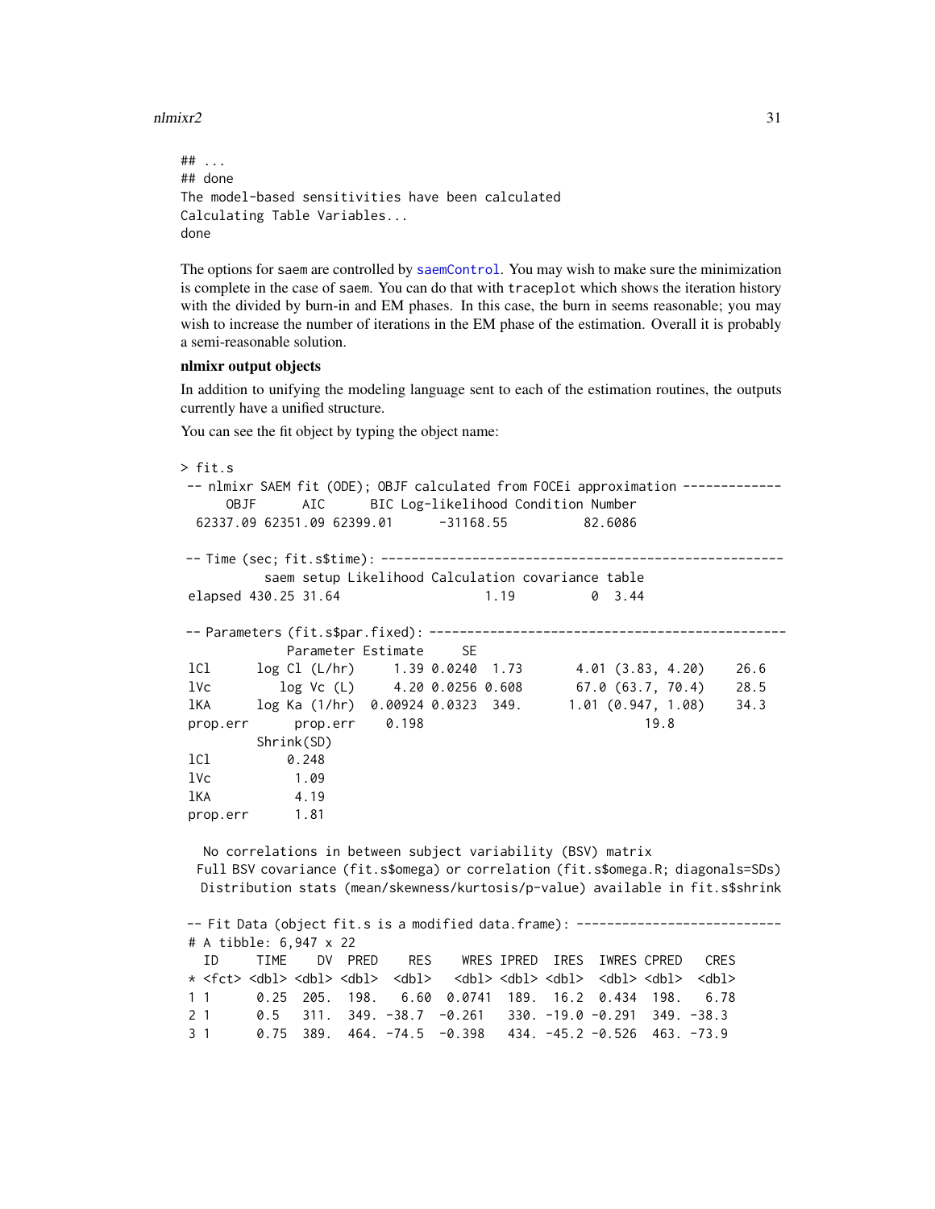```
## ...
## done
The model-based sensitivities have been calculated
Calculating Table Variables...
done
```

The options for saem are controlled by saemControl. You may wish to make sure the minimization is complete in the case of saem. You can do that with traceplot which shows the iteration history with the divided by burn-in and EM phases. In this case, the burn in seems reasonable; you may wish to increase the number of iterations in the EM phase of the estimation. Overall it is probably a semi-reasonable solution.

**nlmixr output objects**

In addition to unifying the modeling language sent to each of the estimation routines, the outputs currently have a unified structure.

You can see the fit object by typing the object name:

```
> fit.s
 -- nlmixr SAEM fit (ODE); OBJF calculated from FOCEi approximation -------------
      OBJF      AIC      BIC Log-likelihood Condition Number
  62337.09 62351.09 62399.01      -31168.55          82.6086

 -- Time (sec; fit.s$time): -----------------------------------------------------
           saem setup Likelihood Calculation covariance table
 elapsed 430.25 31.64                   1.19          0  3.44

 -- Parameters (fit.s$par.fixed): -----------------------------------------------
             Parameter Estimate     SE
 lCl      log Cl (L/hr)     1.39 0.0240  1.73       4.01 (3.83, 4.20)    26.6
 lVc         log Vc (L)     4.20 0.0256 0.608       67.0 (63.7, 70.4)    28.5
 lKA      log Ka (1/hr)  0.00924 0.0323  349.      1.01 (0.947, 1.08)    34.3
 prop.err      prop.err    0.198                                 19.8
         Shrink(SD)
 lCl         0.248
 lVc          1.09
 lKA          4.19
 prop.err     1.81

   No correlations in between subject variability (BSV) matrix
  Full BSV covariance (fit.s$omega) or correlation (fit.s$omega.R; diagonals=SDs)
  Distribution stats (mean/skewness/kurtosis/p-value) available in fit.s$shrink

 -- Fit Data (object fit.s is a modified data.frame): ---------------------------
 # A tibble: 6,947 x 22
   ID     TIME    DV  PRED    RES    WRES IPRED  IRES   IWRES CPRED   CRES
 * <fct> <dbl> <dbl> <dbl>  <dbl>   <dbl> <dbl> <dbl>   <dbl> <dbl>  <dbl>
 1 1      0.25  205.  198.   6.60  0.0741  189.  16.2  0.434  198.   6.78
 2 1      0.5   311.  349. -38.7  -0.261   330. -19.0 -0.291  349. -38.3
 3 1      0.75  389.  464. -74.5  -0.398   434. -45.2 -0.526  463. -73.9
```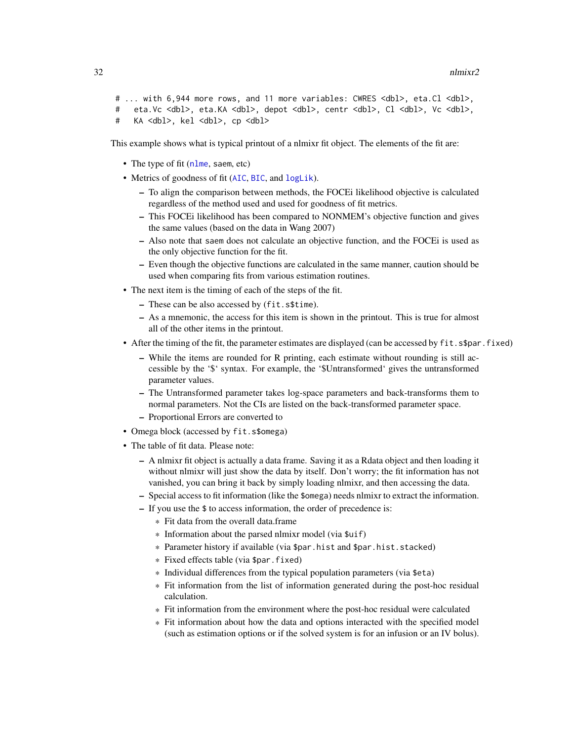```
# ... with 6,944 more rows, and 11 more variables: CWRES <dbl>, eta.Cl <dbl>,
#   eta.Vc <dbl>, eta.KA <dbl>, depot <dbl>, centr <dbl>, Cl <dbl>, Vc <dbl>,
#   KA <dbl>, kel <dbl>, cp <dbl>
```

This example shows what is typical printout of a nlmixr fit object. The elements of the fit are:

- The type of fit (`nlme`, `saem`, etc)
- Metrics of goodness of fit (`AIC`, `BIC`, and `logLik`).
  - To align the comparison between methods, the FOCEi likelihood objective is calculated regardless of the method used and used for goodness of fit metrics.
  - This FOCEi likelihood has been compared to NONMEM's objective function and gives the same values (based on the data in Wang 2007)
  - Also note that `saem` does not calculate an objective function, and the FOCEi is used as the only objective function for the fit.
  - Even though the objective functions are calculated in the same manner, caution should be used when comparing fits from various estimation routines.
- The next item is the timing of each of the steps of the fit.
  - These can be also accessed by (`fit.s$time`).
  - As a mnemonic, the access for this item is shown in the printout. This is true for almost all of the other items in the printout.
- After the timing of the fit, the parameter estimates are displayed (can be accessed by `fit.s$par.fixed`)
  - While the items are rounded for R printing, each estimate without rounding is still accessible by the '$' syntax. For example, the '$Untransformed' gives the untransformed parameter values.
  - The Untransformed parameter takes log-space parameters and back-transforms them to normal parameters. Not the CIs are listed on the back-transformed parameter space.
  - Proportional Errors are converted to
- Omega block (accessed by `fit.s$omega`)
- The table of fit data. Please note:
  - A nlmixr fit object is actually a data frame. Saving it as a Rdata object and then loading it without nlmixr will just show the data by itself. Don't worry; the fit information has not vanished, you can bring it back by simply loading nlmixr, and then accessing the data.
  - Special access to fit information (like the `$omega`) needs nlmixr to extract the information.
  - If you use the `$` to access information, the order of precedence is:
    * Fit data from the overall data.frame
    * Information about the parsed nlmixr model (via `$uif`)
    * Parameter history if available (via `$par.hist` and `$par.hist.stacked`)
    * Fixed effects table (via `$par.fixed`)
    * Individual differences from the typical population parameters (via `$eta`)
    * Fit information from the list of information generated during the post-hoc residual calculation.
    * Fit information from the environment where the post-hoc residual were calculated
    * Fit information about how the data and options interacted with the specified model (such as estimation options or if the solved system is for an infusion or an IV bolus).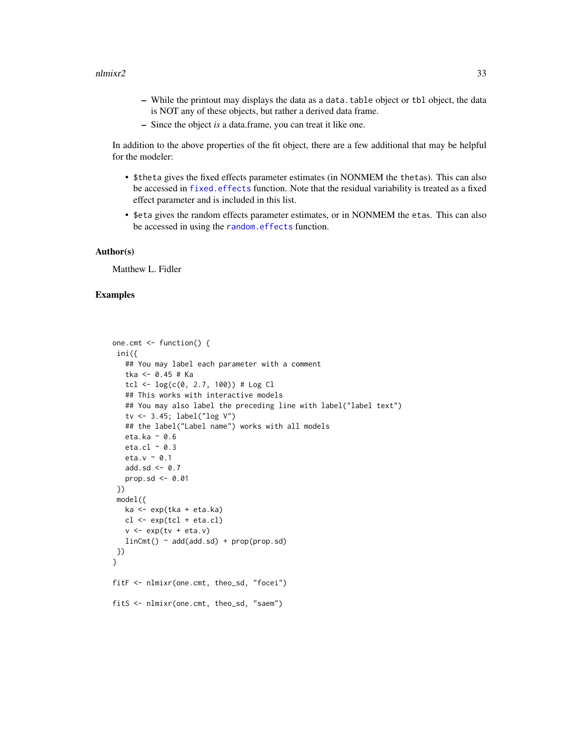- While the printout may displays the data as a `data.table` object or `tbl` object, the data is NOT any of these objects, but rather a derived data frame.
- Since the object *is* a data.frame, you can treat it like one.

In addition to the above properties of the fit object, there are a few additional that may be helpful for the modeler:

- `$theta` gives the fixed effects parameter estimates (in NONMEM the `thetas`). This can also be accessed in `fixed.effects` function. Note that the residual variability is treated as a fixed effect parameter and is included in this list.
- `$eta` gives the random effects parameter estimates, or in NONMEM the `etas`. This can also be accessed in using the `random.effects` function.

### Author(s)

Matthew L. Fidler

### Examples

```
one.cmt <- function() {
 ini({
   ## You may label each parameter with a comment
   tka <- 0.45 # Ka
   tcl <- log(c(0, 2.7, 100)) # Log Cl
   ## This works with interactive models
   ## You may also label the preceding line with label("label text")
   tv <- 3.45; label("log V")
   ## the label("Label name") works with all models
   eta.ka ~ 0.6
   eta.cl ~ 0.3
   eta.v ~ 0.1
   add.sd <- 0.7
   prop.sd <- 0.01
 })
 model({
   ka <- exp(tka + eta.ka)
   cl <- exp(tcl + eta.cl)
   v <- exp(tv + eta.v)
   linCmt() ~ add(add.sd) + prop(prop.sd)
 })
}

fitF <- nlmixr(one.cmt, theo_sd, "focei")

fitS <- nlmixr(one.cmt, theo_sd, "saem")
```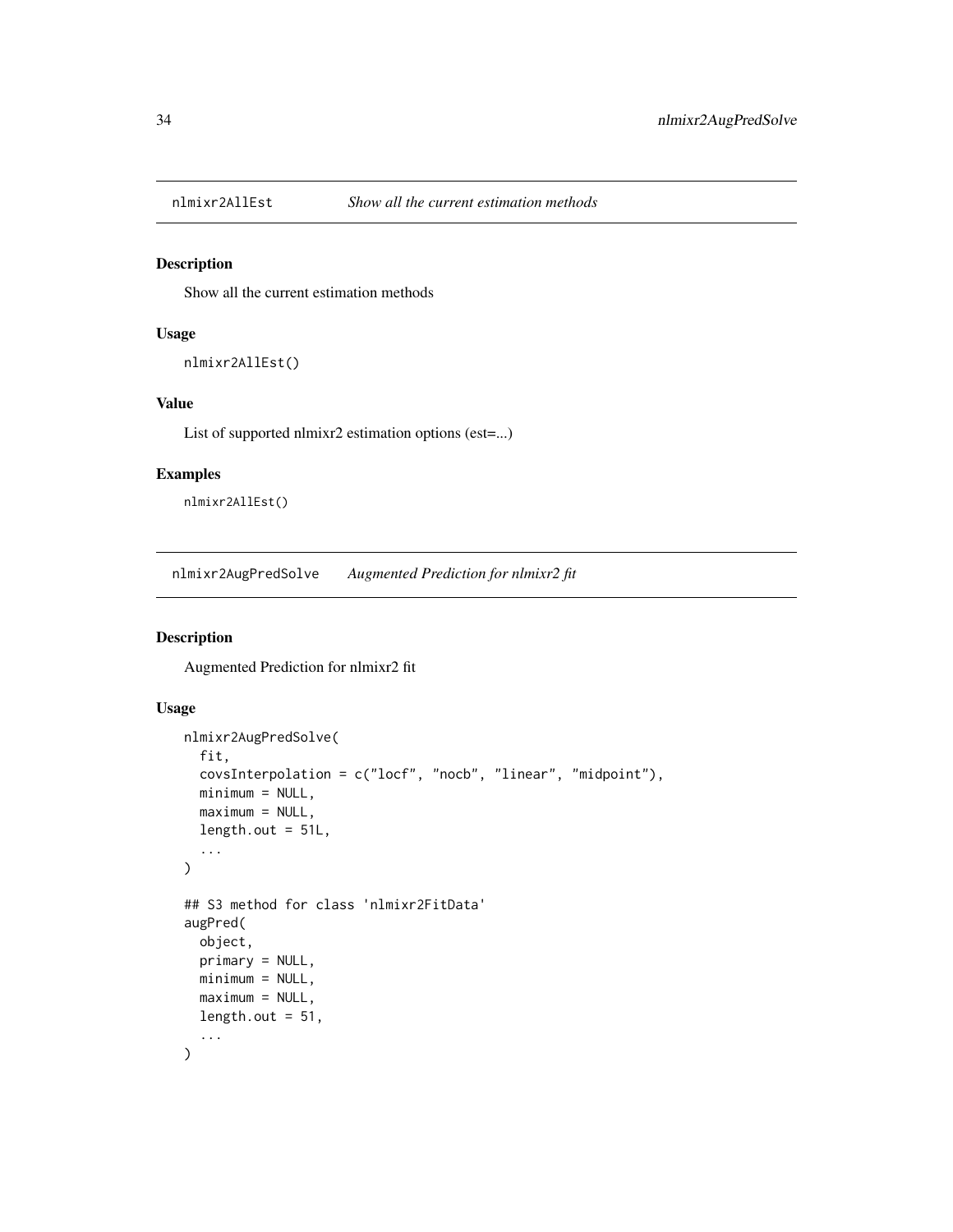## nlmixr2AllEst — *Show all the current estimation methods*

### Description

Show all the current estimation methods

### Usage

```
nlmixr2AllEst()
```

### Value

List of supported nlmixr2 estimation options (est=...)

### Examples

```
nlmixr2AllEst()
```

## nlmixr2AugPredSolve — *Augmented Prediction for nlmixr2 fit*

### Description

Augmented Prediction for nlmixr2 fit

### Usage

```
nlmixr2AugPredSolve(
  fit,
  covsInterpolation = c("locf", "nocb", "linear", "midpoint"),
  minimum = NULL,
  maximum = NULL,
  length.out = 51L,
  ...
)

## S3 method for class 'nlmixr2FitData'
augPred(
  object,
  primary = NULL,
  minimum = NULL,
  maximum = NULL,
  length.out = 51,
  ...
)
```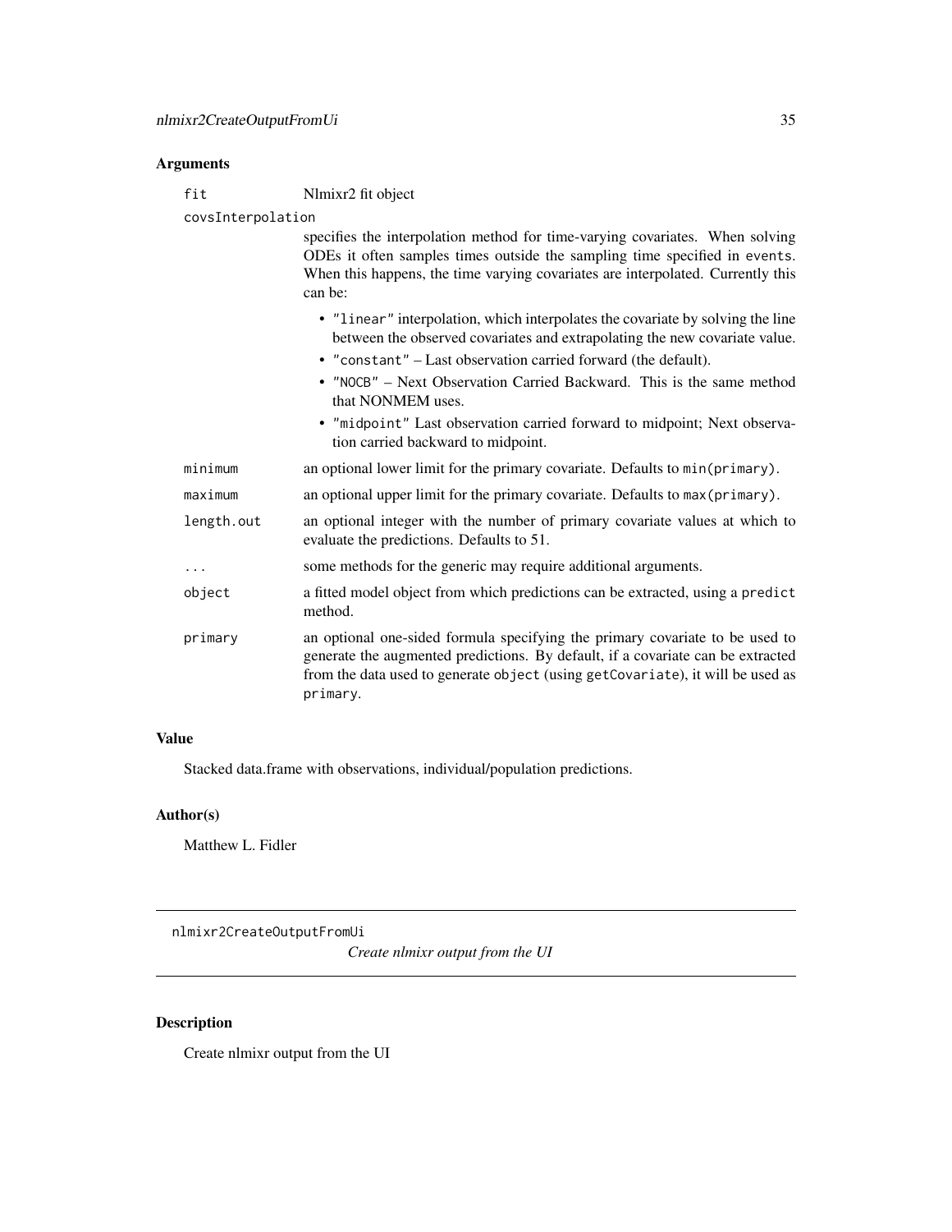## Arguments

| | |
|---|---|
| `fit` | Nlmixr2 fit object |
| `covsInterpolation` | specifies the interpolation method for time-varying covariates. When solving ODEs it often samples times outside the sampling time specified in `events`. When this happens, the time varying covariates are interpolated. Currently this can be: <br> • `"linear"` interpolation, which interpolates the covariate by solving the line between the observed covariates and extrapolating the new covariate value. <br> • `"constant"` – Last observation carried forward (the default). <br> • `"NOCB"` – Next Observation Carried Backward. This is the same method that NONMEM uses. <br> • `"midpoint"` Last observation carried forward to midpoint; Next observation carried backward to midpoint. |
| `minimum` | an optional lower limit for the primary covariate. Defaults to `min(primary)`. |
| `maximum` | an optional upper limit for the primary covariate. Defaults to `max(primary)`. |
| `length.out` | an optional integer with the number of primary covariate values at which to evaluate the predictions. Defaults to 51. |
| `...` | some methods for the generic may require additional arguments. |
| `object` | a fitted model object from which predictions can be extracted, using a `predict` method. |
| `primary` | an optional one-sided formula specifying the primary covariate to be used to generate the augmented predictions. By default, if a covariate can be extracted from the data used to generate `object` (using `getCovariate`), it will be used as `primary`. |

## Value

Stacked data.frame with observations, individual/population predictions.

## Author(s)

Matthew L. Fidler

---

`nlmixr2CreateOutputFromUi` *Create nlmixr output from the UI*

---

## Description

Create nlmixr output from the UI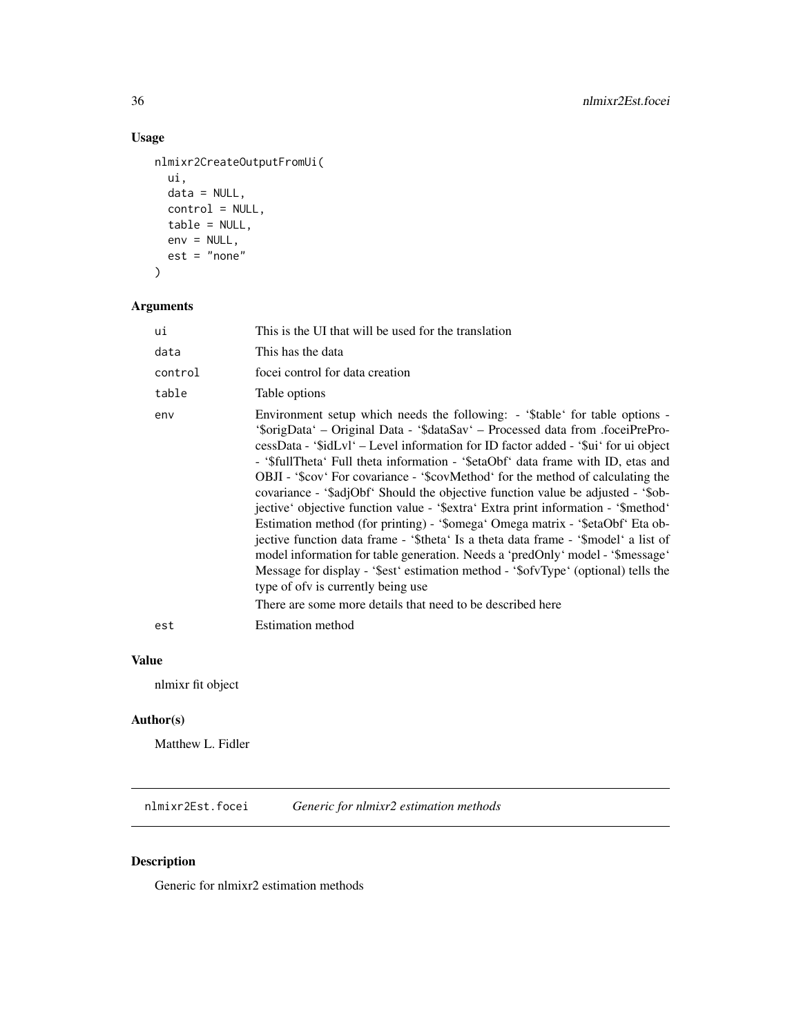## Usage

```
nlmixr2CreateOutputFromUi(
  ui,
  data = NULL,
  control = NULL,
  table = NULL,
  env = NULL,
  est = "none"
)
```

## Arguments

| | |
|---|---|
| ui | This is the UI that will be used for the translation |
| data | This has the data |
| control | focei control for data creation |
| table | Table options |
| env | Environment setup which needs the following: - '$table' for table options - '$origData' – Original Data - '$dataSav' – Processed data from .foceiPreProcessData - '$idLvl' – Level information for ID factor added - '$ui' for ui object - '$fullTheta' Full theta information - '$etaObf' data frame with ID, etas and OBJI - '$cov' For covariance - '$covMethod' for the method of calculating the covariance - '$adjObf' Should the objective function value be adjusted - '$objective' objective function value - '$extra' Extra print information - '$method' Estimation method (for printing) - '$omega' Omega matrix - '$etaObf' Eta objective function data frame - '$theta' Is a theta data frame - '$model' a list of model information for table generation. Needs a 'predOnly' model - '$message' Message for display - '$est' estimation method - '$ofvType' (optional) tells the type of ofv is currently being use<br>There are some more details that need to be described here |
| est | Estimation method |

## Value

nlmixr fit object

## Author(s)

Matthew L. Fidler

---

# nlmixr2Est.focei — *Generic for nlmixr2 estimation methods*

## Description

Generic for nlmixr2 estimation methods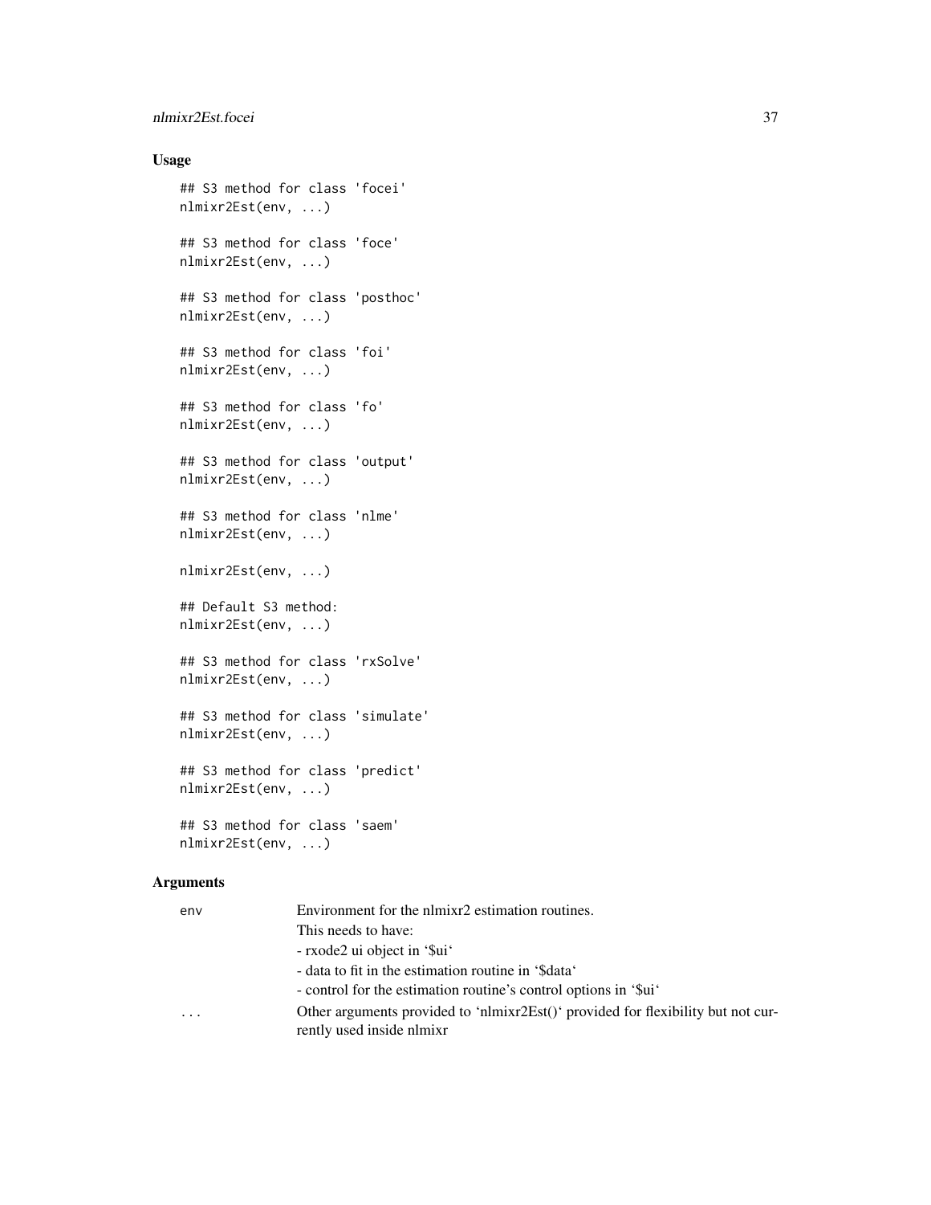## Usage

```
## S3 method for class 'focei'
nlmixr2Est(env, ...)

## S3 method for class 'foce'
nlmixr2Est(env, ...)

## S3 method for class 'posthoc'
nlmixr2Est(env, ...)

## S3 method for class 'foi'
nlmixr2Est(env, ...)

## S3 method for class 'fo'
nlmixr2Est(env, ...)

## S3 method for class 'output'
nlmixr2Est(env, ...)

## S3 method for class 'nlme'
nlmixr2Est(env, ...)

nlmixr2Est(env, ...)

## Default S3 method:
nlmixr2Est(env, ...)

## S3 method for class 'rxSolve'
nlmixr2Est(env, ...)

## S3 method for class 'simulate'
nlmixr2Est(env, ...)

## S3 method for class 'predict'
nlmixr2Est(env, ...)

## S3 method for class 'saem'
nlmixr2Est(env, ...)
```

## Arguments

| | |
|---|---|
| env | Environment for the nlmixr2 estimation routines.<br>This needs to have:<br>- rxode2 ui object in '$ui'<br>- data to fit in the estimation routine in '$data'<br>- control for the estimation routine's control options in '$ui' |
| ... | Other arguments provided to 'nlmixr2Est()' provided for flexibility but not currently used inside nlmixr |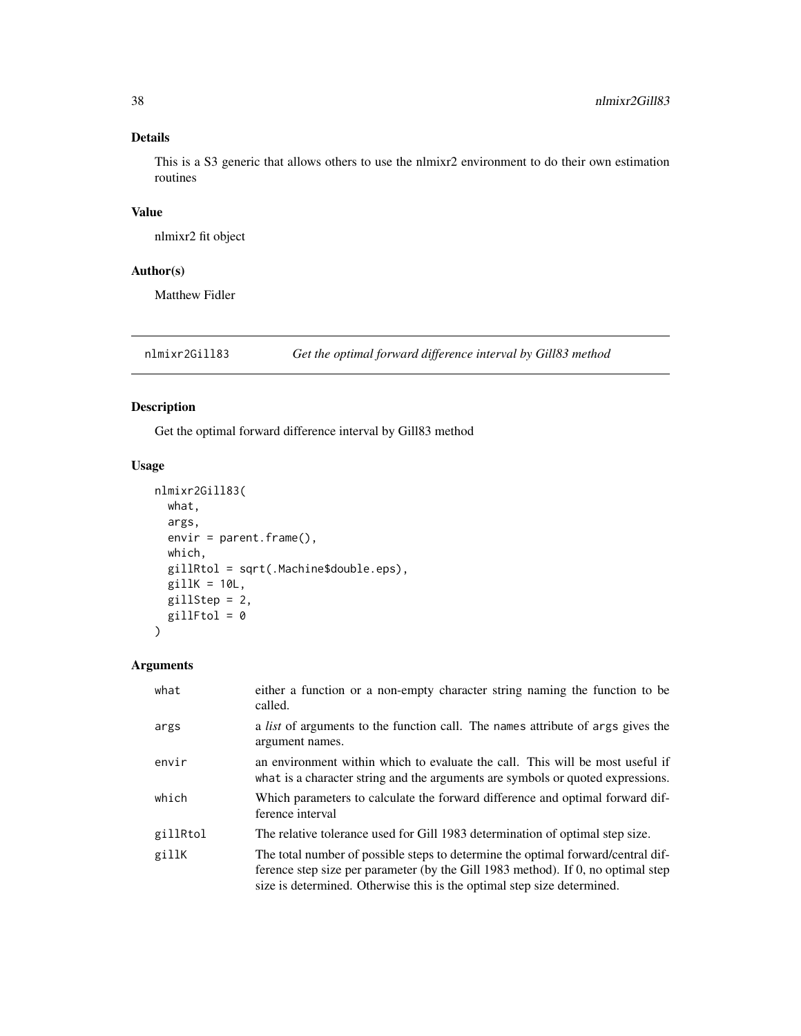## Details

This is a S3 generic that allows others to use the nlmixr2 environment to do their own estimation routines

## Value

nlmixr2 fit object

## Author(s)

Matthew Fidler

---

# nlmixr2Gill83 — *Get the optimal forward difference interval by Gill83 method*

## Description

Get the optimal forward difference interval by Gill83 method

## Usage

```
nlmixr2Gill83(
  what,
  args,
  envir = parent.frame(),
  which,
  gillRtol = sqrt(.Machine$double.eps),
  gillK = 10L,
  gillStep = 2,
  gillFtol = 0
)
```

## Arguments

| Argument | Description |
|---|---|
| what | either a function or a non-empty character string naming the function to be called. |
| args | a *list* of arguments to the function call. The names attribute of args gives the argument names. |
| envir | an environment within which to evaluate the call. This will be most useful if what is a character string and the arguments are symbols or quoted expressions. |
| which | Which parameters to calculate the forward difference and optimal forward difference interval |
| gillRtol | The relative tolerance used for Gill 1983 determination of optimal step size. |
| gillK | The total number of possible steps to determine the optimal forward/central difference step size per parameter (by the Gill 1983 method). If 0, no optimal step size is determined. Otherwise this is the optimal step size determined. |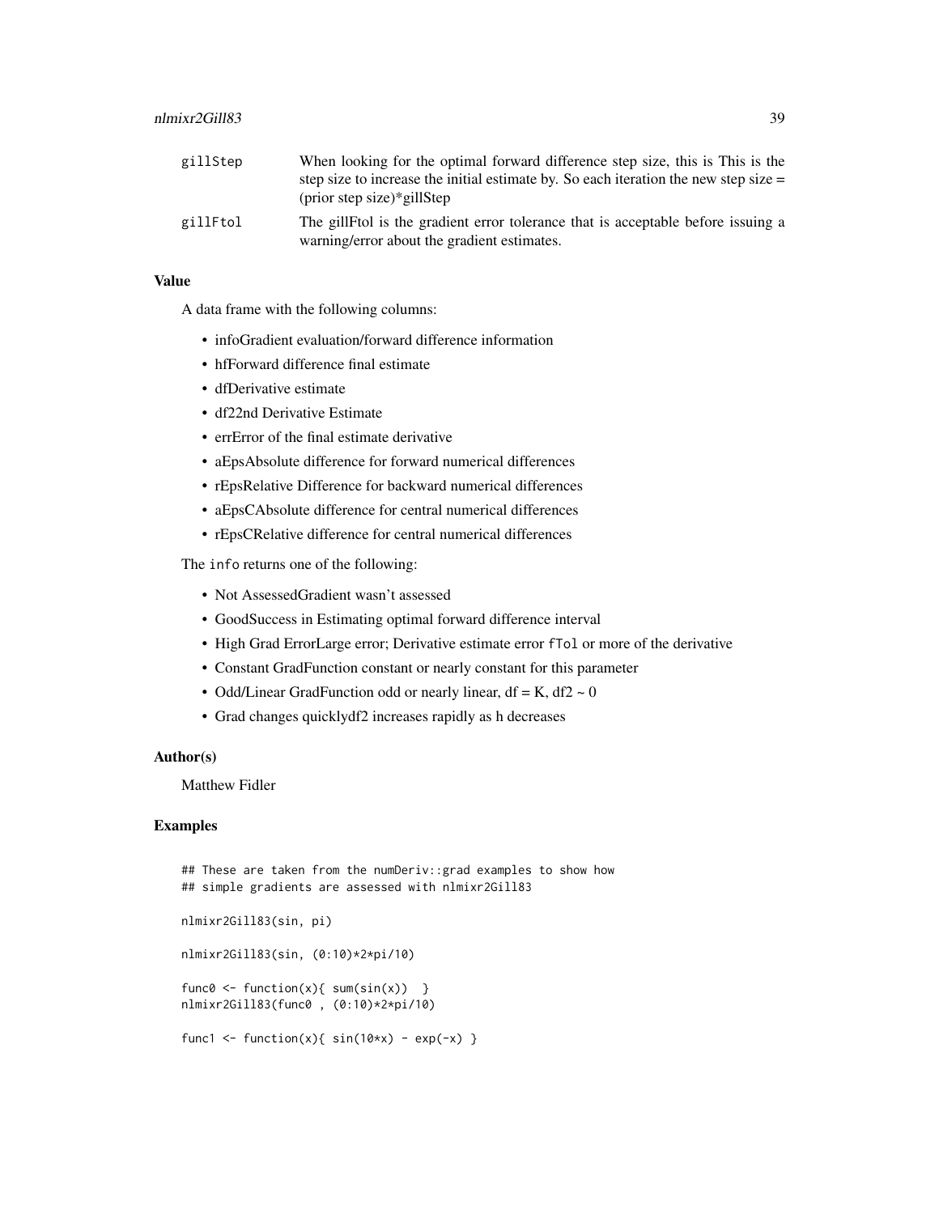| | |
|---|---|
| gillStep | When looking for the optimal forward difference step size, this is This is the step size to increase the initial estimate by. So each iteration the new step size = (prior step size)*gillStep |
| gillFtol | The gillFtol is the gradient error tolerance that is acceptable before issuing a warning/error about the gradient estimates. |

## Value

A data frame with the following columns:

- infoGradient evaluation/forward difference information
- hfForward difference final estimate
- dfDerivative estimate
- df22nd Derivative Estimate
- errError of the final estimate derivative
- aEpsAbsolute difference for forward numerical differences
- rEpsRelative Difference for backward numerical differences
- aEpsCAbsolute difference for central numerical differences
- rEpsCRelative difference for central numerical differences

The info returns one of the following:

- Not AssessedGradient wasn't assessed
- GoodSuccess in Estimating optimal forward difference interval
- High Grad ErrorLarge error; Derivative estimate error fTol or more of the derivative
- Constant GradFunction constant or nearly constant for this parameter
- Odd/Linear GradFunction odd or nearly linear, df = K, df2 ~ 0
- Grad changes quicklydf2 increases rapidly as h decreases

## Author(s)

Matthew Fidler

## Examples

```
## These are taken from the numDeriv::grad examples to show how
## simple gradients are assessed with nlmixr2Gill83

nlmixr2Gill83(sin, pi)

nlmixr2Gill83(sin, (0:10)*2*pi/10)

func0 <- function(x){ sum(sin(x))  }
nlmixr2Gill83(func0 , (0:10)*2*pi/10)

func1 <- function(x){ sin(10*x) - exp(-x) }
```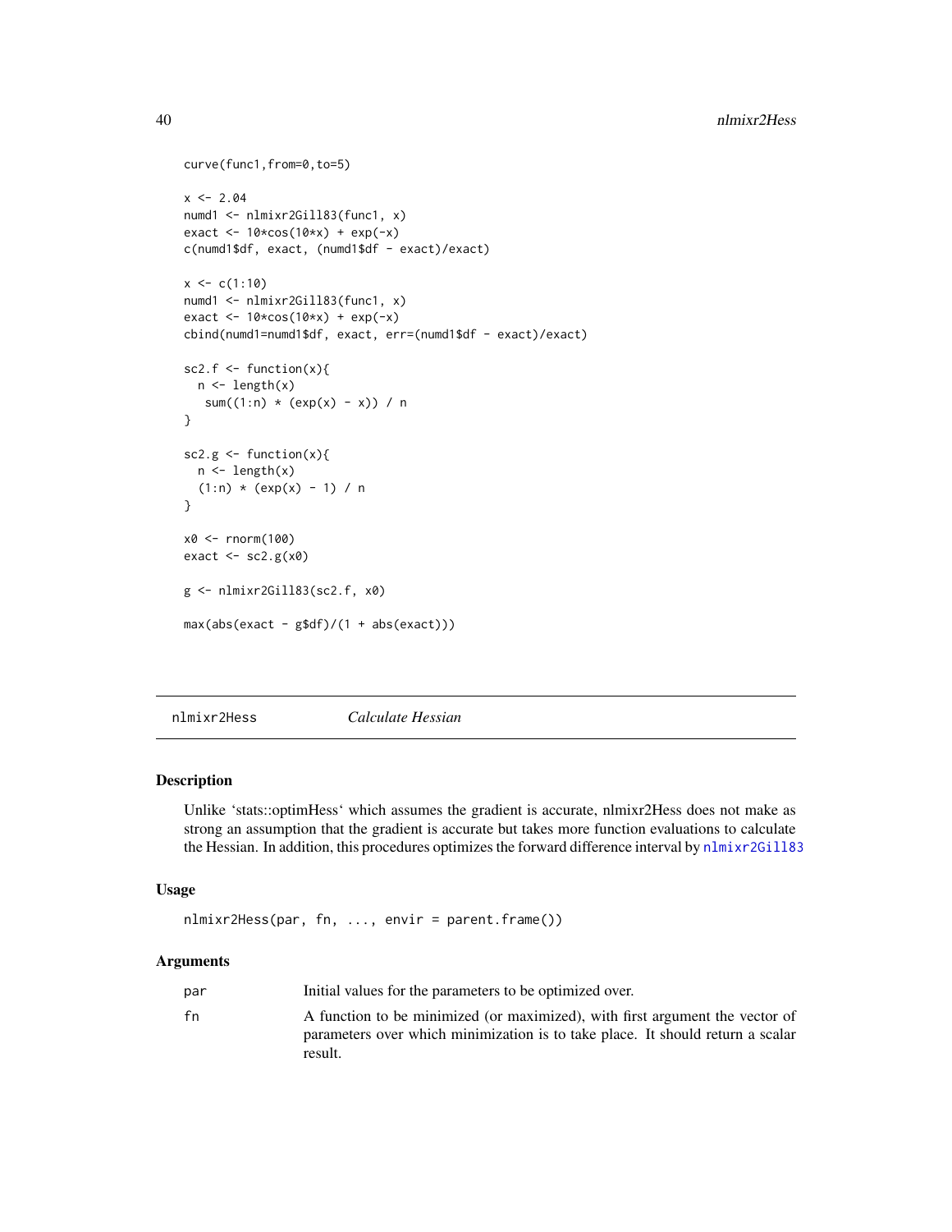```
curve(func1,from=0,to=5)

x <- 2.04
numd1 <- nlmixr2Gill83(func1, x)
exact <- 10*cos(10*x) + exp(-x)
c(numd1$df, exact, (numd1$df - exact)/exact)

x <- c(1:10)
numd1 <- nlmixr2Gill83(func1, x)
exact <- 10*cos(10*x) + exp(-x)
cbind(numd1=numd1$df, exact, err=(numd1$df - exact)/exact)

sc2.f <- function(x){
  n <- length(x)
   sum((1:n) * (exp(x) - x)) / n
}

sc2.g <- function(x){
  n <- length(x)
  (1:n) * (exp(x) - 1) / n
}

x0 <- rnorm(100)
exact <- sc2.g(x0)

g <- nlmixr2Gill83(sc2.f, x0)

max(abs(exact - g$df)/(1 + abs(exact)))
```

---

## nlmixr2Hess *Calculate Hessian*

### Description

Unlike 'stats::optimHess' which assumes the gradient is accurate, nlmixr2Hess does not make as strong an assumption that the gradient is accurate but takes more function evaluations to calculate the Hessian. In addition, this procedures optimizes the forward difference interval by `nlmixr2Gill83`

### Usage

```
nlmixr2Hess(par, fn, ..., envir = parent.frame())
```

### Arguments

| | |
|---|---|
| par | Initial values for the parameters to be optimized over. |
| fn | A function to be minimized (or maximized), with first argument the vector of parameters over which minimization is to take place. It should return a scalar result. |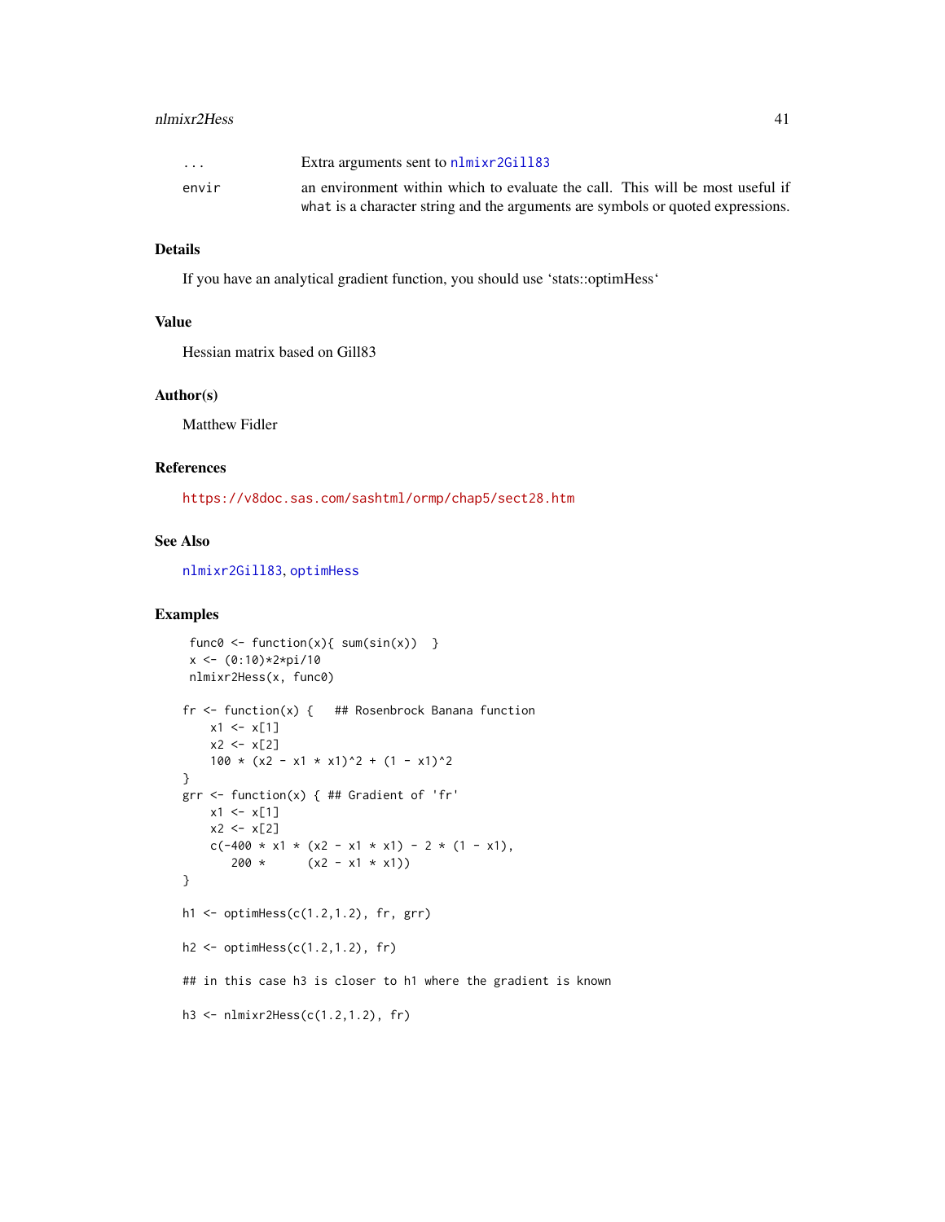| | |
|---|---|
| ... | Extra arguments sent to nlmixr2Gill83 |
| envir | an environment within which to evaluate the call. This will be most useful if what is a character string and the arguments are symbols or quoted expressions. |

## Details

If you have an analytical gradient function, you should use 'stats::optimHess'

## Value

Hessian matrix based on Gill83

## Author(s)

Matthew Fidler

## References

https://v8doc.sas.com/sashtml/ormp/chap5/sect28.htm

## See Also

nlmixr2Gill83, optimHess

## Examples

```
 func0 <- function(x){ sum(sin(x))  }
 x <- (0:10)*2*pi/10
 nlmixr2Hess(x, func0)

fr <- function(x) {   ## Rosenbrock Banana function
    x1 <- x[1]
    x2 <- x[2]
    100 * (x2 - x1 * x1)^2 + (1 - x1)^2
}
grr <- function(x) { ## Gradient of 'fr'
    x1 <- x[1]
    x2 <- x[2]
    c(-400 * x1 * (x2 - x1 * x1) - 2 * (1 - x1),
       200 *      (x2 - x1 * x1))
}

h1 <- optimHess(c(1.2,1.2), fr, grr)

h2 <- optimHess(c(1.2,1.2), fr)

## in this case h3 is closer to h1 where the gradient is known

h3 <- nlmixr2Hess(c(1.2,1.2), fr)
```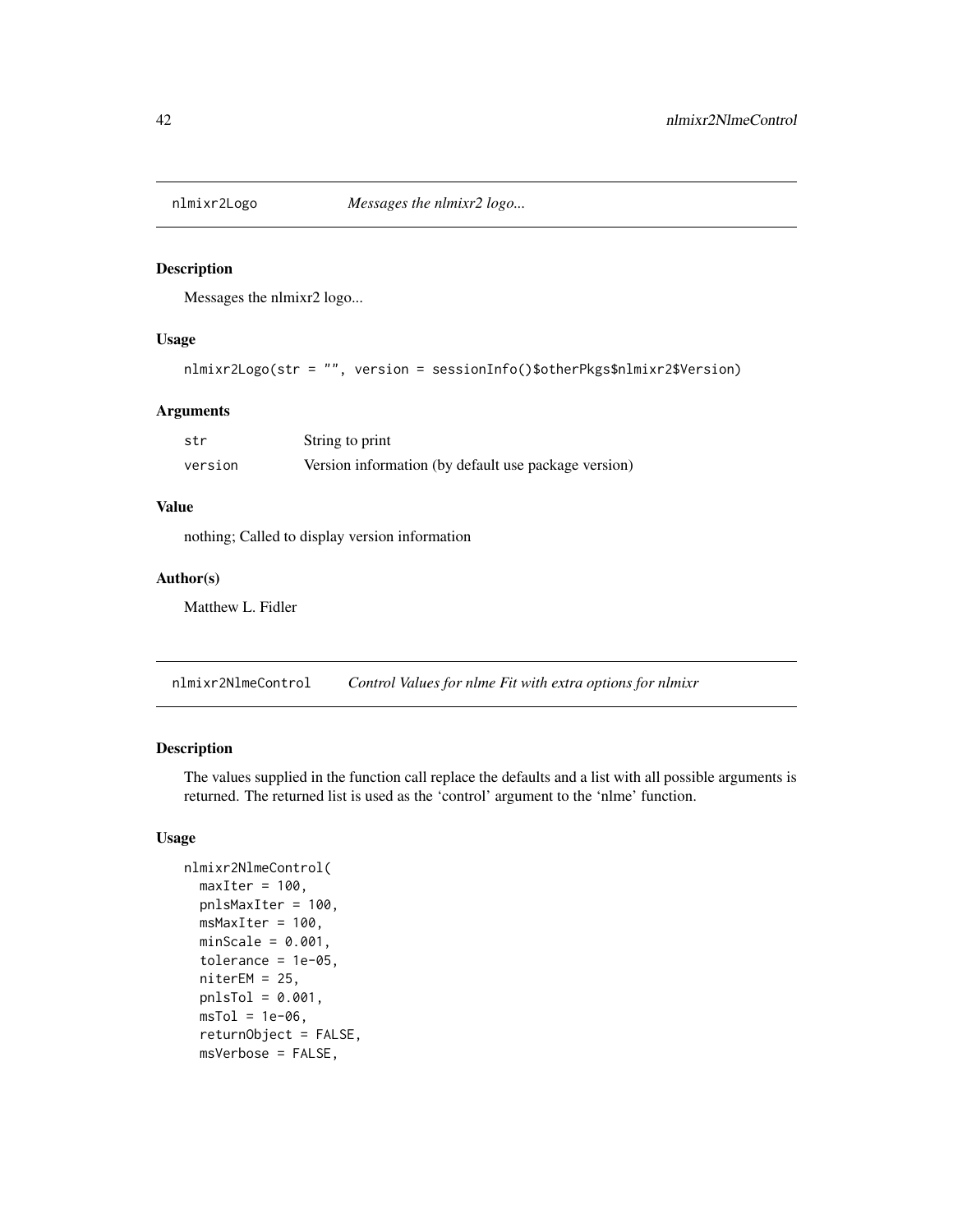## nlmixr2Logo — *Messages the nlmixr2 logo...*

### Description

Messages the nlmixr2 logo...

### Usage

```
nlmixr2Logo(str = "", version = sessionInfo()$otherPkgs$nlmixr2$Version)
```

### Arguments

| | |
|---|---|
| str | String to print |
| version | Version information (by default use package version) |

### Value

nothing; Called to display version information

### Author(s)

Matthew L. Fidler

## nlmixr2NlmeControl — *Control Values for nlme Fit with extra options for nlmixr*

### Description

The values supplied in the function call replace the defaults and a list with all possible arguments is returned. The returned list is used as the 'control' argument to the 'nlme' function.

### Usage

```
nlmixr2NlmeControl(
  maxIter = 100,
  pnlsMaxIter = 100,
  msMaxIter = 100,
  minScale = 0.001,
  tolerance = 1e-05,
  niterEM = 25,
  pnlsTol = 0.001,
  msTol = 1e-06,
  returnObject = FALSE,
  msVerbose = FALSE,
```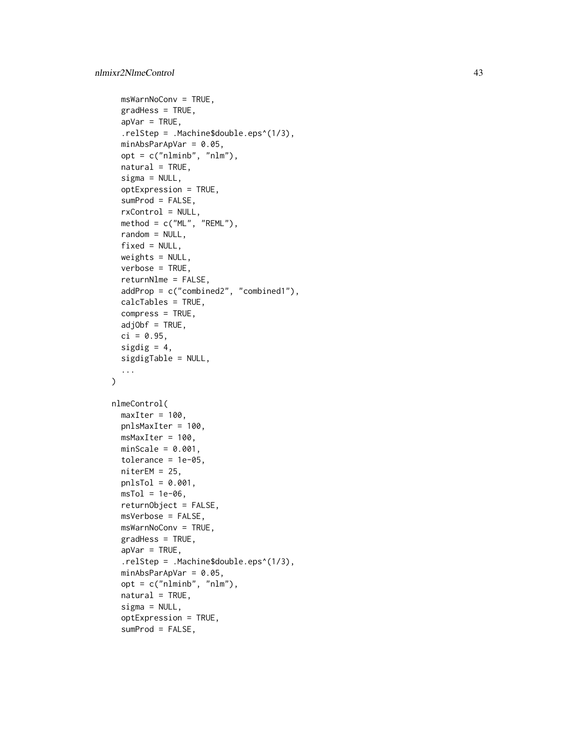```
  msWarnNoConv = TRUE,
  gradHess = TRUE,
  apVar = TRUE,
  .relStep = .Machine$double.eps^(1/3),
  minAbsParApVar = 0.05,
  opt = c("nlminb", "nlm"),
  natural = TRUE,
  sigma = NULL,
  optExpression = TRUE,
  sumProd = FALSE,
  rxControl = NULL,
  method = c("ML", "REML"),
  random = NULL,
  fixed = NULL,
  weights = NULL,
  verbose = TRUE,
  returnNlme = FALSE,
  addProp = c("combined2", "combined1"),
  calcTables = TRUE,
  compress = TRUE,
  adjObf = TRUE,
  ci = 0.95,
  sigdig = 4,
  sigdigTable = NULL,
  ...
)

nlmeControl(
  maxIter = 100,
  pnlsMaxIter = 100,
  msMaxIter = 100,
  minScale = 0.001,
  tolerance = 1e-05,
  niterEM = 25,
  pnlsTol = 0.001,
  msTol = 1e-06,
  returnObject = FALSE,
  msVerbose = FALSE,
  msWarnNoConv = TRUE,
  gradHess = TRUE,
  apVar = TRUE,
  .relStep = .Machine$double.eps^(1/3),
  minAbsParApVar = 0.05,
  opt = c("nlminb", "nlm"),
  natural = TRUE,
  sigma = NULL,
  optExpression = TRUE,
  sumProd = FALSE,
```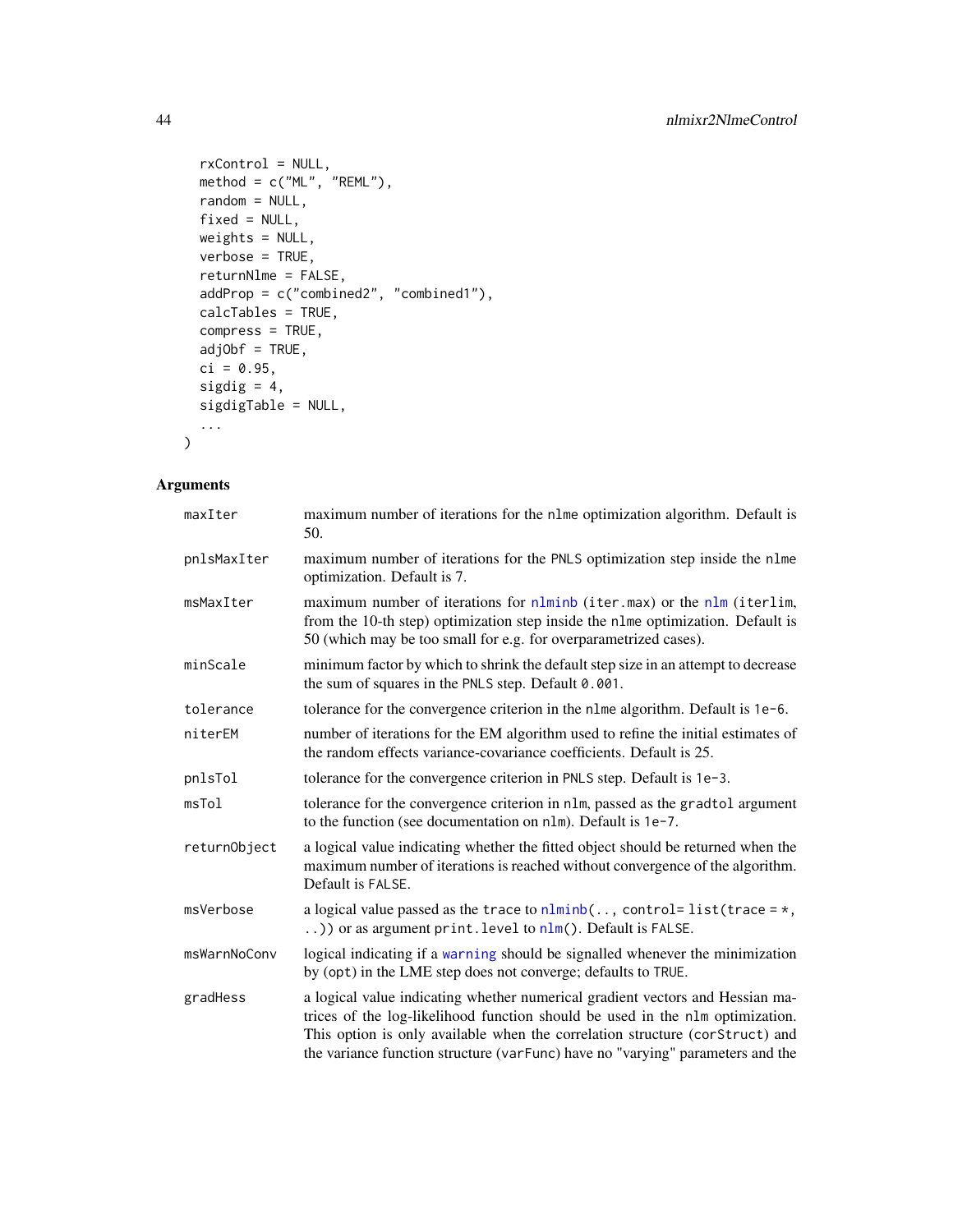```
  rxControl = NULL,
  method = c("ML", "REML"),
  random = NULL,
  fixed = NULL,
  weights = NULL,
  verbose = TRUE,
  returnNlme = FALSE,
  addProp = c("combined2", "combined1"),
  calcTables = TRUE,
  compress = TRUE,
  adjObf = TRUE,
  ci = 0.95,
  sigdig = 4,
  sigdigTable = NULL,
  ...
)
```

## Arguments

| | |
|---|---|
| maxIter | maximum number of iterations for the `nlme` optimization algorithm. Default is 50. |
| pnlsMaxIter | maximum number of iterations for the PNLS optimization step inside the `nlme` optimization. Default is 7. |
| msMaxIter | maximum number of iterations for `nlminb` (`iter.max`) or the `nlm` (`iterlim`, from the 10-th step) optimization step inside the `nlme` optimization. Default is 50 (which may be too small for e.g. for overparametrized cases). |
| minScale | minimum factor by which to shrink the default step size in an attempt to decrease the sum of squares in the PNLS step. Default `0.001`. |
| tolerance | tolerance for the convergence criterion in the `nlme` algorithm. Default is `1e-6`. |
| niterEM | number of iterations for the EM algorithm used to refine the initial estimates of the random effects variance-covariance coefficients. Default is 25. |
| pnlsTol | tolerance for the convergence criterion in PNLS step. Default is `1e-3`. |
| msTol | tolerance for the convergence criterion in `nlm`, passed as the `gradtol` argument to the function (see documentation on `nlm`). Default is `1e-7`. |
| returnObject | a logical value indicating whether the fitted object should be returned when the maximum number of iterations is reached without convergence of the algorithm. Default is `FALSE`. |
| msVerbose | a logical value passed as the `trace` to `nlminb(.., control= list(trace = *, ..))` or as argument `print.level` to `nlm()`. Default is `FALSE`. |
| msWarnNoConv | logical indicating if a `warning` should be signalled whenever the minimization by (`opt`) in the LME step does not converge; defaults to `TRUE`. |
| gradHess | a logical value indicating whether numerical gradient vectors and Hessian matrices of the log-likelihood function should be used in the `nlm` optimization. This option is only available when the correlation structure (`corStruct`) and the variance function structure (`varFunc`) have no "varying" parameters and the |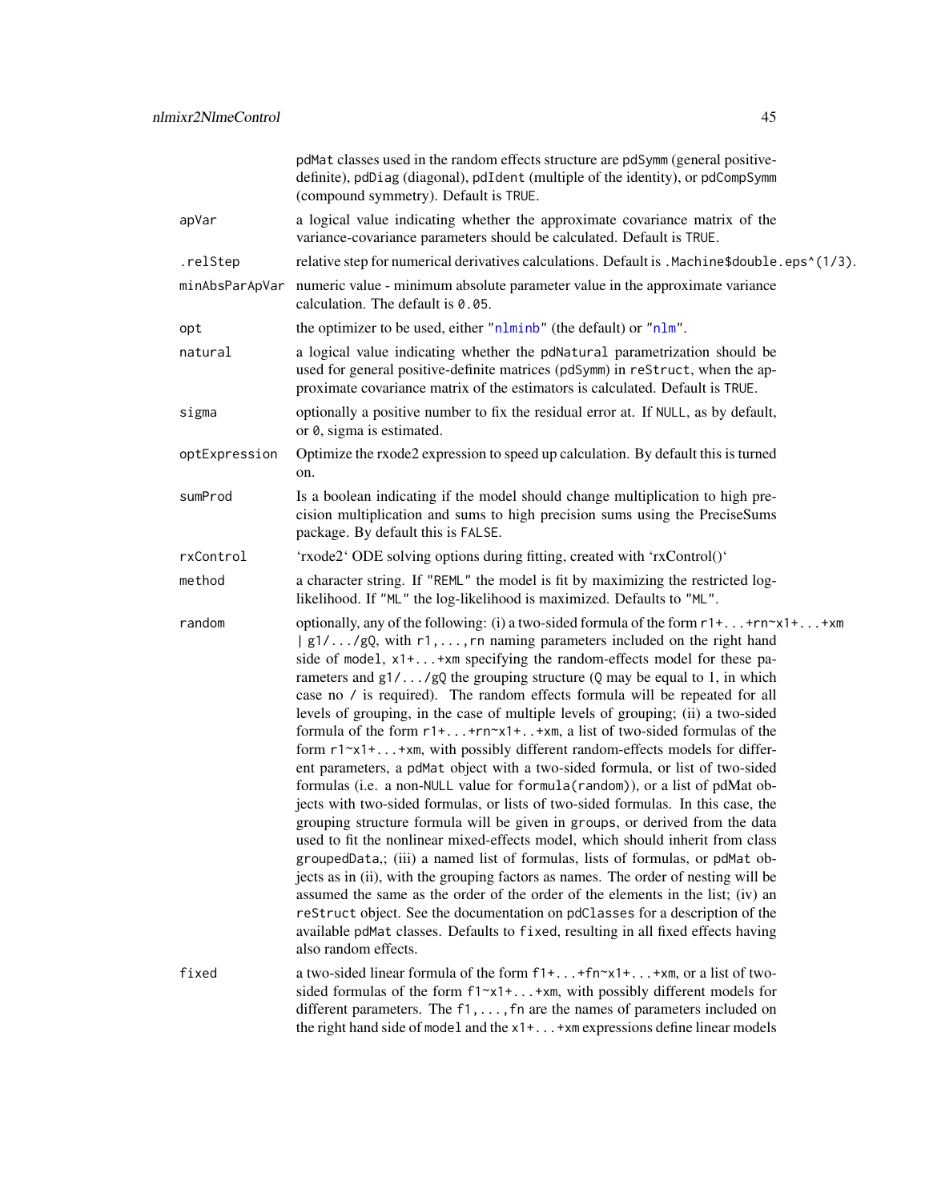| | |
|---|---|
| | pdMat classes used in the random effects structure are pdSymm (general positive-definite), pdDiag (diagonal), pdIdent (multiple of the identity), or pdCompSymm (compound symmetry). Default is TRUE. |
| apVar | a logical value indicating whether the approximate covariance matrix of the variance-covariance parameters should be calculated. Default is TRUE. |
| .relStep | relative step for numerical derivatives calculations. Default is .Machine$double.eps^(1/3). |
| minAbsParApVar | numeric value - minimum absolute parameter value in the approximate variance calculation. The default is 0.05. |
| opt | the optimizer to be used, either "nlminb" (the default) or "nlm". |
| natural | a logical value indicating whether the pdNatural parametrization should be used for general positive-definite matrices (pdSymm) in reStruct, when the approximate covariance matrix of the estimators is calculated. Default is TRUE. |
| sigma | optionally a positive number to fix the residual error at. If NULL, as by default, or 0, sigma is estimated. |
| optExpression | Optimize the rxode2 expression to speed up calculation. By default this is turned on. |
| sumProd | Is a boolean indicating if the model should change multiplication to high precision multiplication and sums to high precision sums using the PreciseSums package. By default this is FALSE. |
| rxControl | 'rxode2' ODE solving options during fitting, created with 'rxControl()' |
| method | a character string. If "REML" the model is fit by maximizing the restricted log-likelihood. If "ML" the log-likelihood is maximized. Defaults to "ML". |
| random | optionally, any of the following: (i) a two-sided formula of the form r1+...+rn~x1+...+xm \| g1/.../gQ, with r1,...,rn naming parameters included on the right hand side of model, x1+...+xm specifying the random-effects model for these parameters and g1/.../gQ the grouping structure (Q may be equal to 1, in which case no / is required). The random effects formula will be repeated for all levels of grouping, in the case of multiple levels of grouping; (ii) a two-sided formula of the form r1+...+rn~x1+..+xm, a list of two-sided formulas of the form r1~x1+...+xm, with possibly different random-effects models for different parameters, a pdMat object with a two-sided formula, or list of two-sided formulas (i.e. a non-NULL value for formula(random)), or a list of pdMat objects with two-sided formulas, or lists of two-sided formulas. In this case, the grouping structure formula will be given in groups, or derived from the data used to fit the nonlinear mixed-effects model, which should inherit from class groupedData,; (iii) a named list of formulas, lists of formulas, or pdMat objects as in (ii), with the grouping factors as names. The order of nesting will be assumed the same as the order of the order of the elements in the list; (iv) an reStruct object. See the documentation on pdClasses for a description of the available pdMat classes. Defaults to fixed, resulting in all fixed effects having also random effects. |
| fixed | a two-sided linear formula of the form f1+...+fn~x1+...+xm, or a list of two-sided formulas of the form f1~x1+...+xm, with possibly different models for different parameters. The f1,...,fn are the names of parameters included on the right hand side of model and the x1+...+xm expressions define linear models |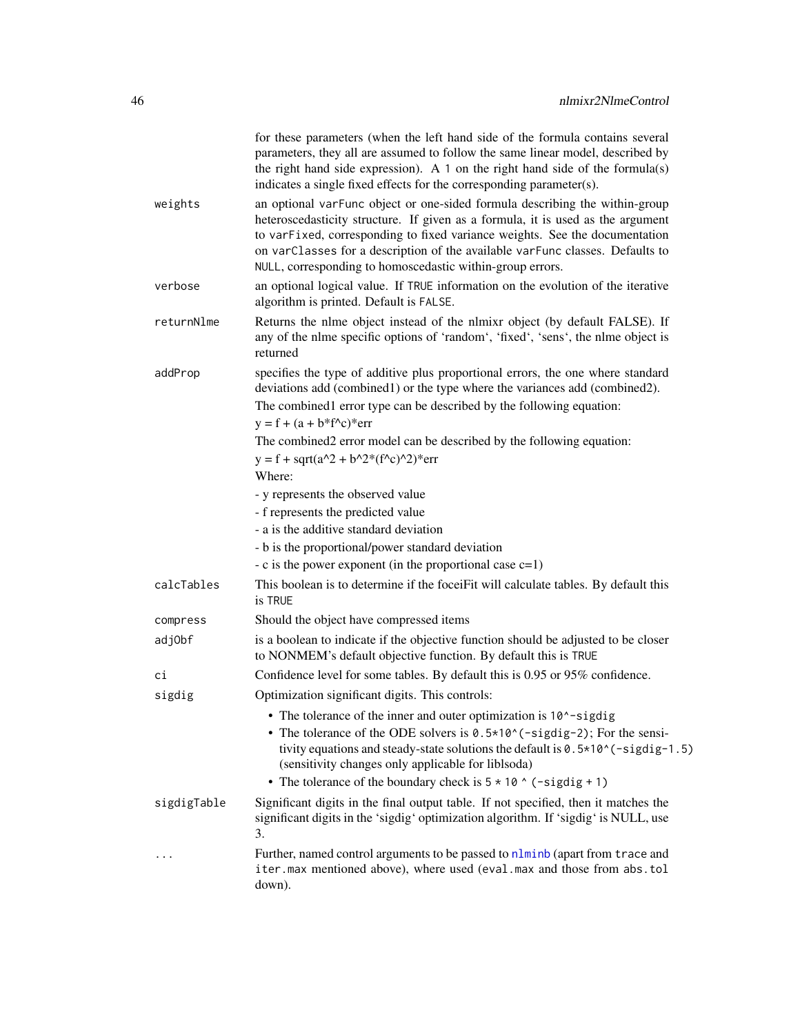for these parameters (when the left hand side of the formula contains several parameters, they all are assumed to follow the same linear model, described by the right hand side expression). A 1 on the right hand side of the formula(s) indicates a single fixed effects for the corresponding parameter(s).

**weights** — an optional `varFunc` object or one-sided formula describing the within-group heteroscedasticity structure. If given as a formula, it is used as the argument to `varFixed`, corresponding to fixed variance weights. See the documentation on `varClasses` for a description of the available `varFunc` classes. Defaults to `NULL`, corresponding to homoscedastic within-group errors.

**verbose** — an optional logical value. If `TRUE` information on the evolution of the iterative algorithm is printed. Default is `FALSE`.

**returnNlme** — Returns the nlme object instead of the nlmixr object (by default FALSE). If any of the nlme specific options of 'random', 'fixed', 'sens', the nlme object is returned

**addProp** — specifies the type of additive plus proportional errors, the one where standard deviations add (combined1) or the type where the variances add (combined2).

The combined1 error type can be described by the following equation:

y = f + (a + b*f^c)*err

The combined2 error model can be described by the following equation:

y = f + sqrt(a^2 + b^2*(f^c)^2)*err

Where:

- y represents the observed value
- f represents the predicted value
- a is the additive standard deviation
- b is the proportional/power standard deviation
- c is the power exponent (in the proportional case c=1)

**calcTables** — This boolean is to determine if the foceiFit will calculate tables. By default this is `TRUE`

**compress** — Should the object have compressed items

**adjObf** — is a boolean to indicate if the objective function should be adjusted to be closer to NONMEM's default objective function. By default this is `TRUE`

**ci** — Confidence level for some tables. By default this is 0.95 or 95% confidence.

**sigdig** — Optimization significant digits. This controls:

- The tolerance of the inner and outer optimization is `10^-sigdig`
- The tolerance of the ODE solvers is `0.5*10^(-sigdig-2)`; For the sensitivity equations and steady-state solutions the default is `0.5*10^(-sigdig-1.5)` (sensitivity changes only applicable for liblsoda)
- The tolerance of the boundary check is `5 * 10 ^ (-sigdig + 1)`

**sigdigTable** — Significant digits in the final output table. If not specified, then it matches the significant digits in the 'sigdig' optimization algorithm. If 'sigdig' is NULL, use 3.

**...** — Further, named control arguments to be passed to `nlminb` (apart from `trace` and `iter.max` mentioned above), where used (`eval.max` and those from `abs.tol` down).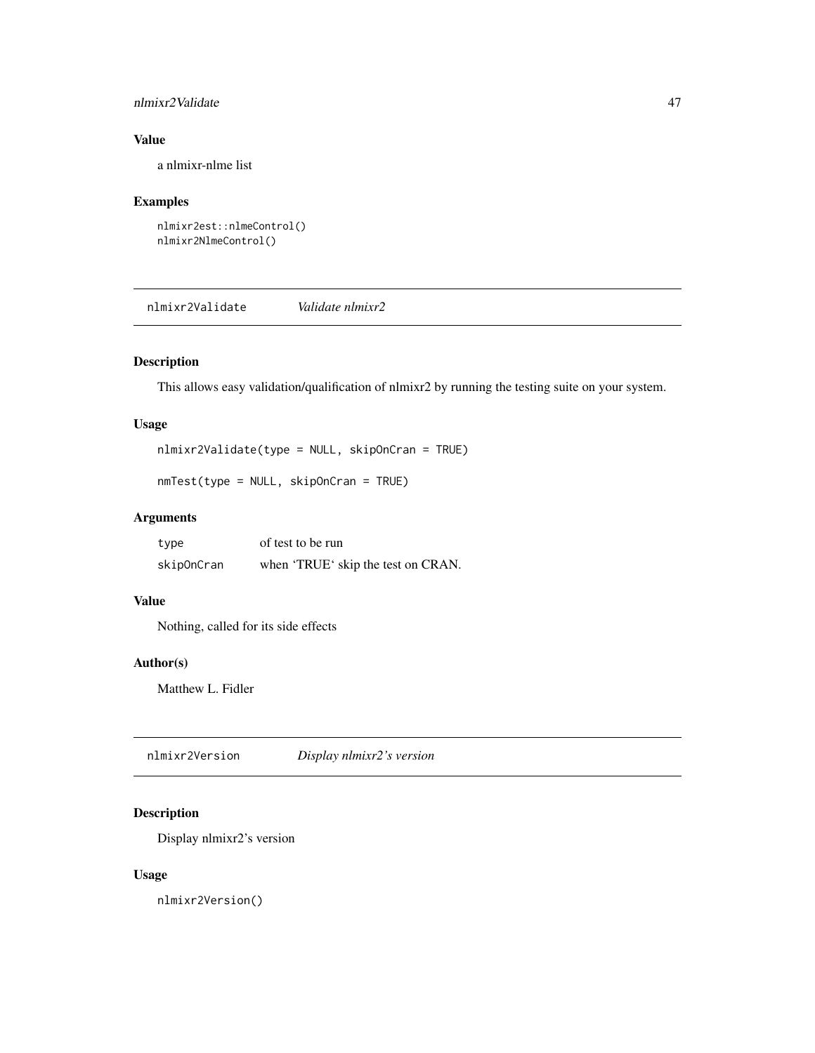### Value

a nlmixr-nlme list

### Examples

```
nlmixr2est::nlmeControl()
nlmixr2NlmeControl()
```

## nlmixr2Validate *Validate nlmixr2*

### Description

This allows easy validation/qualification of nlmixr2 by running the testing suite on your system.

### Usage

```
nlmixr2Validate(type = NULL, skipOnCran = TRUE)

nmTest(type = NULL, skipOnCran = TRUE)
```

### Arguments

| | |
|---|---|
| type | of test to be run |
| skipOnCran | when 'TRUE' skip the test on CRAN. |

### Value

Nothing, called for its side effects

### Author(s)

Matthew L. Fidler

## nlmixr2Version *Display nlmixr2's version*

### Description

Display nlmixr2's version

### Usage

```
nlmixr2Version()
```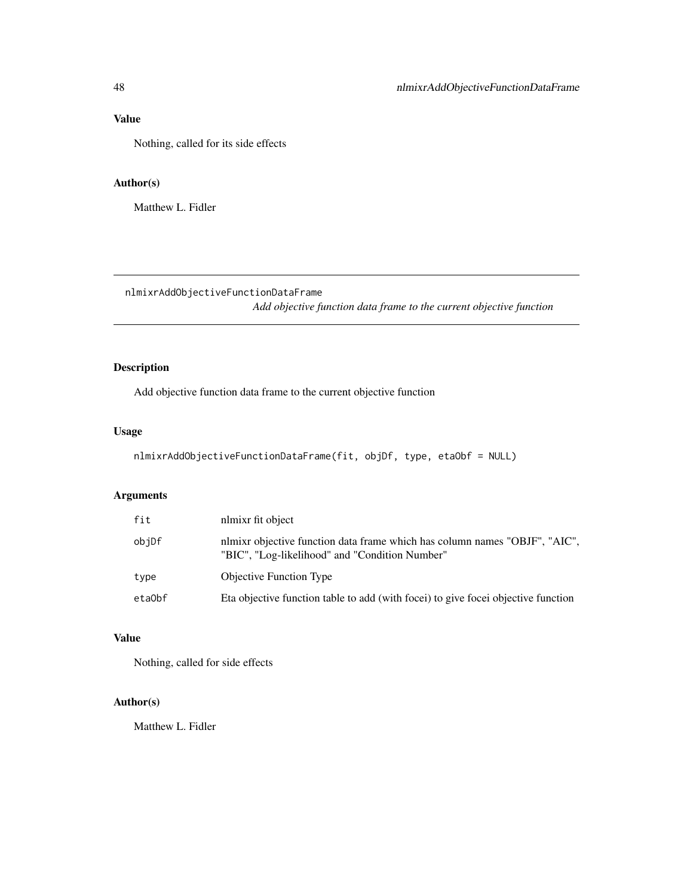## Value

Nothing, called for its side effects

## Author(s)

Matthew L. Fidler

---

# nlmixrAddObjectiveFunctionDataFrame

*Add objective function data frame to the current objective function*

## Description

Add objective function data frame to the current objective function

## Usage

```
nlmixrAddObjectiveFunctionDataFrame(fit, objDf, type, etaObf = NULL)
```

## Arguments

| | |
|---|---|
| fit | nlmixr fit object |
| objDf | nlmixr objective function data frame which has column names "OBJF", "AIC", "BIC", "Log-likelihood" and "Condition Number" |
| type | Objective Function Type |
| etaObf | Eta objective function table to add (with focei) to give focei objective function |

## Value

Nothing, called for side effects

## Author(s)

Matthew L. Fidler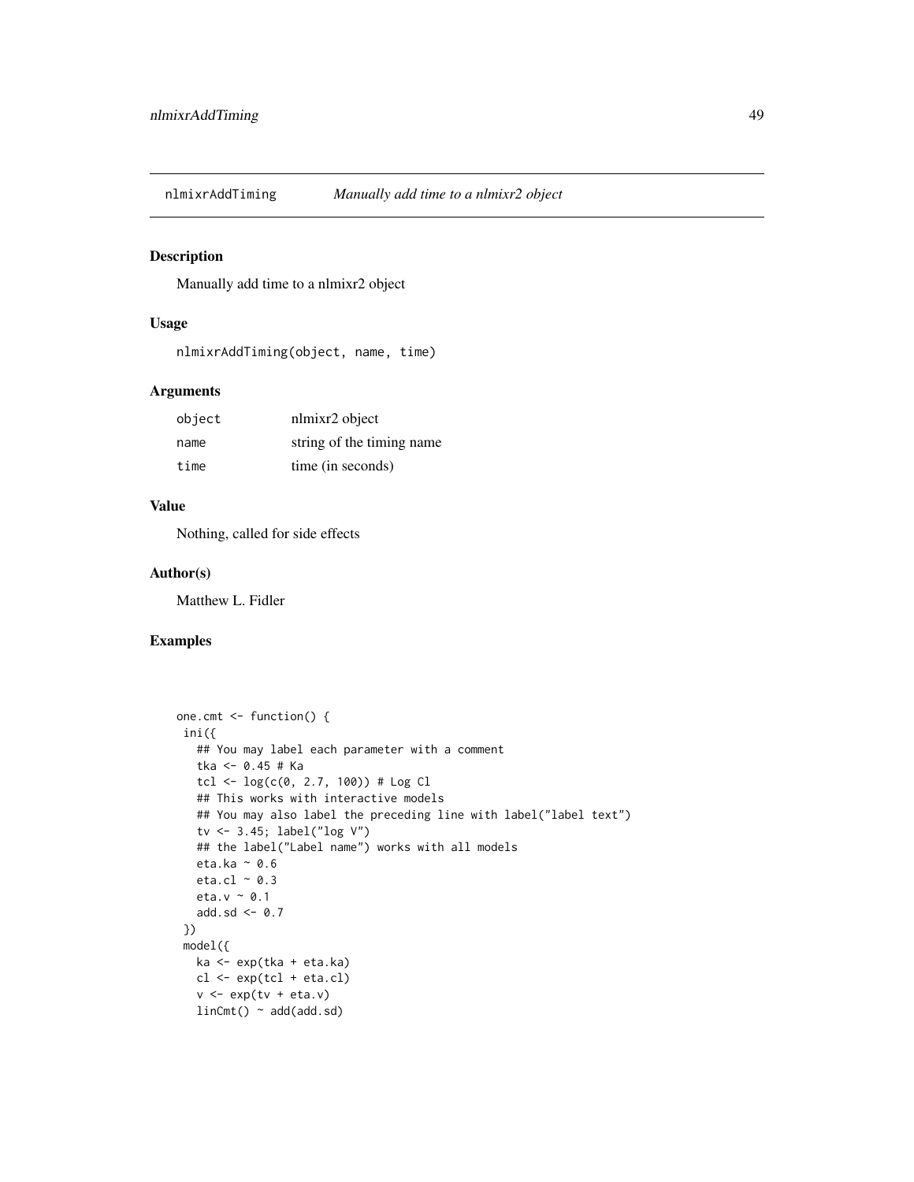## nlmixrAddTiming *Manually add time to a nlmixr2 object*

### Description

Manually add time to a nlmixr2 object

### Usage

```
nlmixrAddTiming(object, name, time)
```

### Arguments

| | |
|---|---|
| object | nlmixr2 object |
| name | string of the timing name |
| time | time (in seconds) |

### Value

Nothing, called for side effects

### Author(s)

Matthew L. Fidler

### Examples

```
one.cmt <- function() {
 ini({
   ## You may label each parameter with a comment
   tka <- 0.45 # Ka
   tcl <- log(c(0, 2.7, 100)) # Log Cl
   ## This works with interactive models
   ## You may also label the preceding line with label("label text")
   tv <- 3.45; label("log V")
   ## the label("Label name") works with all models
   eta.ka ~ 0.6
   eta.cl ~ 0.3
   eta.v ~ 0.1
   add.sd <- 0.7
 })
 model({
   ka <- exp(tka + eta.ka)
   cl <- exp(tcl + eta.cl)
   v <- exp(tv + eta.v)
   linCmt() ~ add(add.sd)
```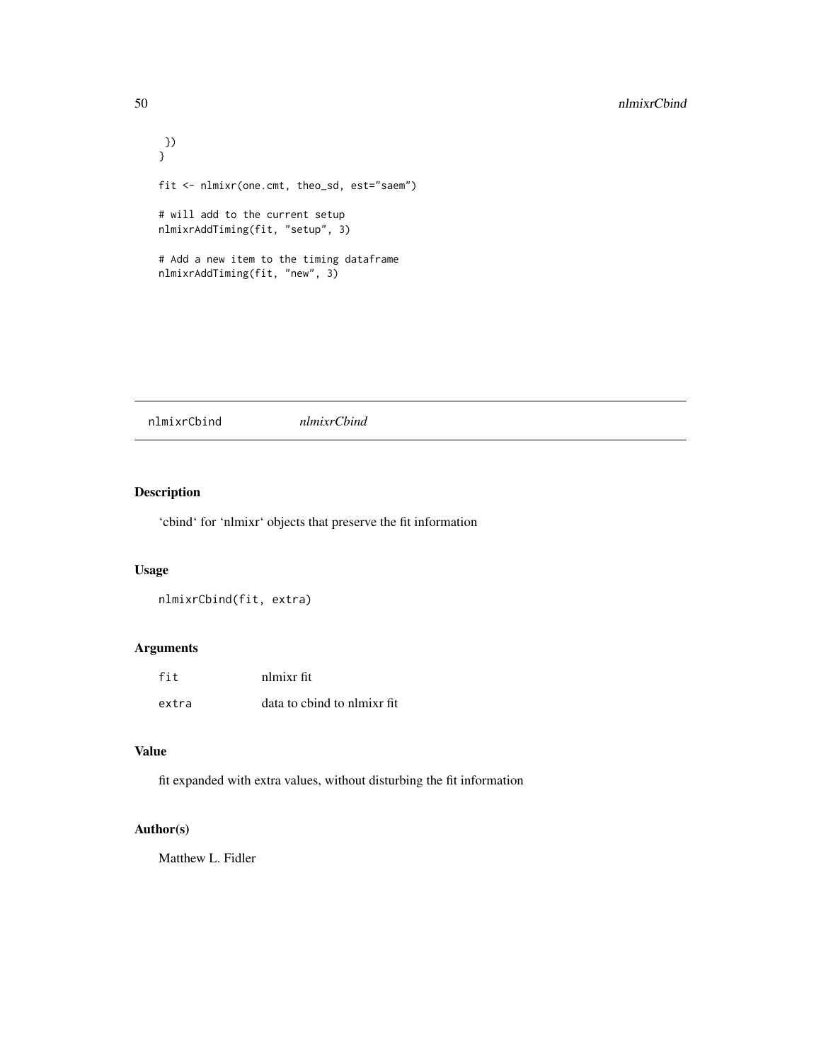```
 })
}

fit <- nlmixr(one.cmt, theo_sd, est="saem")

# will add to the current setup
nlmixrAddTiming(fit, "setup", 3)

# Add a new item to the timing dataframe
nlmixrAddTiming(fit, "new", 3)
```

---

`nlmixrCbind` *nlmixrCbind*

---

## Description

'cbind' for 'nlmixr' objects that preserve the fit information

## Usage

```
nlmixrCbind(fit, extra)
```

## Arguments

| | |
|---|---|
| `fit` | nlmixr fit |
| `extra` | data to cbind to nlmixr fit |

## Value

fit expanded with extra values, without disturbing the fit information

## Author(s)

Matthew L. Fidler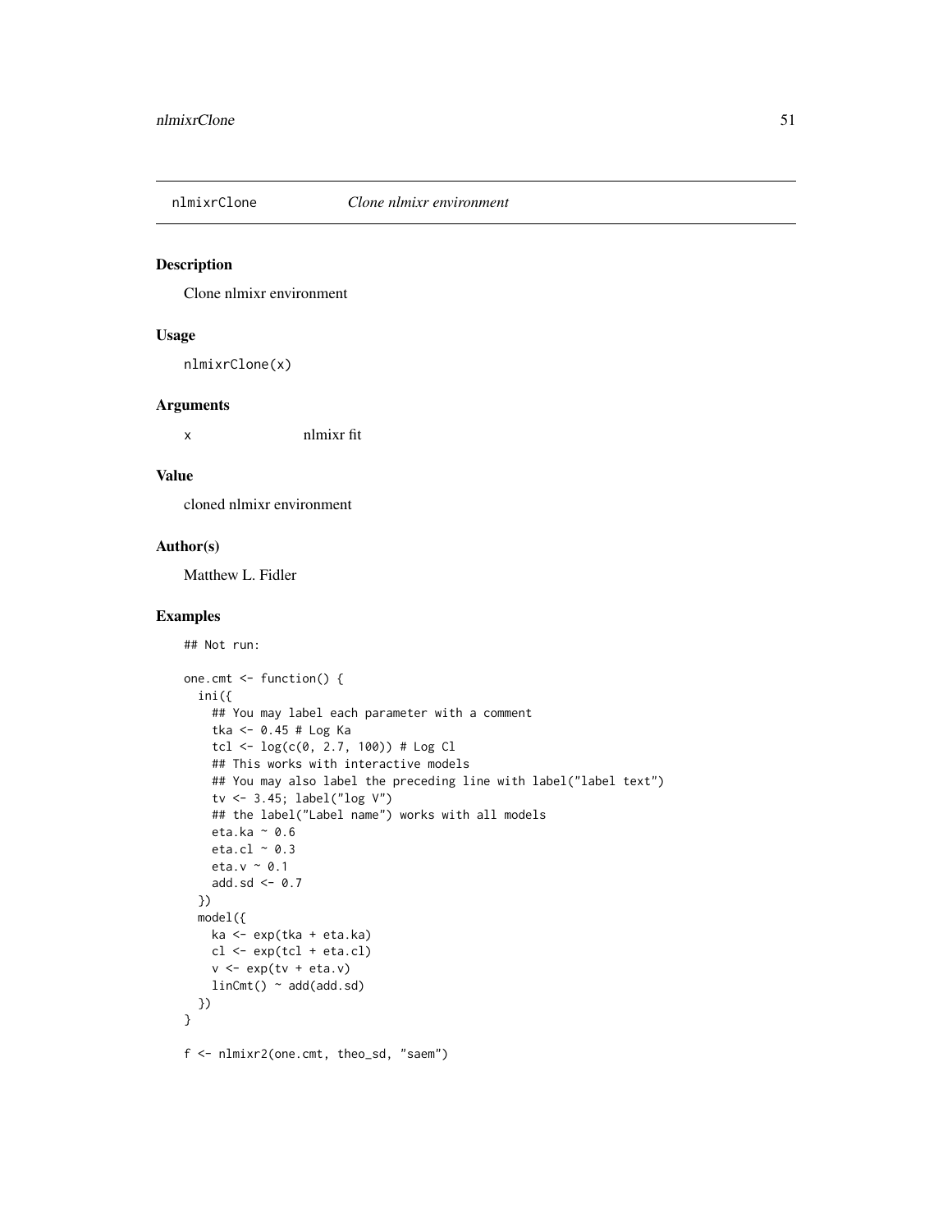## nlmixrClone *Clone nlmixr environment*

### Description

Clone nlmixr environment

### Usage

```
nlmixrClone(x)
```

### Arguments

| | |
|---|---|
| x | nlmixr fit |

### Value

cloned nlmixr environment

### Author(s)

Matthew L. Fidler

### Examples

```
## Not run:

one.cmt <- function() {
  ini({
    ## You may label each parameter with a comment
    tka <- 0.45 # Log Ka
    tcl <- log(c(0, 2.7, 100)) # Log Cl
    ## This works with interactive models
    ## You may also label the preceding line with label("label text")
    tv <- 3.45; label("log V")
    ## the label("Label name") works with all models
    eta.ka ~ 0.6
    eta.cl ~ 0.3
    eta.v ~ 0.1
    add.sd <- 0.7
  })
  model({
    ka <- exp(tka + eta.ka)
    cl <- exp(tcl + eta.cl)
    v <- exp(tv + eta.v)
    linCmt() ~ add(add.sd)
  })
}

f <- nlmixr2(one.cmt, theo_sd, "saem")
```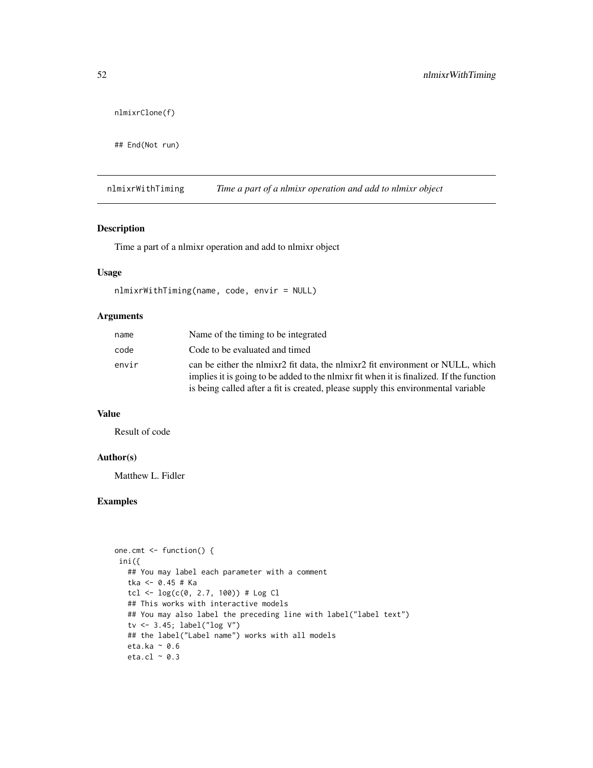```
nlmixrClone(f)

## End(Not run)
```

## nlmixrWithTiming — *Time a part of a nlmixr operation and add to nlmixr object*

### Description

Time a part of a nlmixr operation and add to nlmixr object

### Usage

```
nlmixrWithTiming(name, code, envir = NULL)
```

### Arguments

| | |
|---|---|
| name | Name of the timing to be integrated |
| code | Code to be evaluated and timed |
| envir | can be either the nlmixr2 fit data, the nlmixr2 fit environment or NULL, which implies it is going to be added to the nlmixr fit when it is finalized. If the function is being called after a fit is created, please supply this environmental variable |

### Value

Result of code

### Author(s)

Matthew L. Fidler

### Examples

```
one.cmt <- function() {
 ini({
   ## You may label each parameter with a comment
   tka <- 0.45 # Ka
   tcl <- log(c(0, 2.7, 100)) # Log Cl
   ## This works with interactive models
   ## You may also label the preceding line with label("label text")
   tv <- 3.45; label("log V")
   ## the label("Label name") works with all models
   eta.ka ~ 0.6
   eta.cl ~ 0.3
```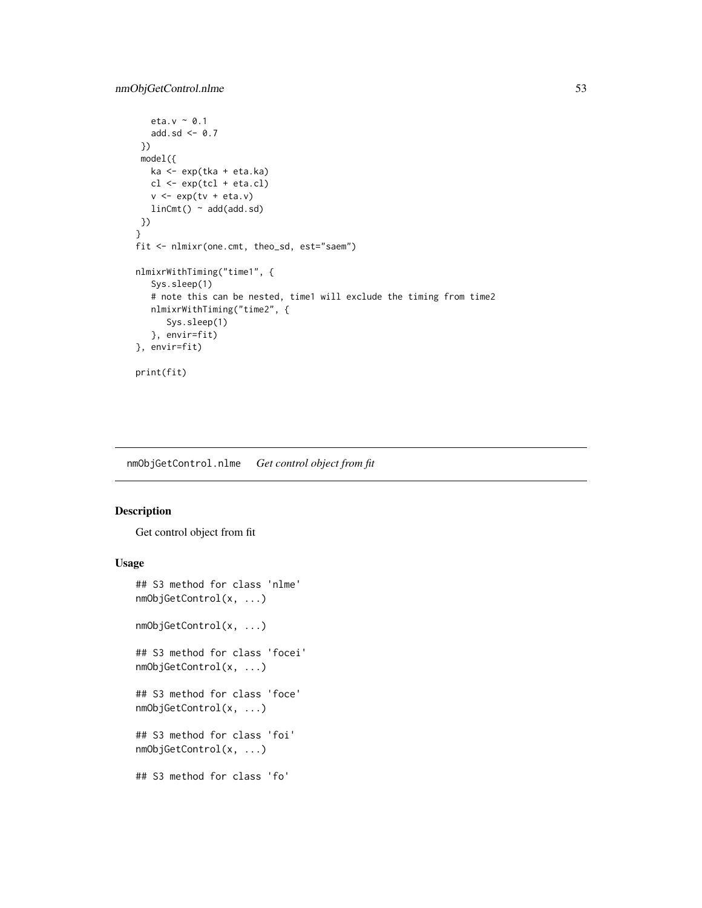```
    eta.v ~ 0.1
    add.sd <- 0.7
  })
  model({
    ka <- exp(tka + eta.ka)
    cl <- exp(tcl + eta.cl)
    v <- exp(tv + eta.v)
    linCmt() ~ add(add.sd)
  })
}
fit <- nlmixr(one.cmt, theo_sd, est="saem")

nlmixrWithTiming("time1", {
   Sys.sleep(1)
   # note this can be nested, time1 will exclude the timing from time2
   nlmixrWithTiming("time2", {
      Sys.sleep(1)
   }, envir=fit)
}, envir=fit)

print(fit)
```

## nmObjGetControl.nlme *Get control object from fit*

### Description

Get control object from fit

### Usage

```
## S3 method for class 'nlme'
nmObjGetControl(x, ...)

nmObjGetControl(x, ...)

## S3 method for class 'focei'
nmObjGetControl(x, ...)

## S3 method for class 'foce'
nmObjGetControl(x, ...)

## S3 method for class 'foi'
nmObjGetControl(x, ...)

## S3 method for class 'fo'
```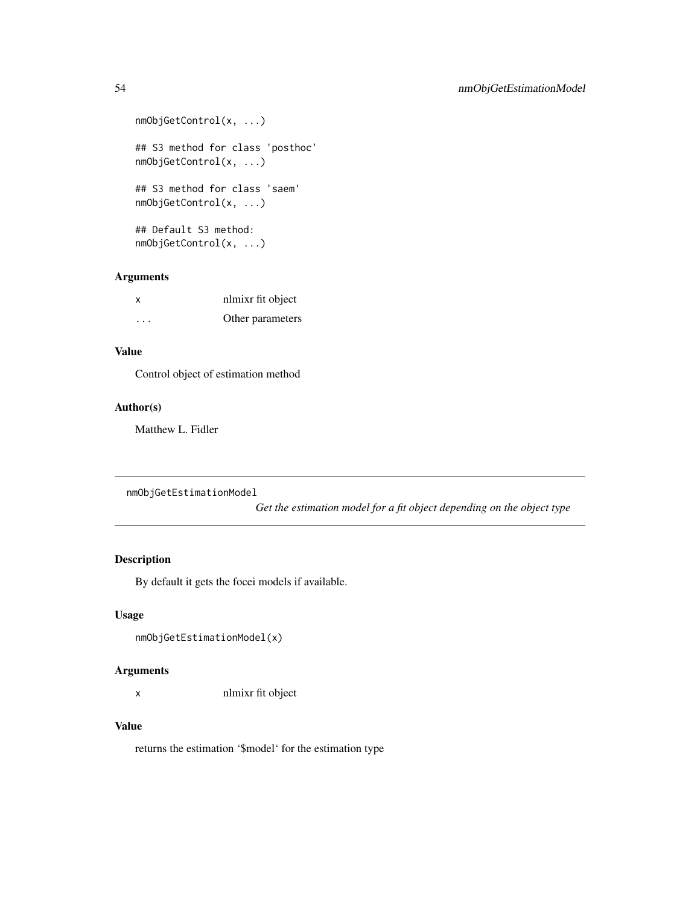```
nmObjGetControl(x, ...)

## S3 method for class 'posthoc'
nmObjGetControl(x, ...)

## S3 method for class 'saem'
nmObjGetControl(x, ...)

## Default S3 method:
nmObjGetControl(x, ...)
```

### Arguments

| | |
|---|---|
| x | nlmixr fit object |
| ... | Other parameters |

### Value

Control object of estimation method

### Author(s)

Matthew L. Fidler

---

## nmObjGetEstimationModel

*Get the estimation model for a fit object depending on the object type*

---

### Description

By default it gets the focei models if available.

### Usage

```
nmObjGetEstimationModel(x)
```

### Arguments

| | |
|---|---|
| x | nlmixr fit object |

### Value

returns the estimation '$model' for the estimation type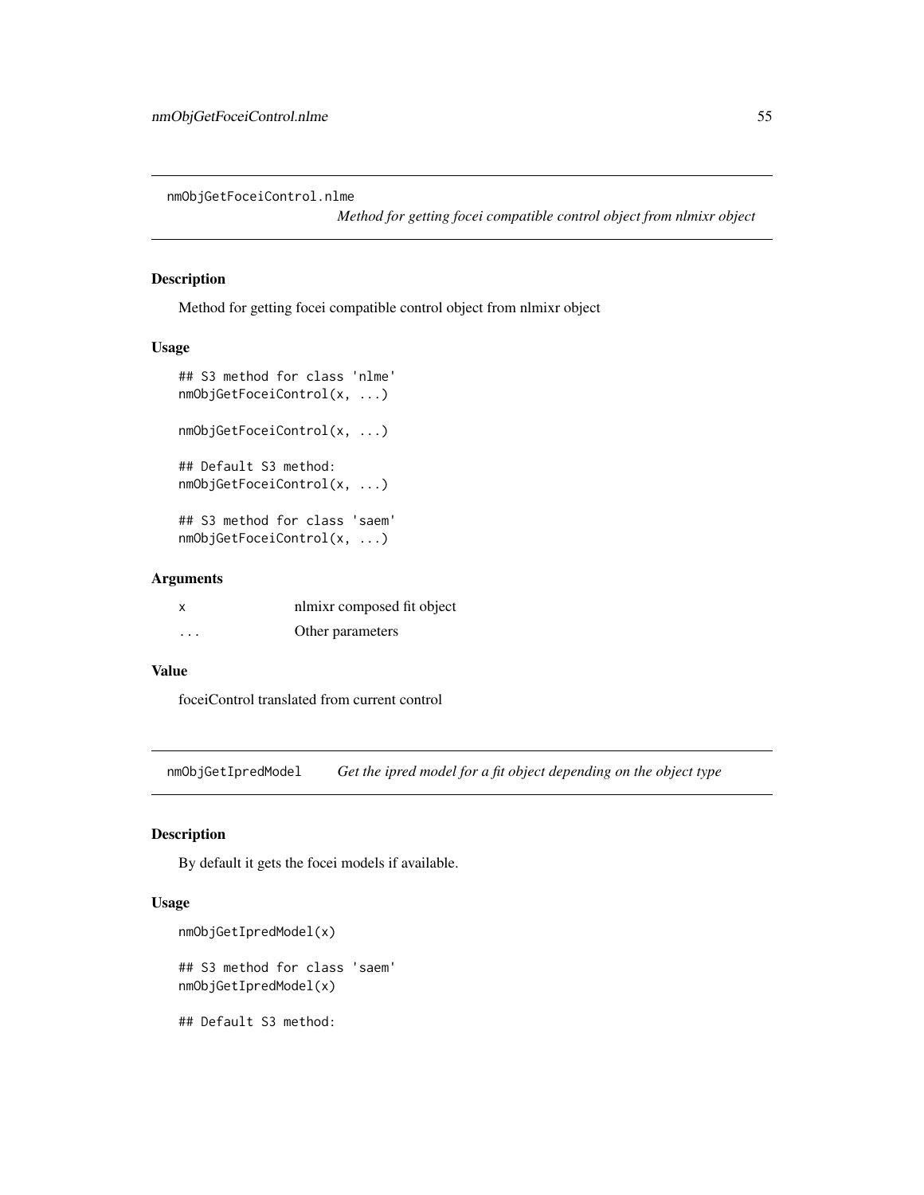## nmObjGetFoceiControl.nlme

*Method for getting focei compatible control object from nlmixr object*

### Description

Method for getting focei compatible control object from nlmixr object

### Usage

```
## S3 method for class 'nlme'
nmObjGetFoceiControl(x, ...)

nmObjGetFoceiControl(x, ...)

## Default S3 method:
nmObjGetFoceiControl(x, ...)

## S3 method for class 'saem'
nmObjGetFoceiControl(x, ...)
```

### Arguments

| | |
|---|---|
| x | nlmixr composed fit object |
| ... | Other parameters |

### Value

foceiControl translated from current control

## nmObjGetIpredModel

*Get the ipred model for a fit object depending on the object type*

### Description

By default it gets the focei models if available.

### Usage

```
nmObjGetIpredModel(x)

## S3 method for class 'saem'
nmObjGetIpredModel(x)

## Default S3 method:
```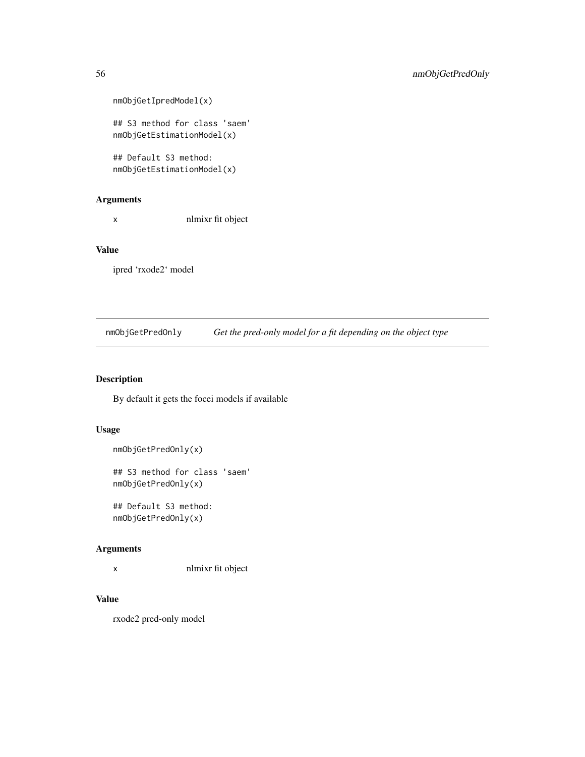```
nmObjGetIpredModel(x)

## S3 method for class 'saem'
nmObjGetEstimationModel(x)

## Default S3 method:
nmObjGetEstimationModel(x)
```

### Arguments

x nlmixr fit object

### Value

ipred 'rxode2' model

---

## nmObjGetPredOnly *Get the pred-only model for a fit depending on the object type*

### Description

By default it gets the focei models if available

### Usage

```
nmObjGetPredOnly(x)

## S3 method for class 'saem'
nmObjGetPredOnly(x)

## Default S3 method:
nmObjGetPredOnly(x)
```

### Arguments

x nlmixr fit object

### Value

rxode2 pred-only model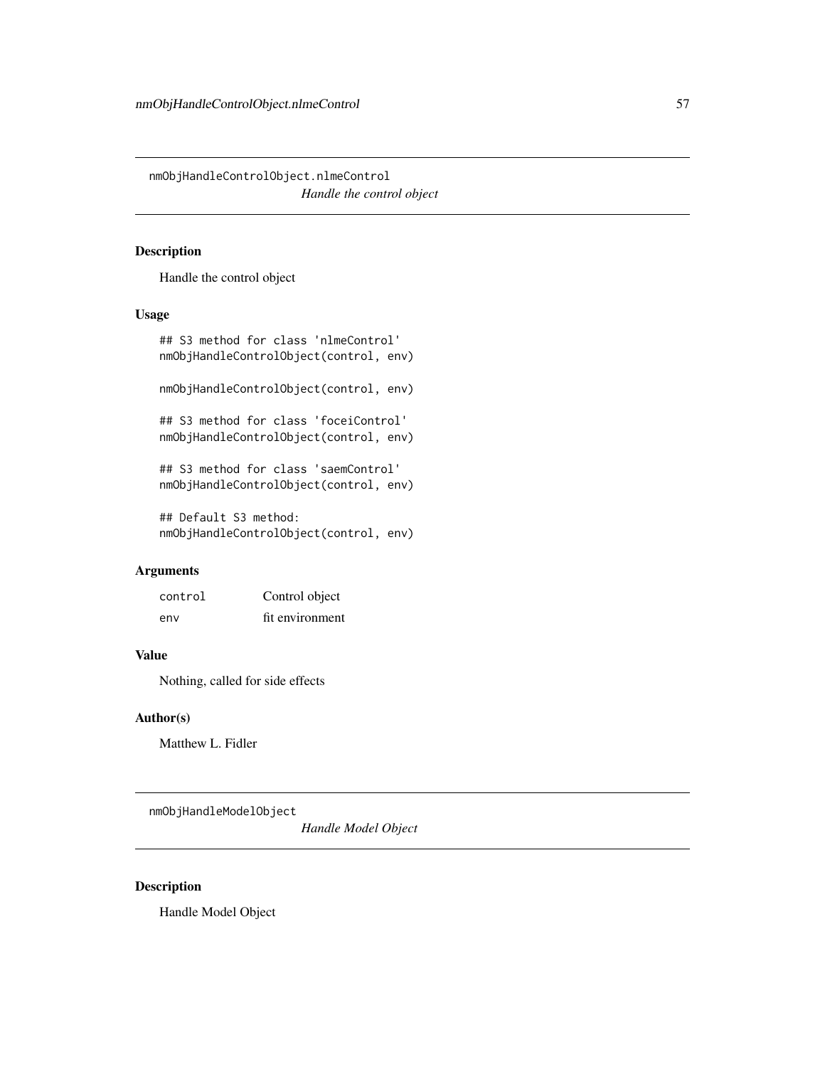## nmObjHandleControlObject.nlmeControl

*Handle the control object*

### Description

Handle the control object

### Usage

```
## S3 method for class 'nlmeControl'
nmObjHandleControlObject(control, env)

nmObjHandleControlObject(control, env)

## S3 method for class 'foceiControl'
nmObjHandleControlObject(control, env)

## S3 method for class 'saemControl'
nmObjHandleControlObject(control, env)

## Default S3 method:
nmObjHandleControlObject(control, env)
```

### Arguments

| | |
|---|---|
| control | Control object |
| env | fit environment |

### Value

Nothing, called for side effects

### Author(s)

Matthew L. Fidler

## nmObjHandleModelObject

*Handle Model Object*

### Description

Handle Model Object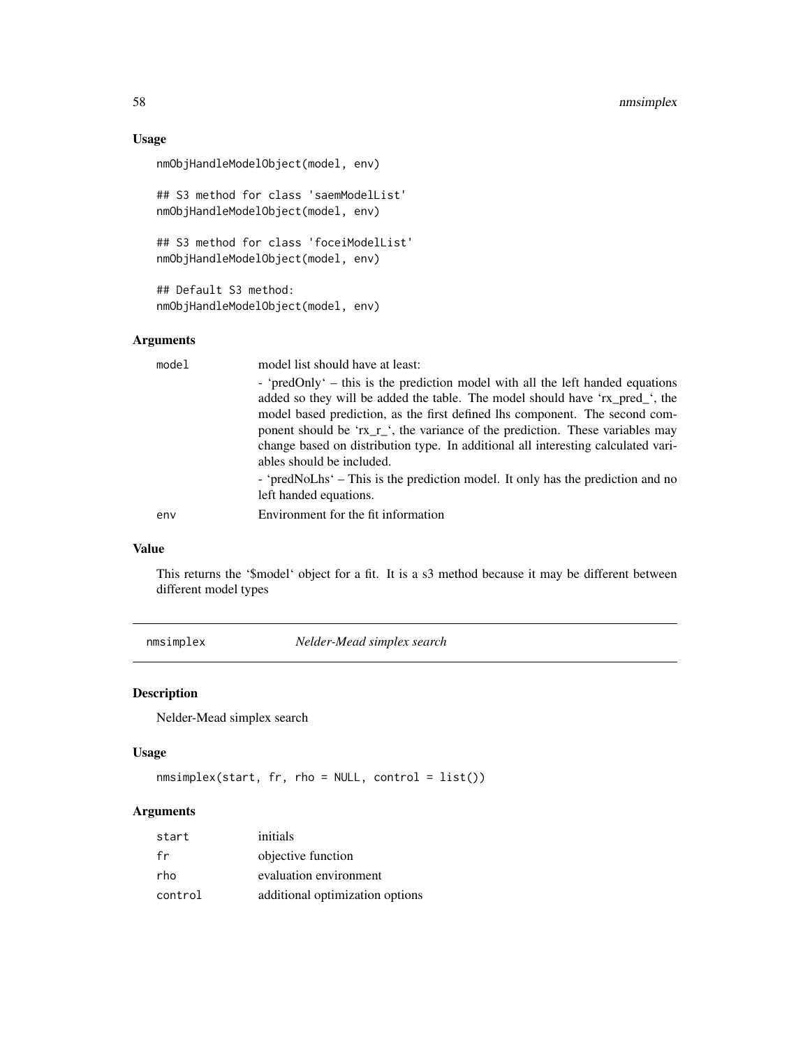### Usage

```
nmObjHandleModelObject(model, env)

## S3 method for class 'saemModelList'
nmObjHandleModelObject(model, env)

## S3 method for class 'foceiModelList'
nmObjHandleModelObject(model, env)

## Default S3 method:
nmObjHandleModelObject(model, env)
```

### Arguments

| | |
|---|---|
| model | model list should have at least:<br>- 'predOnly' – this is the prediction model with all the left handed equations added so they will be added the table. The model should have 'rx_pred_', the model based prediction, as the first defined lhs component. The second component should be 'rx_r_', the variance of the prediction. These variables may change based on distribution type. In additional all interesting calculated variables should be included.<br>- 'predNoLhs' – This is the prediction model. It only has the prediction and no left handed equations. |
| env | Environment for the fit information |

### Value

This returns the '$model' object for a fit. It is a s3 method because it may be different between different model types

---

## nmsimplex *Nelder-Mead simplex search*

### Description

Nelder-Mead simplex search

### Usage

```
nmsimplex(start, fr, rho = NULL, control = list())
```

### Arguments

| | |
|---|---|
| start | initials |
| fr | objective function |
| rho | evaluation environment |
| control | additional optimization options |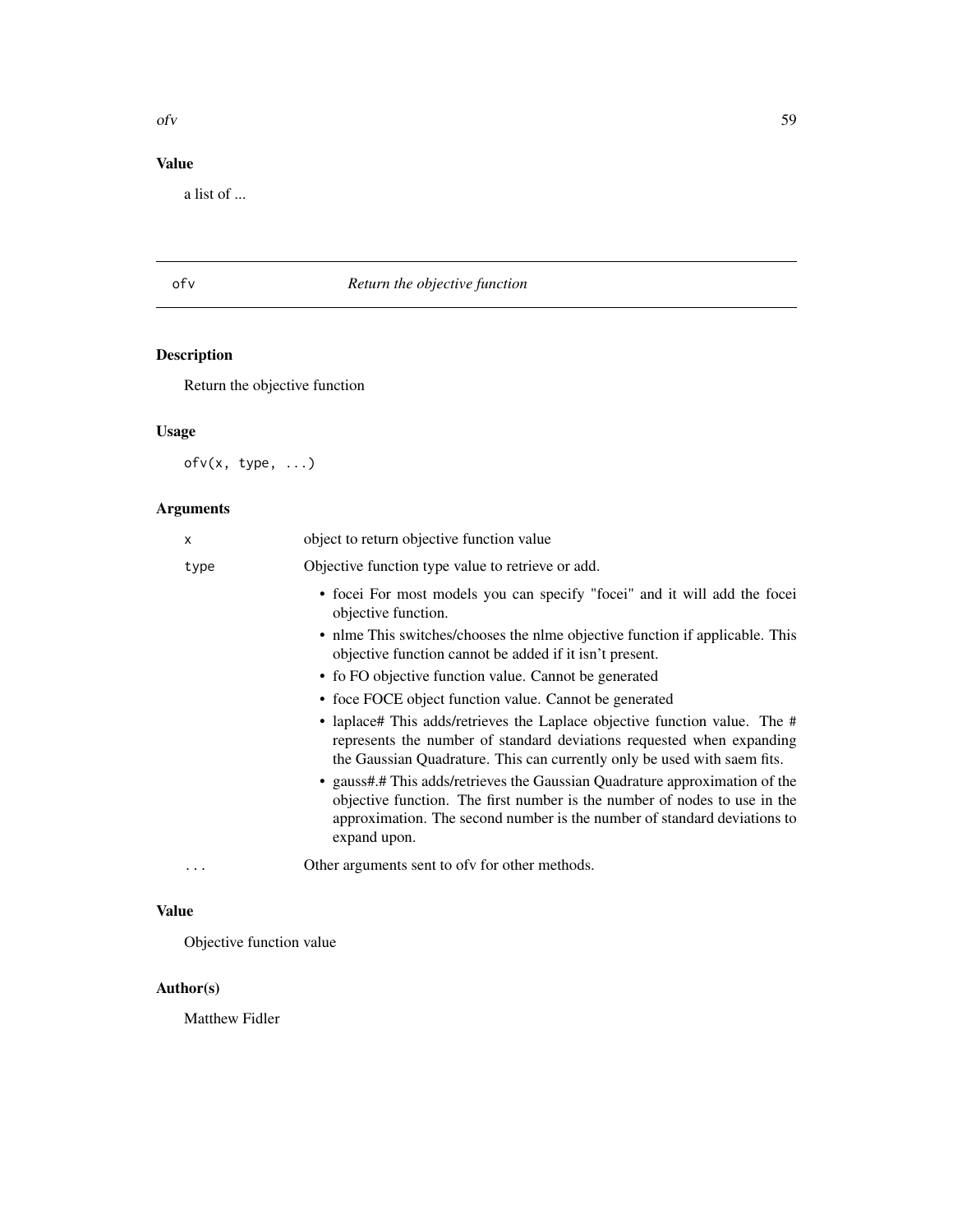## Value

a list of ...

---

## ofv *Return the objective function*

### Description

Return the objective function

### Usage

```
ofv(x, type, ...)
```

### Arguments

| | |
|---|---|
| x | object to return objective function value |
| type | Objective function type value to retrieve or add. |

- focei For most models you can specify "focei" and it will add the focei objective function.
- nlme This switches/chooses the nlme objective function if applicable. This objective function cannot be added if it isn't present.
- fo FO objective function value. Cannot be generated
- foce FOCE object function value. Cannot be generated
- laplace# This adds/retrieves the Laplace objective function value. The # represents the number of standard deviations requested when expanding the Gaussian Quadrature. This can currently only be used with saem fits.
- gauss#.# This adds/retrieves the Gaussian Quadrature approximation of the objective function. The first number is the number of nodes to use in the approximation. The second number is the number of standard deviations to expand upon.

| | |
|---|---|
| ... | Other arguments sent to ofv for other methods. |

### Value

Objective function value

### Author(s)

Matthew Fidler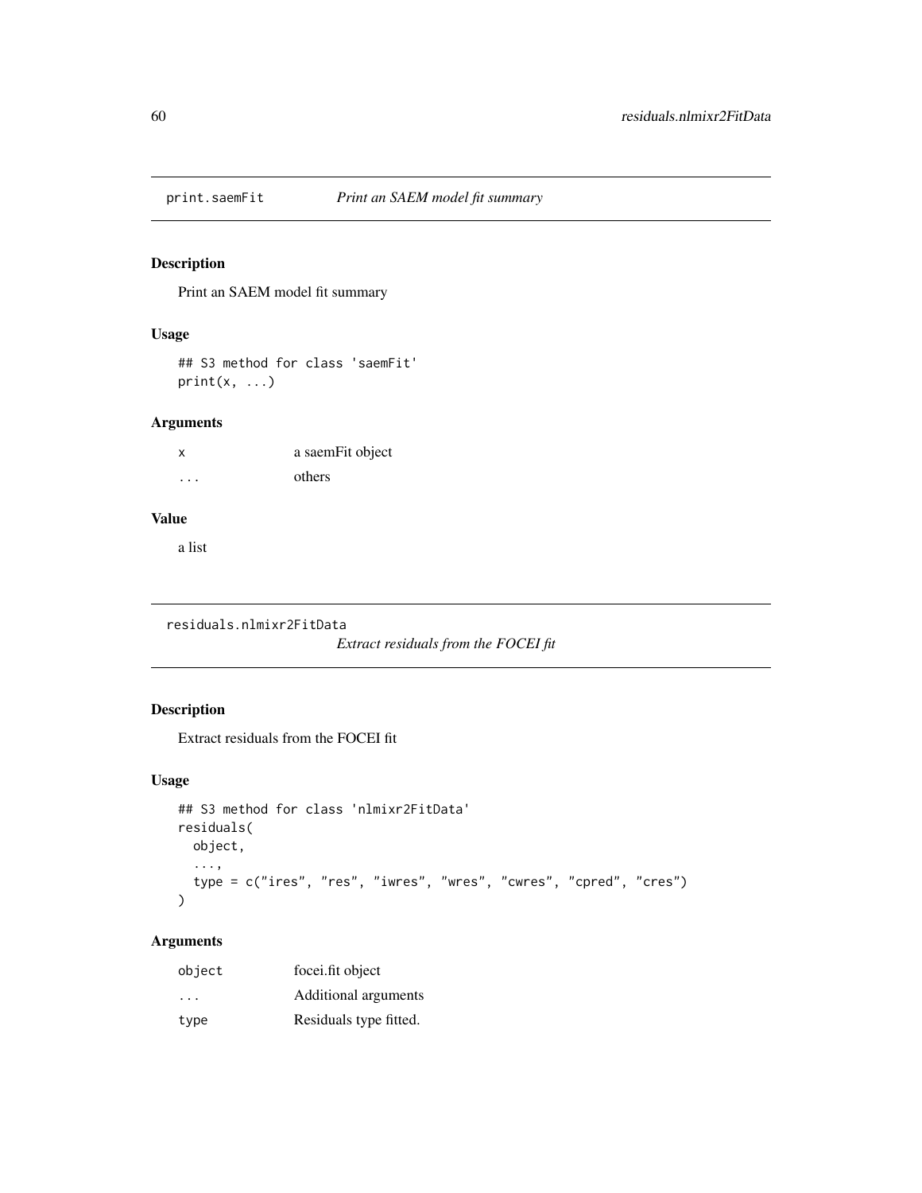## print.saemFit — *Print an SAEM model fit summary*

### Description

Print an SAEM model fit summary

### Usage

```
## S3 method for class 'saemFit'
print(x, ...)
```

### Arguments

| | |
|---|---|
| x | a saemFit object |
| ... | others |

### Value

a list

## residuals.nlmixr2FitData — *Extract residuals from the FOCEI fit*

### Description

Extract residuals from the FOCEI fit

### Usage

```
## S3 method for class 'nlmixr2FitData'
residuals(
  object,
  ...,
  type = c("ires", "res", "iwres", "wres", "cwres", "cpred", "cres")
)
```

### Arguments

| | |
|---|---|
| object | focei.fit object |
| ... | Additional arguments |
| type | Residuals type fitted. |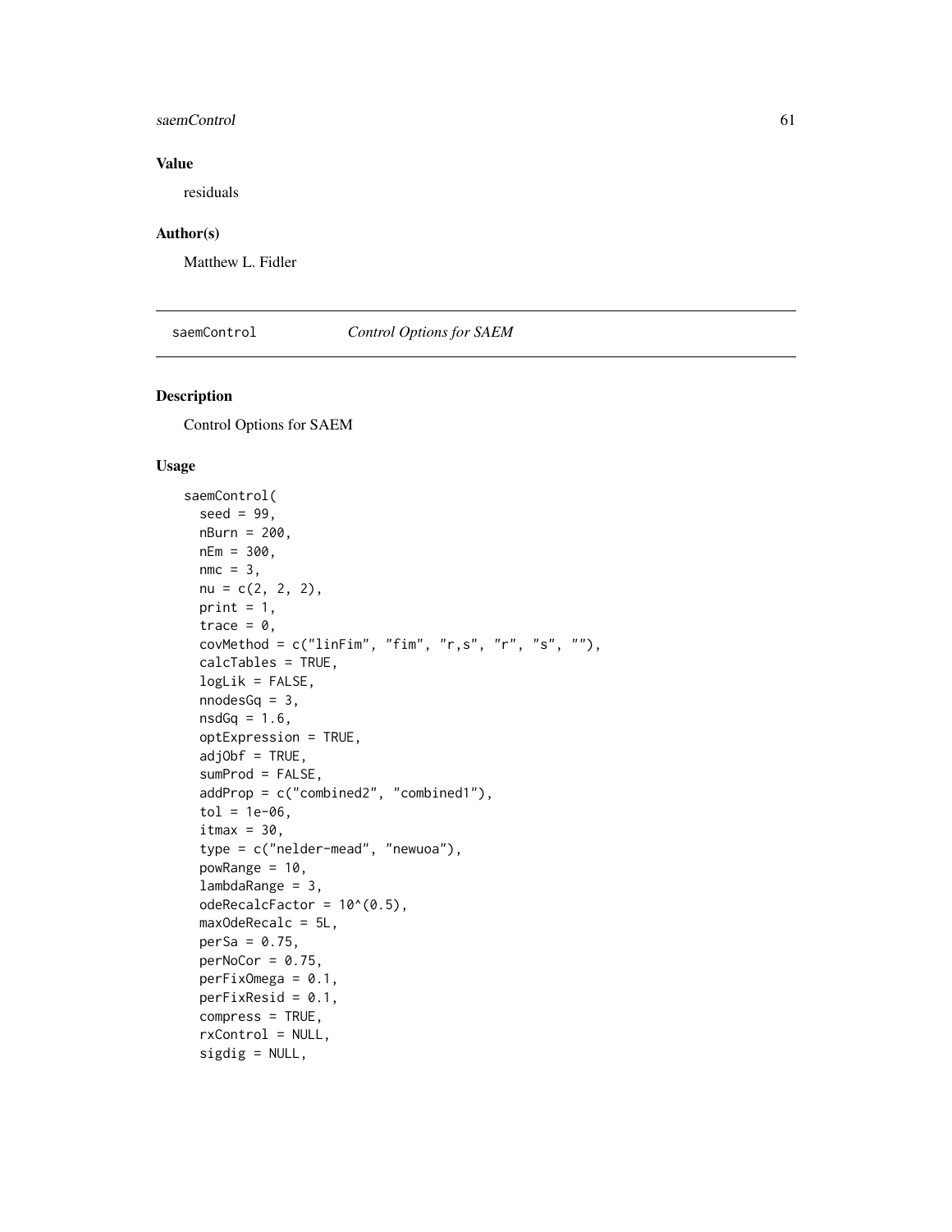## Value

residuals

## Author(s)

Matthew L. Fidler

---

## saemControl *Control Options for SAEM*

### Description

Control Options for SAEM

### Usage

```
saemControl(
  seed = 99,
  nBurn = 200,
  nEm = 300,
  nmc = 3,
  nu = c(2, 2, 2),
  print = 1,
  trace = 0,
  covMethod = c("linFim", "fim", "r,s", "r", "s", ""),
  calcTables = TRUE,
  logLik = FALSE,
  nnodesGq = 3,
  nsdGq = 1.6,
  optExpression = TRUE,
  adjObf = TRUE,
  sumProd = FALSE,
  addProp = c("combined2", "combined1"),
  tol = 1e-06,
  itmax = 30,
  type = c("nelder-mead", "newuoa"),
  powRange = 10,
  lambdaRange = 3,
  odeRecalcFactor = 10^(0.5),
  maxOdeRecalc = 5L,
  perSa = 0.75,
  perNoCor = 0.75,
  perFixOmega = 0.1,
  perFixResid = 0.1,
  compress = TRUE,
  rxControl = NULL,
  sigdig = NULL,
```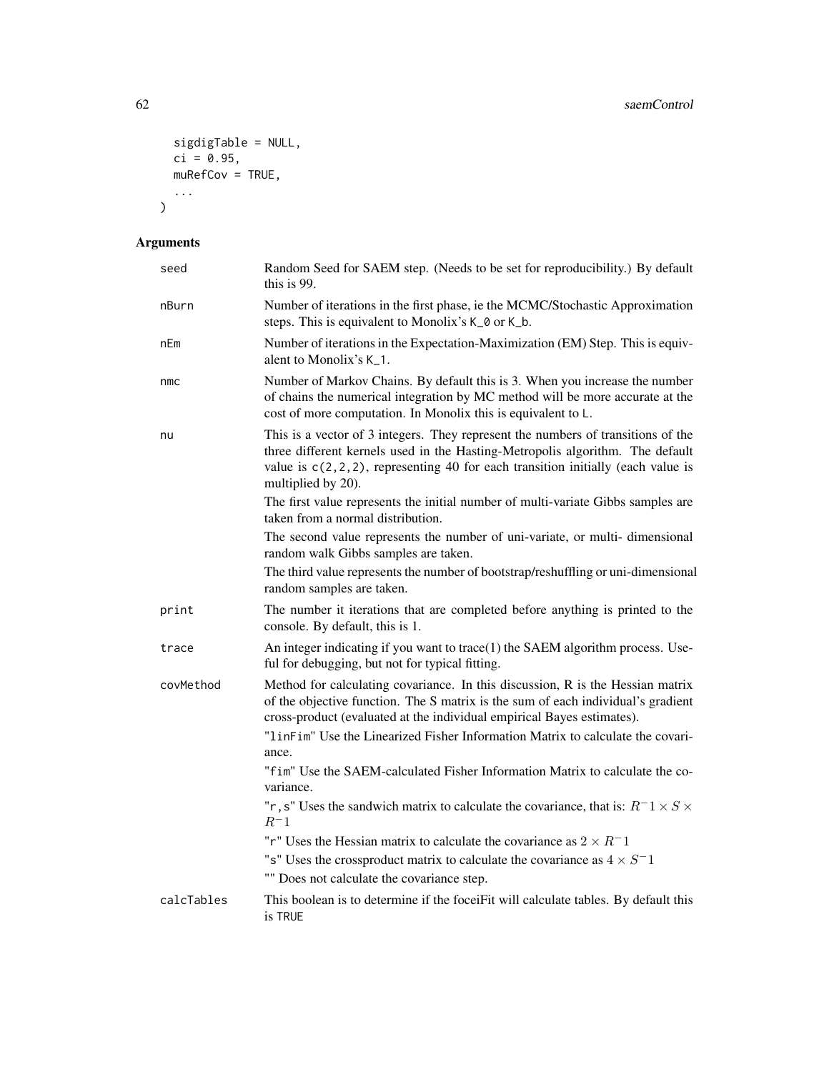```
  sigdigTable = NULL,
  ci = 0.95,
  muRefCov = TRUE,
  ...
)
```

## Arguments

| | |
|---|---|
| seed | Random Seed for SAEM step. (Needs to be set for reproducibility.) By default this is 99. |
| nBurn | Number of iterations in the first phase, ie the MCMC/Stochastic Approximation steps. This is equivalent to Monolix's `K_0` or `K_b`. |
| nEm | Number of iterations in the Expectation-Maximization (EM) Step. This is equivalent to Monolix's `K_1`. |
| nmc | Number of Markov Chains. By default this is 3. When you increase the number of chains the numerical integration by MC method will be more accurate at the cost of more computation. In Monolix this is equivalent to `L`. |
| nu | This is a vector of 3 integers. They represent the numbers of transitions of the three different kernels used in the Hasting-Metropolis algorithm. The default value is `c(2,2,2)`, representing 40 for each transition initially (each value is multiplied by 20).<br><br>The first value represents the initial number of multi-variate Gibbs samples are taken from a normal distribution.<br><br>The second value represents the number of uni-variate, or multi- dimensional random walk Gibbs samples are taken.<br><br>The third value represents the number of bootstrap/reshuffling or uni-dimensional random samples are taken. |
| print | The number it iterations that are completed before anything is printed to the console. By default, this is 1. |
| trace | An integer indicating if you want to trace(1) the SAEM algorithm process. Useful for debugging, but not for typical fitting. |
| covMethod | Method for calculating covariance. In this discussion, R is the Hessian matrix of the objective function. The S matrix is the sum of each individual's gradient cross-product (evaluated at the individual empirical Bayes estimates).<br><br>"`linFim`" Use the Linearized Fisher Information Matrix to calculate the covariance.<br><br>"`fim`" Use the SAEM-calculated Fisher Information Matrix to calculate the covariance.<br><br>"`r,s`" Uses the sandwich matrix to calculate the covariance, that is: $R^{-}1 \times S \times R^{-}1$<br><br>"`r`" Uses the Hessian matrix to calculate the covariance as $2 \times R^{-}1$<br><br>"`s`" Uses the crossproduct matrix to calculate the covariance as $4 \times S^{-}1$<br><br>"" Does not calculate the covariance step. |
| calcTables | This boolean is to determine if the foceiFit will calculate tables. By default this is `TRUE` |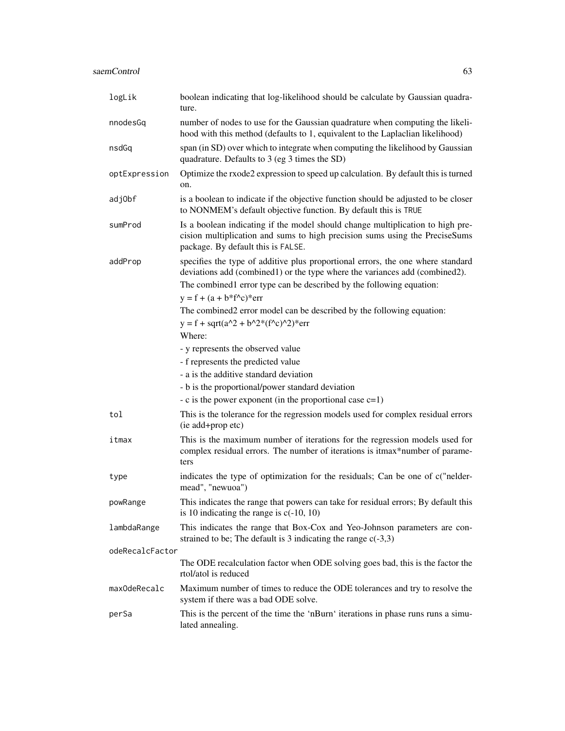| | |
|---|---|
| `logLik` | boolean indicating that log-likelihood should be calculate by Gaussian quadrature. |
| `nnodesGq` | number of nodes to use for the Gaussian quadrature when computing the likelihood with this method (defaults to 1, equivalent to the Laplaclian likelihood) |
| `nsdGq` | span (in SD) over which to integrate when computing the likelihood by Gaussian quadrature. Defaults to 3 (eg 3 times the SD) |
| `optExpression` | Optimize the rxode2 expression to speed up calculation. By default this is turned on. |
| `adjObf` | is a boolean to indicate if the objective function should be adjusted to be closer to NONMEM's default objective function. By default this is `TRUE` |
| `sumProd` | Is a boolean indicating if the model should change multiplication to high precision multiplication and sums to high precision sums using the PreciseSums package. By default this is `FALSE`. |
| `addProp` | specifies the type of additive plus proportional errors, the one where standard deviations add (combined1) or the type where the variances add (combined2).<br>The combined1 error type can be described by the following equation:<br>y = f + (a + b*f^c)*err<br>The combined2 error model can be described by the following equation:<br>y = f + sqrt(a^2 + b^2*(f^c)^2)*err<br>Where:<br>- y represents the observed value<br>- f represents the predicted value<br>- a is the additive standard deviation<br>- b is the proportional/power standard deviation<br>- c is the power exponent (in the proportional case c=1) |
| `tol` | This is the tolerance for the regression models used for complex residual errors (ie add+prop etc) |
| `itmax` | This is the maximum number of iterations for the regression models used for complex residual errors. The number of iterations is itmax*number of parameters |
| `type` | indicates the type of optimization for the residuals; Can be one of c("nelder-mead", "newuoa") |
| `powRange` | This indicates the range that powers can take for residual errors; By default this is 10 indicating the range is c(-10, 10) |
| `lambdaRange` | This indicates the range that Box-Cox and Yeo-Johnson parameters are constrained to be; The default is 3 indicating the range c(-3,3) |
| `odeRecalcFactor` | The ODE recalculation factor when ODE solving goes bad, this is the factor the rtol/atol is reduced |
| `maxOdeRecalc` | Maximum number of times to reduce the ODE tolerances and try to resolve the system if there was a bad ODE solve. |
| `perSa` | This is the percent of the time the 'nBurn' iterations in phase runs runs a simulated annealing. |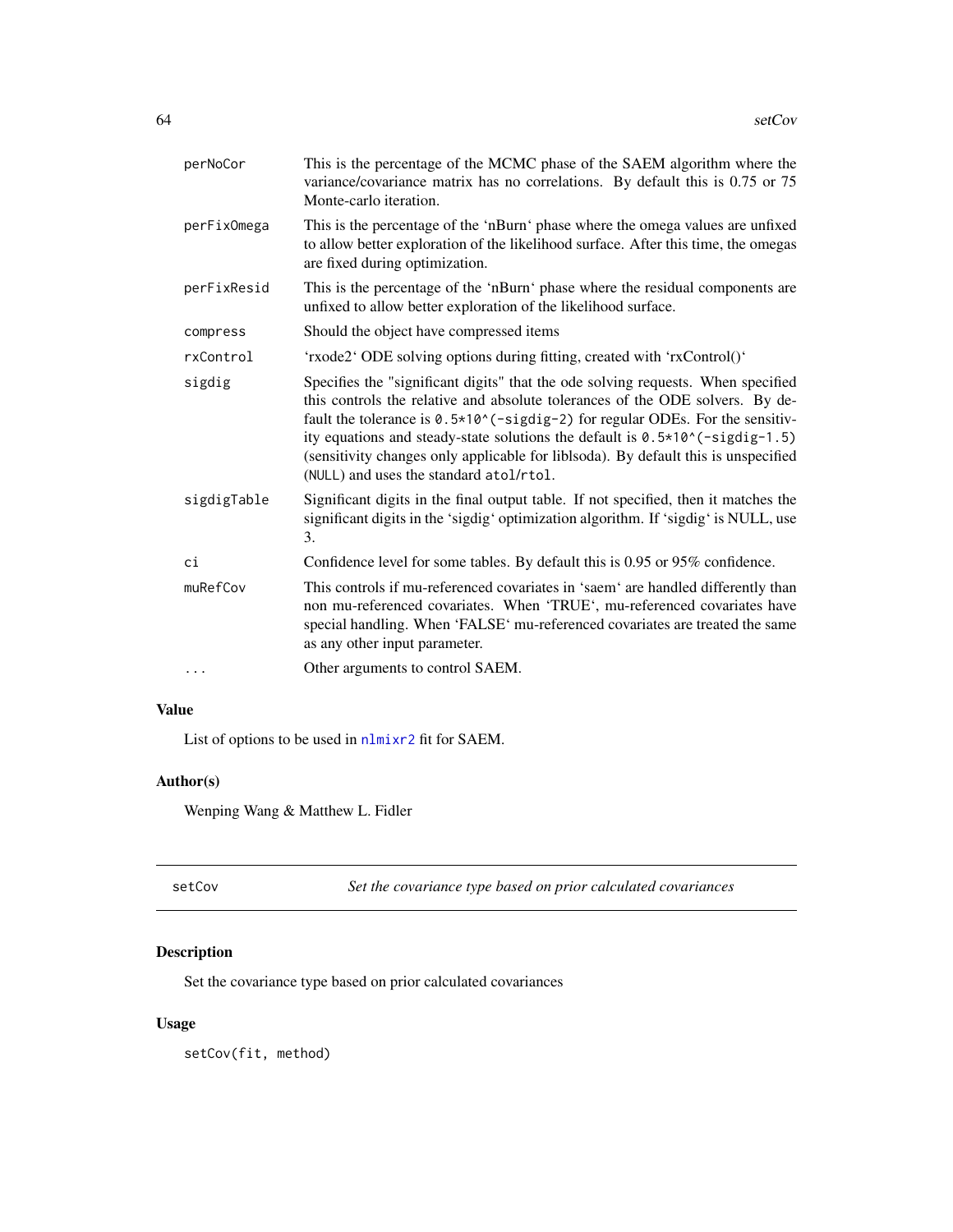| | |
|---|---|
| perNoCor | This is the percentage of the MCMC phase of the SAEM algorithm where the variance/covariance matrix has no correlations. By default this is 0.75 or 75 Monte-carlo iteration. |
| perFixOmega | This is the percentage of the 'nBurn' phase where the omega values are unfixed to allow better exploration of the likelihood surface. After this time, the omegas are fixed during optimization. |
| perFixResid | This is the percentage of the 'nBurn' phase where the residual components are unfixed to allow better exploration of the likelihood surface. |
| compress | Should the object have compressed items |
| rxControl | 'rxode2' ODE solving options during fitting, created with 'rxControl()' |
| sigdig | Specifies the "significant digits" that the ode solving requests. When specified this controls the relative and absolute tolerances of the ODE solvers. By default the tolerance is `0.5*10^(-sigdig-2)` for regular ODEs. For the sensitivity equations and steady-state solutions the default is `0.5*10^(-sigdig-1.5)` (sensitivity changes only applicable for liblsoda). By default this is unspecified (`NULL`) and uses the standard `atol`/`rtol`. |
| sigdigTable | Significant digits in the final output table. If not specified, then it matches the significant digits in the 'sigdig' optimization algorithm. If 'sigdig' is NULL, use 3. |
| ci | Confidence level for some tables. By default this is 0.95 or 95% confidence. |
| muRefCov | This controls if mu-referenced covariates in 'saem' are handled differently than non mu-referenced covariates. When 'TRUE', mu-referenced covariates have special handling. When 'FALSE' mu-referenced covariates are treated the same as any other input parameter. |
| ... | Other arguments to control SAEM. |

### Value

List of options to be used in nlmixr2 fit for SAEM.

### Author(s)

Wenping Wang & Matthew L. Fidler

---

## setCov — *Set the covariance type based on prior calculated covariances*

### Description

Set the covariance type based on prior calculated covariances

### Usage

```
setCov(fit, method)
```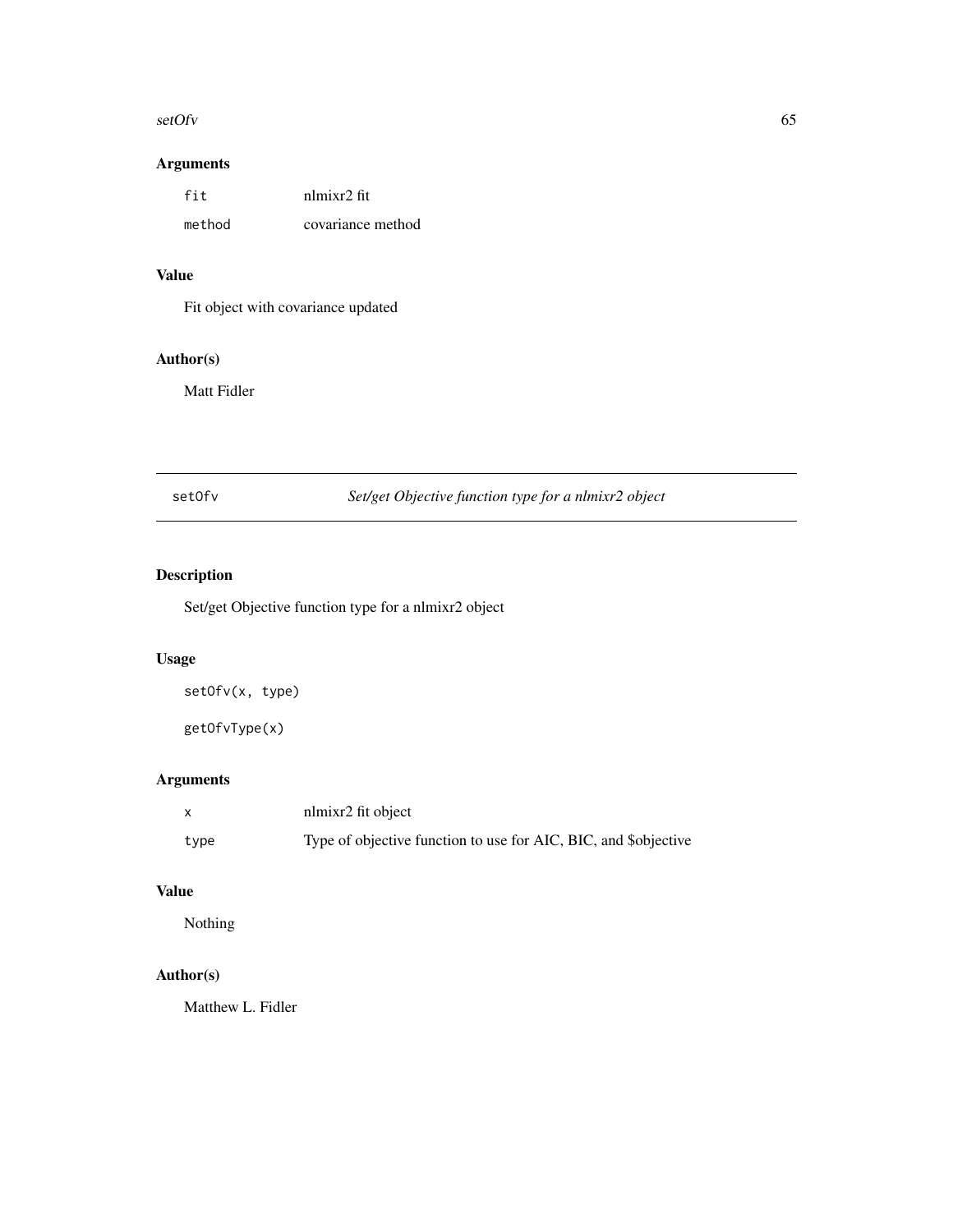## Arguments

| | |
|---|---|
| `fit` | nlmixr2 fit |
| `method` | covariance method |

## Value

Fit object with covariance updated

## Author(s)

Matt Fidler

---

`setOfv` *Set/get Objective function type for a nlmixr2 object*

---

## Description

Set/get Objective function type for a nlmixr2 object

## Usage

```
setOfv(x, type)

getOfvType(x)
```

## Arguments

| | |
|---|---|
| `x` | nlmixr2 fit object |
| `type` | Type of objective function to use for AIC, BIC, and $objective |

## Value

Nothing

## Author(s)

Matthew L. Fidler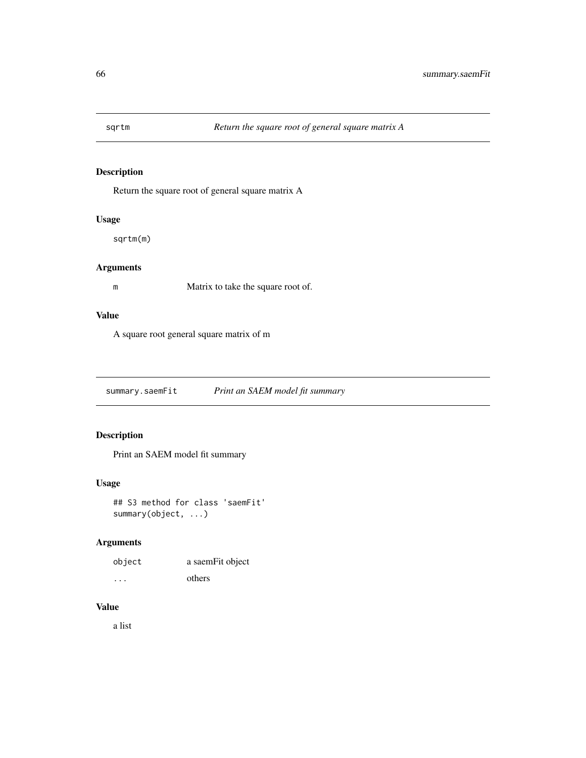## sqrtm — *Return the square root of general square matrix A*

### Description

Return the square root of general square matrix A

### Usage

```
sqrtm(m)
```

### Arguments

| | |
|---|---|
| m | Matrix to take the square root of. |

### Value

A square root general square matrix of m

## summary.saemFit — *Print an SAEM model fit summary*

### Description

Print an SAEM model fit summary

### Usage

```
## S3 method for class 'saemFit'
summary(object, ...)
```

### Arguments

| | |
|---|---|
| object | a saemFit object |
| ... | others |

### Value

a list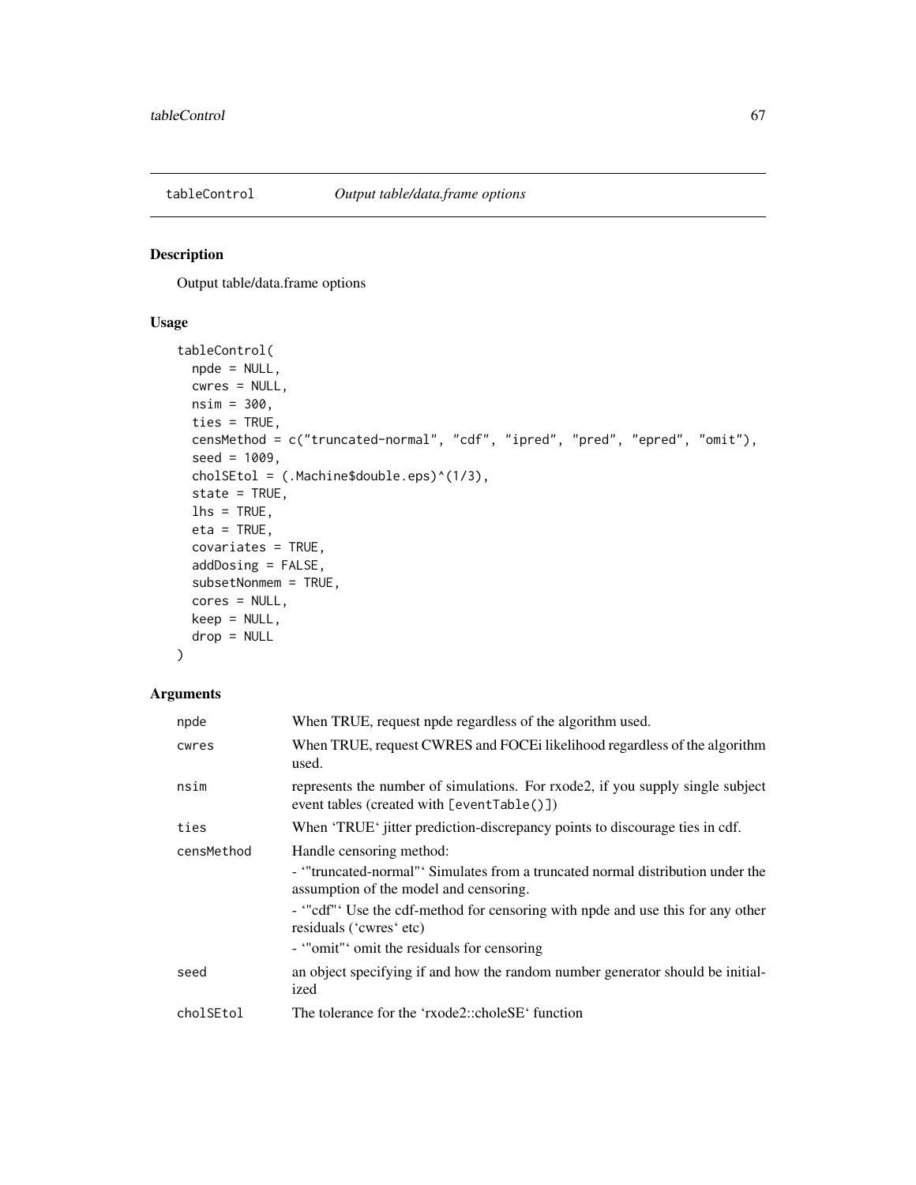## tableControl — *Output table/data.frame options*

### Description

Output table/data.frame options

### Usage

```
tableControl(
  npde = NULL,
  cwres = NULL,
  nsim = 300,
  ties = TRUE,
  censMethod = c("truncated-normal", "cdf", "ipred", "pred", "epred", "omit"),
  seed = 1009,
  cholSEtol = (.Machine$double.eps)^(1/3),
  state = TRUE,
  lhs = TRUE,
  eta = TRUE,
  covariates = TRUE,
  addDosing = FALSE,
  subsetNonmem = TRUE,
  cores = NULL,
  keep = NULL,
  drop = NULL
)
```

### Arguments

| | |
|---|---|
| `npde` | When TRUE, request npde regardless of the algorithm used. |
| `cwres` | When TRUE, request CWRES and FOCEi likelihood regardless of the algorithm used. |
| `nsim` | represents the number of simulations. For rxode2, if you supply single subject event tables (created with `[eventTable()]`) |
| `ties` | When 'TRUE' jitter prediction-discrepancy points to discourage ties in cdf. |
| `censMethod` | Handle censoring method:<br>- '"truncated-normal"' Simulates from a truncated normal distribution under the assumption of the model and censoring.<br>- '"cdf"' Use the cdf-method for censoring with npde and use this for any other residuals ('cwres' etc)<br>- '"omit"' omit the residuals for censoring |
| `seed` | an object specifying if and how the random number generator should be initialized |
| `cholSEtol` | The tolerance for the 'rxode2::choleSE' function |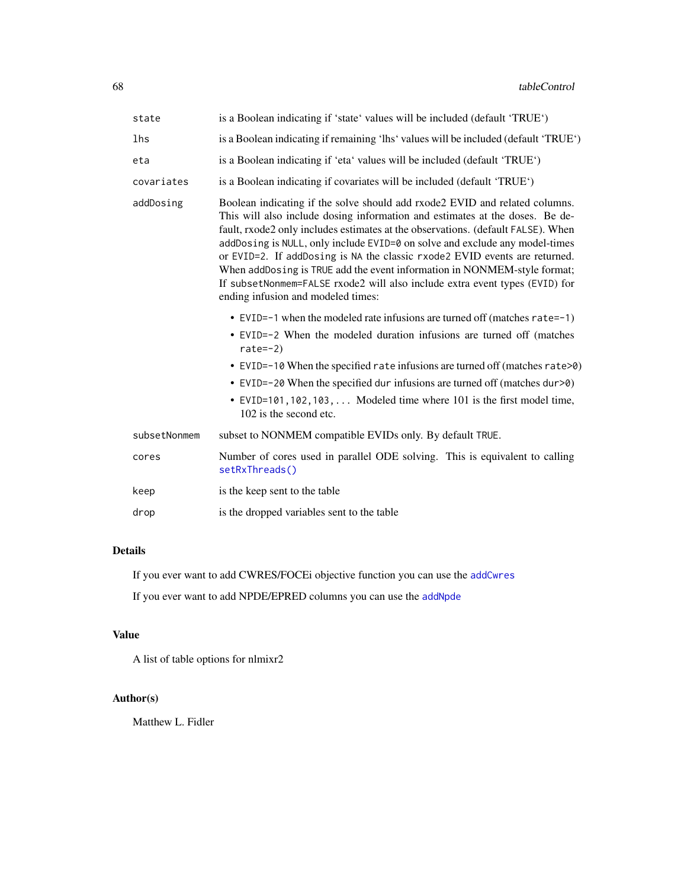| | |
|---|---|
| state | is a Boolean indicating if 'state' values will be included (default 'TRUE') |
| lhs | is a Boolean indicating if remaining 'lhs' values will be included (default 'TRUE') |
| eta | is a Boolean indicating if 'eta' values will be included (default 'TRUE') |
| covariates | is a Boolean indicating if covariates will be included (default 'TRUE') |
| addDosing | Boolean indicating if the solve should add rxode2 EVID and related columns. This will also include dosing information and estimates at the doses. Be default, rxode2 only includes estimates at the observations. (default `FALSE`). When `addDosing` is `NULL`, only include `EVID=0` on solve and exclude any model-times or `EVID=2`. If `addDosing` is `NA` the classic `rxode2` EVID events are returned. When `addDosing` is `TRUE` add the event information in NONMEM-style format; If `subsetNonmem=FALSE` rxode2 will also include extra event types (`EVID`) for ending infusion and modeled times:<br>• `EVID=-1` when the modeled rate infusions are turned off (matches `rate=-1`)<br>• `EVID=-2` When the modeled duration infusions are turned off (matches `rate=-2`)<br>• `EVID=-10` When the specified `rate` infusions are turned off (matches `rate>0`)<br>• `EVID=-20` When the specified `dur` infusions are turned off (matches `dur>0`)<br>• `EVID=101,102,103,...` Modeled time where 101 is the first model time, 102 is the second etc. |
| subsetNonmem | subset to NONMEM compatible EVIDs only. By default `TRUE`. |
| cores | Number of cores used in parallel ODE solving. This is equivalent to calling `setRxThreads()` |
| keep | is the keep sent to the table |
| drop | is the dropped variables sent to the table |

## Details

If you ever want to add CWRES/FOCEi objective function you can use the `addCwres`

If you ever want to add NPDE/EPRED columns you can use the `addNpde`

## Value

A list of table options for nlmixr2

## Author(s)

Matthew L. Fidler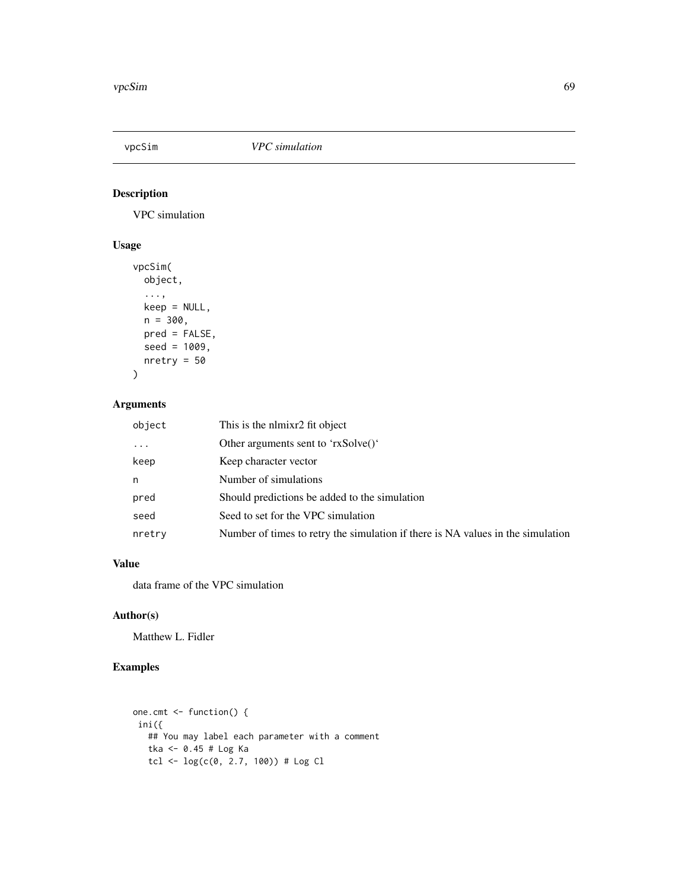# vpcSim *VPC simulation*

## Description

VPC simulation

## Usage

```
vpcSim(
  object,
  ...,
  keep = NULL,
  n = 300,
  pred = FALSE,
  seed = 1009,
  nretry = 50
)
```

## Arguments

| | |
|---|---|
| object | This is the nlmixr2 fit object |
| ... | Other arguments sent to 'rxSolve()' |
| keep | Keep character vector |
| n | Number of simulations |
| pred | Should predictions be added to the simulation |
| seed | Seed to set for the VPC simulation |
| nretry | Number of times to retry the simulation if there is NA values in the simulation |

## Value

data frame of the VPC simulation

## Author(s)

Matthew L. Fidler

## Examples

```
one.cmt <- function() {
 ini({
   ## You may label each parameter with a comment
   tka <- 0.45 # Log Ka
   tcl <- log(c(0, 2.7, 100)) # Log Cl
```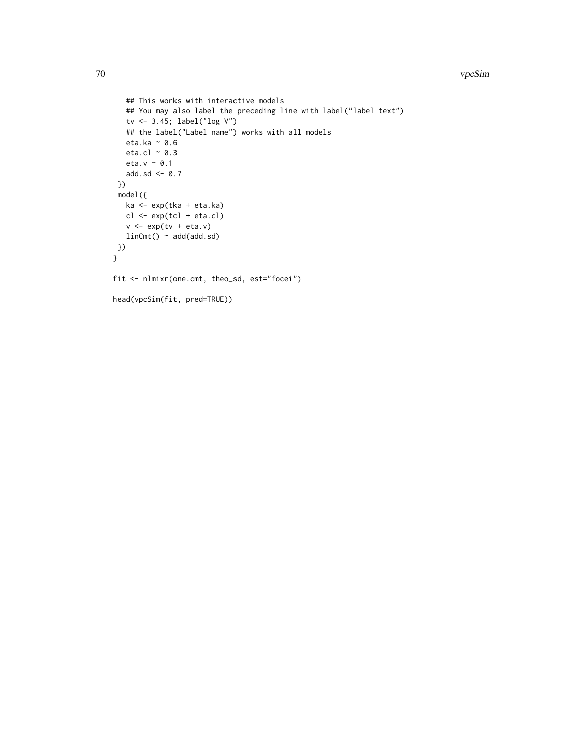```
    ## This works with interactive models
    ## You may also label the preceding line with label("label text")
    tv <- 3.45; label("log V")
    ## the label("Label name") works with all models
    eta.ka ~ 0.6
    eta.cl ~ 0.3
    eta.v ~ 0.1
    add.sd <- 0.7
  })
  model({
    ka <- exp(tka + eta.ka)
    cl <- exp(tcl + eta.cl)
    v <- exp(tv + eta.v)
    linCmt() ~ add(add.sd)
  })
}

fit <- nlmixr(one.cmt, theo_sd, est="focei")

head(vpcSim(fit, pred=TRUE))
```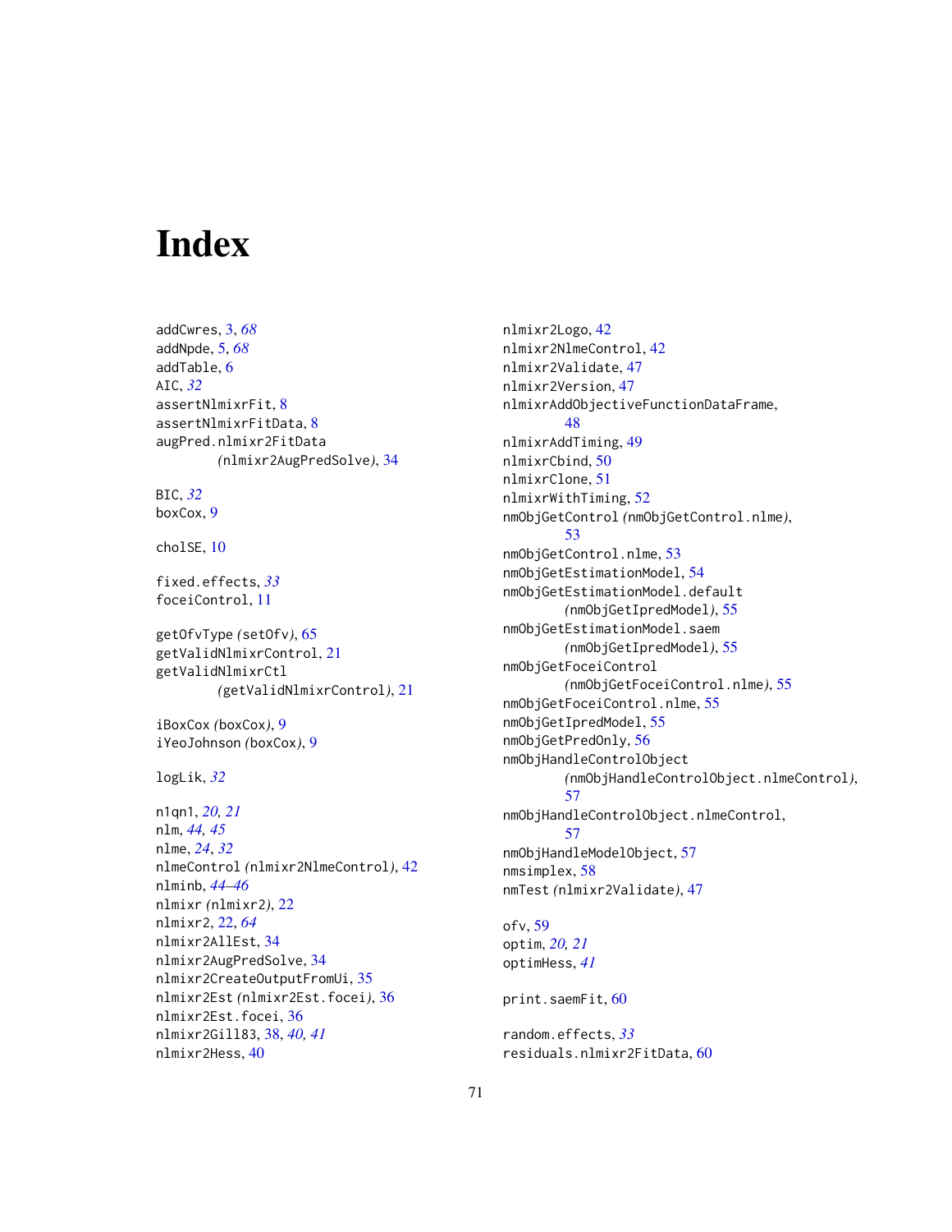# Index

addCwres, 3, *68*
addNpde, 5, *68*
addTable, 6
AIC, *32*
assertNlmixrFit, 8
assertNlmixrFitData, 8
augPred.nlmixr2FitData (nlmixr2AugPredSolve), 34

BIC, *32*
boxCox, 9

cholSE, 10

fixed.effects, *33*
foceiControl, 11

getOfvType (setOfv), 65
getValidNlmixrControl, 21
getValidNlmixrCtl (getValidNlmixrControl), 21

iBoxCox (boxCox), 9
iYeoJohnson (boxCox), 9

logLik, *32*

n1qn1, *20, 21*
nlm, *44, 45*
nlme, *24*, *32*
nlmeControl (nlmixr2NlmeControl), 42
nlminb, *44–46*
nlmixr (nlmixr2), 22
nlmixr2, 22, *64*
nlmixr2AllEst, 34
nlmixr2AugPredSolve, 34
nlmixr2CreateOutputFromUi, 35
nlmixr2Est (nlmixr2Est.focei), 36
nlmixr2Est.focei, 36
nlmixr2Gill83, 38, *40, 41*
nlmixr2Hess, 40
nlmixr2Logo, 42
nlmixr2NlmeControl, 42
nlmixr2Validate, 47
nlmixr2Version, 47
nlmixrAddObjectiveFunctionDataFrame, 48
nlmixrAddTiming, 49
nlmixrCbind, 50
nlmixrClone, 51
nlmixrWithTiming, 52
nmObjGetControl (nmObjGetControl.nlme), 53
nmObjGetControl.nlme, 53
nmObjGetEstimationModel, 54
nmObjGetEstimationModel.default (nmObjGetIpredModel), 55
nmObjGetEstimationModel.saem (nmObjGetIpredModel), 55
nmObjGetFoceiControl (nmObjGetFoceiControl.nlme), 55
nmObjGetFoceiControl.nlme, 55
nmObjGetIpredModel, 55
nmObjGetPredOnly, 56
nmObjHandleControlObject (nmObjHandleControlObject.nlmeControl), 57
nmObjHandleControlObject.nlmeControl, 57
nmObjHandleModelObject, 57
nmsimplex, 58
nmTest (nlmixr2Validate), 47

ofv, 59
optim, *20, 21*
optimHess, *41*

print.saemFit, 60

random.effects, *33*
residuals.nlmixr2FitData, 60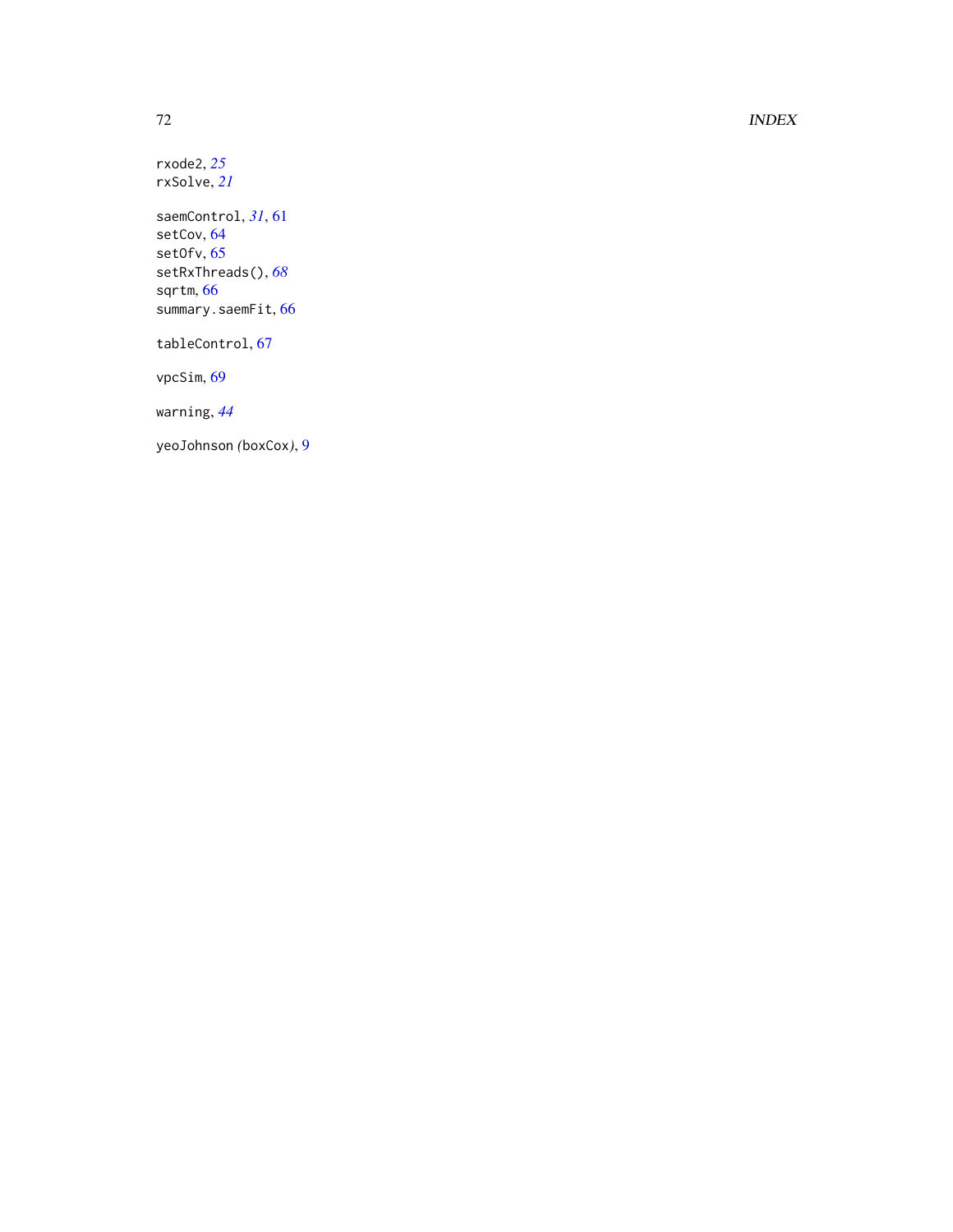rxode2, *25*
rxSolve, *21*

saemControl, *31*, 61
setCov, 64
setOfv, 65
setRxThreads(), *68*
sqrtm, 66
summary.saemFit, 66

tableControl, 67

vpcSim, 69

warning, *44*

yeoJohnson *(*boxCox*)*, 9